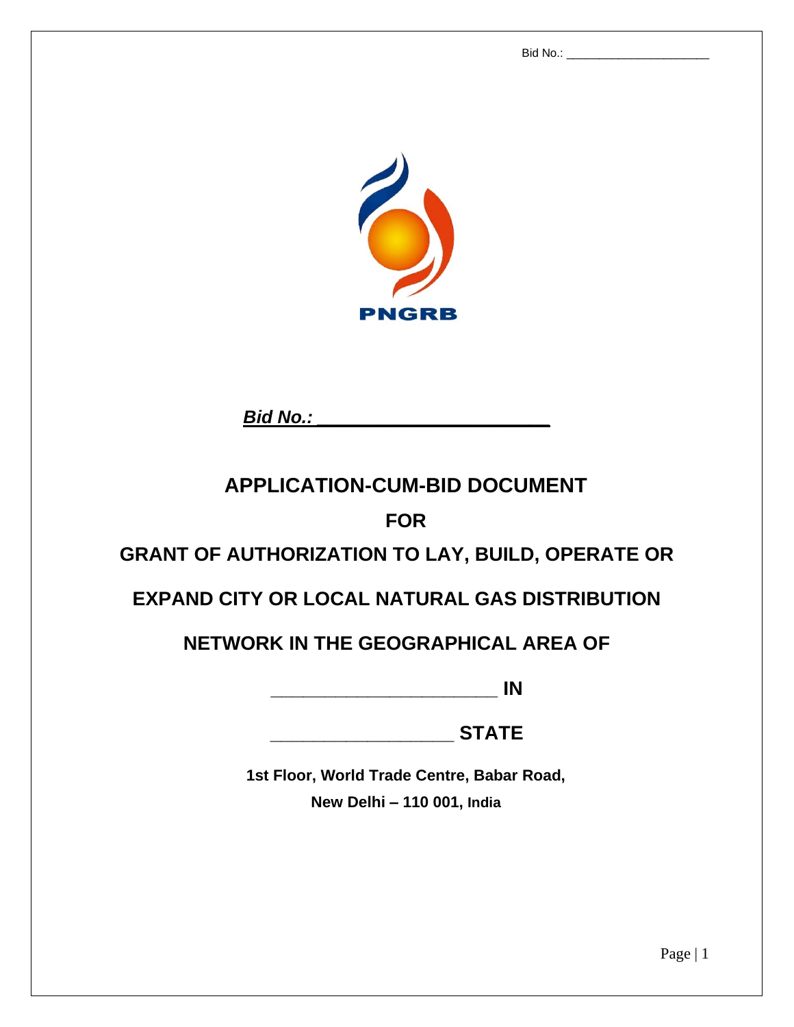PNGRB

***Bid No.: ______________________***

# APPLICATION-CUM-BID DOCUMENT

# FOR

# GRANT OF AUTHORIZATION TO LAY, BUILD, OPERATE OR EXPAND CITY OR LOCAL NATURAL GAS DISTRIBUTION NETWORK IN THE GEOGRAPHICAL AREA OF

# ______________________ IN

# __________________ STATE

**1st Floor, World Trade Centre, Babar Road,**

**New Delhi – 110 001, India**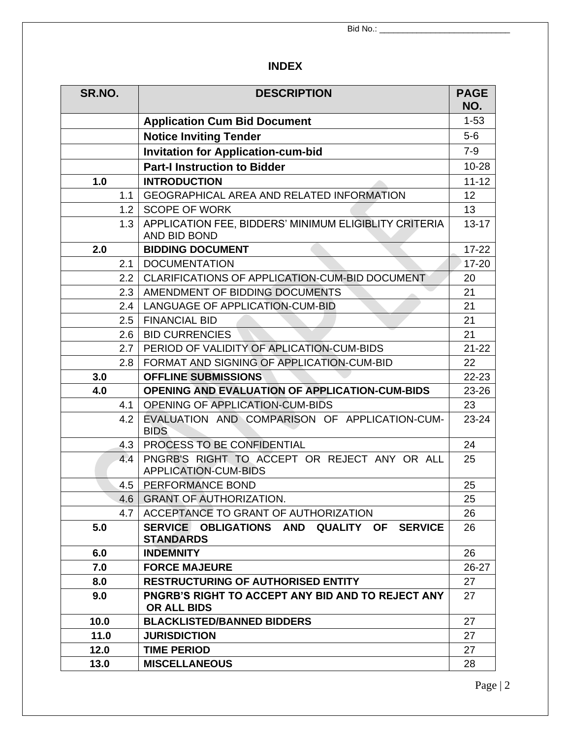Bid No.: ____________________________

# INDEX

| SR.NO. | DESCRIPTION | PAGE NO. |
|---|---|---|
| | **Application Cum Bid Document** | 1-53 |
| | **Notice Inviting Tender** | 5-6 |
| | **Invitation for Application-cum-bid** | 7-9 |
| | **Part-I Instruction to Bidder** | 10-28 |
| **1.0** | **INTRODUCTION** | 11-12 |
| 1.1 | GEOGRAPHICAL AREA AND RELATED INFORMATION | 12 |
| 1.2 | SCOPE OF WORK | 13 |
| 1.3 | APPLICATION FEE, BIDDERS' MINIMUM ELIGIBLITY CRITERIA AND BID BOND | 13-17 |
| **2.0** | **BIDDING DOCUMENT** | 17-22 |
| 2.1 | DOCUMENTATION | 17-20 |
| 2.2 | CLARIFICATIONS OF APPLICATION-CUM-BID DOCUMENT | 20 |
| 2.3 | AMENDMENT OF BIDDING DOCUMENTS | 21 |
| 2.4 | LANGUAGE OF APPLICATION-CUM-BID | 21 |
| 2.5 | FINANCIAL BID | 21 |
| 2.6 | BID CURRENCIES | 21 |
| 2.7 | PERIOD OF VALIDITY OF APLICATION-CUM-BIDS | 21-22 |
| 2.8 | FORMAT AND SIGNING OF APPLICATION-CUM-BID | 22 |
| **3.0** | **OFFLINE SUBMISSIONS** | 22-23 |
| **4.0** | **OPENING AND EVALUATION OF APPLICATION-CUM-BIDS** | 23-26 |
| 4.1 | OPENING OF APPLICATION-CUM-BIDS | 23 |
| 4.2 | EVALUATION AND COMPARISON OF APPLICATION-CUM-BIDS | 23-24 |
| 4.3 | PROCESS TO BE CONFIDENTIAL | 24 |
| 4.4 | PNGRB'S RIGHT TO ACCEPT OR REJECT ANY OR ALL APPLICATION-CUM-BIDS | 25 |
| 4.5 | PERFORMANCE BOND | 25 |
| 4.6 | GRANT OF AUTHORIZATION. | 25 |
| 4.7 | ACCEPTANCE TO GRANT OF AUTHORIZATION | 26 |
| **5.0** | **SERVICE OBLIGATIONS AND QUALITY OF SERVICE STANDARDS** | 26 |
| **6.0** | **INDEMNITY** | 26 |
| **7.0** | **FORCE MAJEURE** | 26-27 |
| **8.0** | **RESTRUCTURING OF AUTHORISED ENTITY** | 27 |
| **9.0** | **PNGRB'S RIGHT TO ACCEPT ANY BID AND TO REJECT ANY OR ALL BIDS** | 27 |
| **10.0** | **BLACKLISTED/BANNED BIDDERS** | 27 |
| **11.0** | **JURISDICTION** | 27 |
| **12.0** | **TIME PERIOD** | 27 |
| **13.0** | **MISCELLANEOUS** | 28 |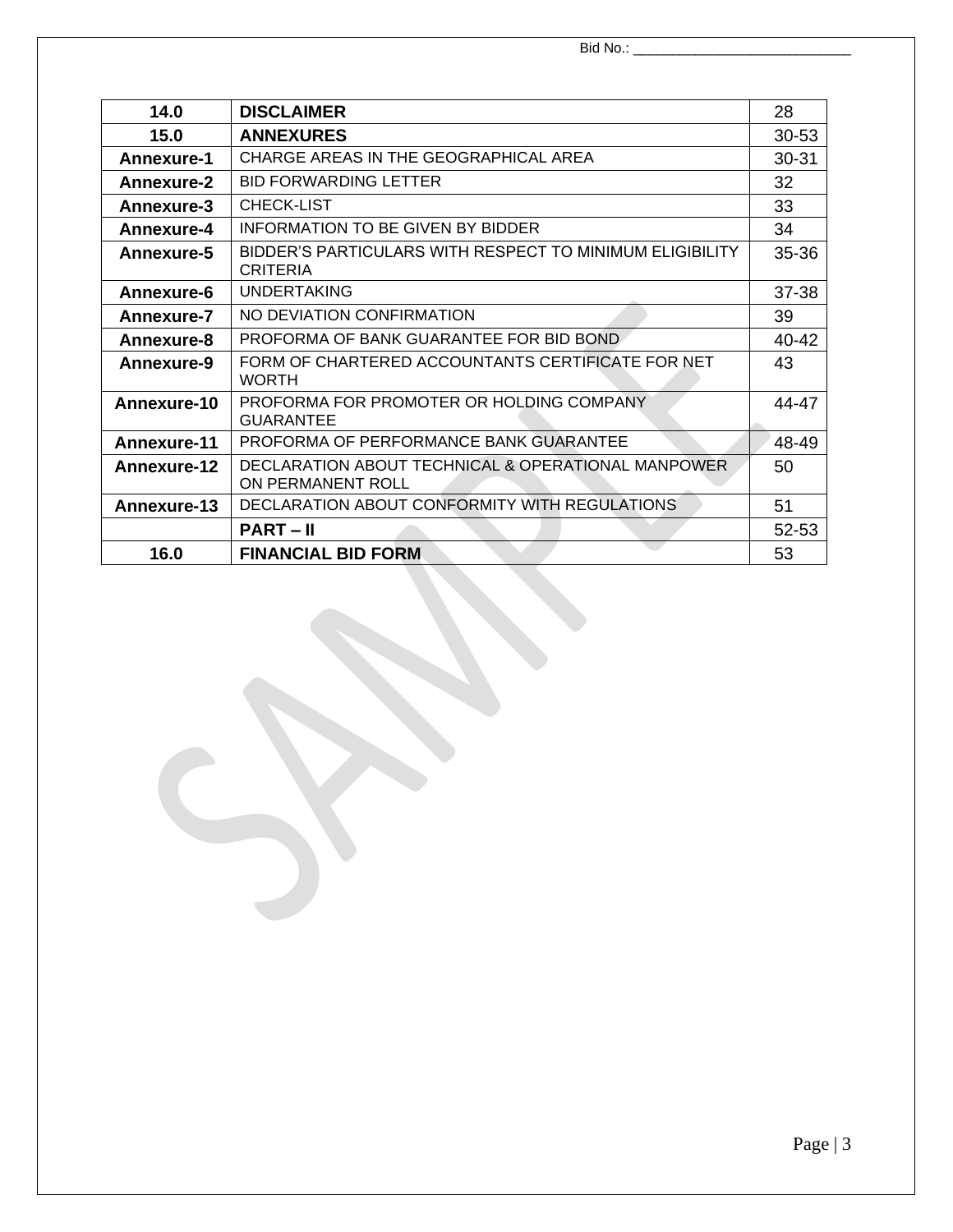| **14.0** | **DISCLAIMER** | 28 |
|---|---|---|
| **15.0** | **ANNEXURES** | 30-53 |
| **Annexure-1** | CHARGE AREAS IN THE GEOGRAPHICAL AREA | 30-31 |
| **Annexure-2** | BID FORWARDING LETTER | 32 |
| **Annexure-3** | CHECK-LIST | 33 |
| **Annexure-4** | INFORMATION TO BE GIVEN BY BIDDER | 34 |
| **Annexure-5** | BIDDER'S PARTICULARS WITH RESPECT TO MINIMUM ELIGIBILITY CRITERIA | 35-36 |
| **Annexure-6** | UNDERTAKING | 37-38 |
| **Annexure-7** | NO DEVIATION CONFIRMATION | 39 |
| **Annexure-8** | PROFORMA OF BANK GUARANTEE FOR BID BOND | 40-42 |
| **Annexure-9** | FORM OF CHARTERED ACCOUNTANTS CERTIFICATE FOR NET WORTH | 43 |
| **Annexure-10** | PROFORMA FOR PROMOTER OR HOLDING COMPANY GUARANTEE | 44-47 |
| **Annexure-11** | PROFORMA OF PERFORMANCE BANK GUARANTEE | 48-49 |
| **Annexure-12** | DECLARATION ABOUT TECHNICAL & OPERATIONAL MANPOWER ON PERMANENT ROLL | 50 |
| **Annexure-13** | DECLARATION ABOUT CONFORMITY WITH REGULATIONS | 51 |
| | **PART – II** | 52-53 |
| **16.0** | **FINANCIAL BID FORM** | 53 |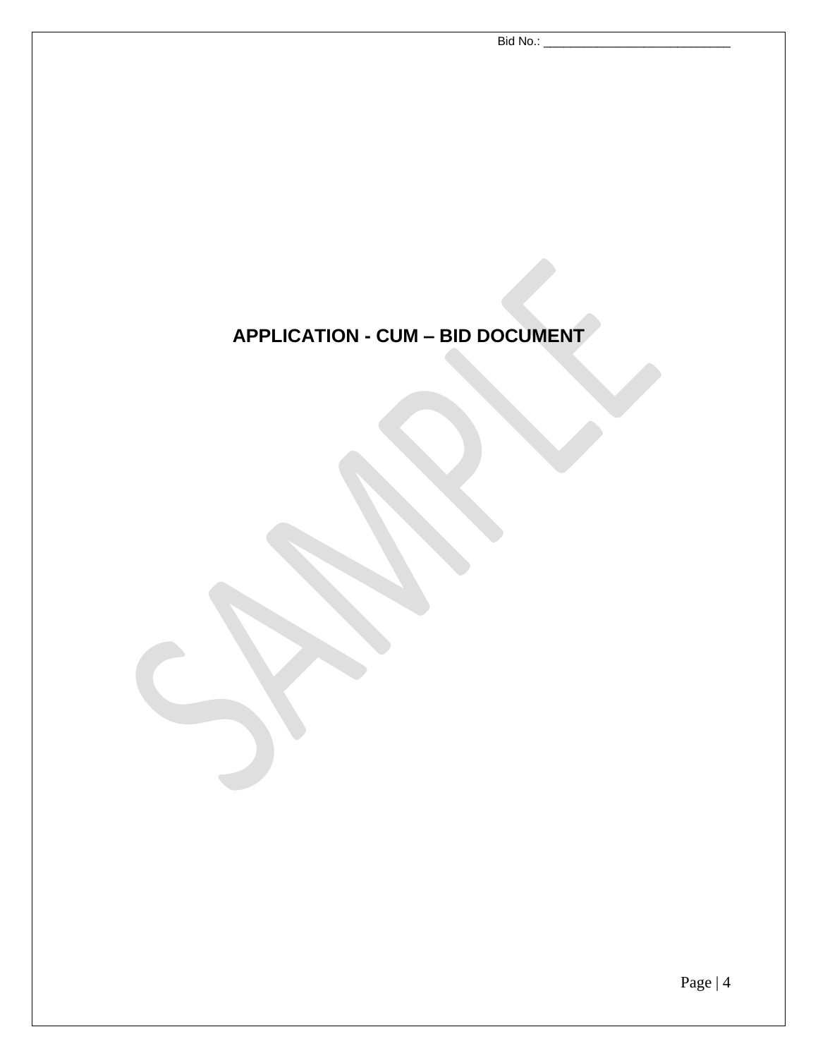# APPLICATION - CUM – BID DOCUMENT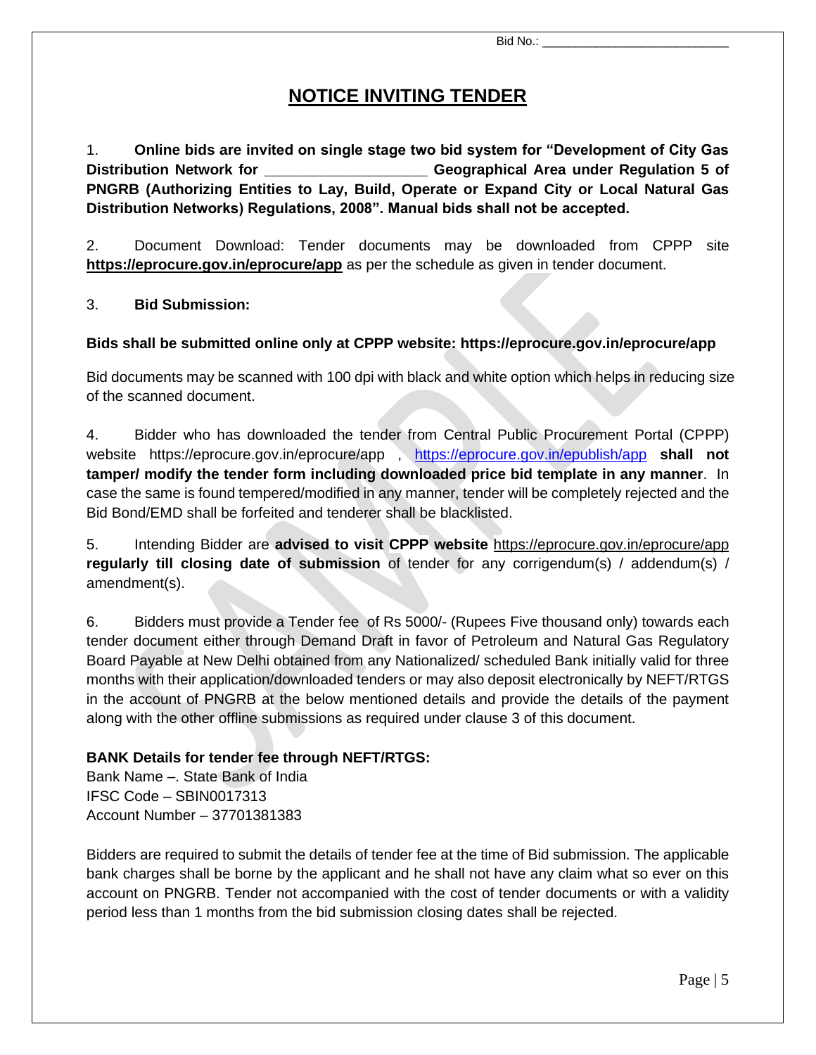Bid No.: ___________________________

# NOTICE INVITING TENDER

1. **Online bids are invited on single stage two bid system for "Development of City Gas Distribution Network for ___________________ Geographical Area under Regulation 5 of PNGRB (Authorizing Entities to Lay, Build, Operate or Expand City or Local Natural Gas Distribution Networks) Regulations, 2008". Manual bids shall not be accepted.**

2. Document Download: Tender documents may be downloaded from CPPP site **https://eprocure.gov.in/eprocure/app** as per the schedule as given in tender document.

3. **Bid Submission:**

**Bids shall be submitted online only at CPPP website: https://eprocure.gov.in/eprocure/app**

Bid documents may be scanned with 100 dpi with black and white option which helps in reducing size of the scanned document.

4. Bidder who has downloaded the tender from Central Public Procurement Portal (CPPP) website https://eprocure.gov.in/eprocure/app , https://eprocure.gov.in/epublish/app **shall not tamper/ modify the tender form including downloaded price bid template in any manner**. In case the same is found tempered/modified in any manner, tender will be completely rejected and the Bid Bond/EMD shall be forfeited and tenderer shall be blacklisted.

5. Intending Bidder are **advised to visit CPPP website** https://eprocure.gov.in/eprocure/app **regularly till closing date of submission** of tender for any corrigendum(s) / addendum(s) / amendment(s).

6. Bidders must provide a Tender fee of Rs 5000/- (Rupees Five thousand only) towards each tender document either through Demand Draft in favor of Petroleum and Natural Gas Regulatory Board Payable at New Delhi obtained from any Nationalized/ scheduled Bank initially valid for three months with their application/downloaded tenders or may also deposit electronically by NEFT/RTGS in the account of PNGRB at the below mentioned details and provide the details of the payment along with the other offline submissions as required under clause 3 of this document.

**BANK Details for tender fee through NEFT/RTGS:**
Bank Name –. State Bank of India
IFSC Code – SBIN0017313
Account Number – 37701381383

Bidders are required to submit the details of tender fee at the time of Bid submission. The applicable bank charges shall be borne by the applicant and he shall not have any claim what so ever on this account on PNGRB. Tender not accompanied with the cost of tender documents or with a validity period less than 1 months from the bid submission closing dates shall be rejected.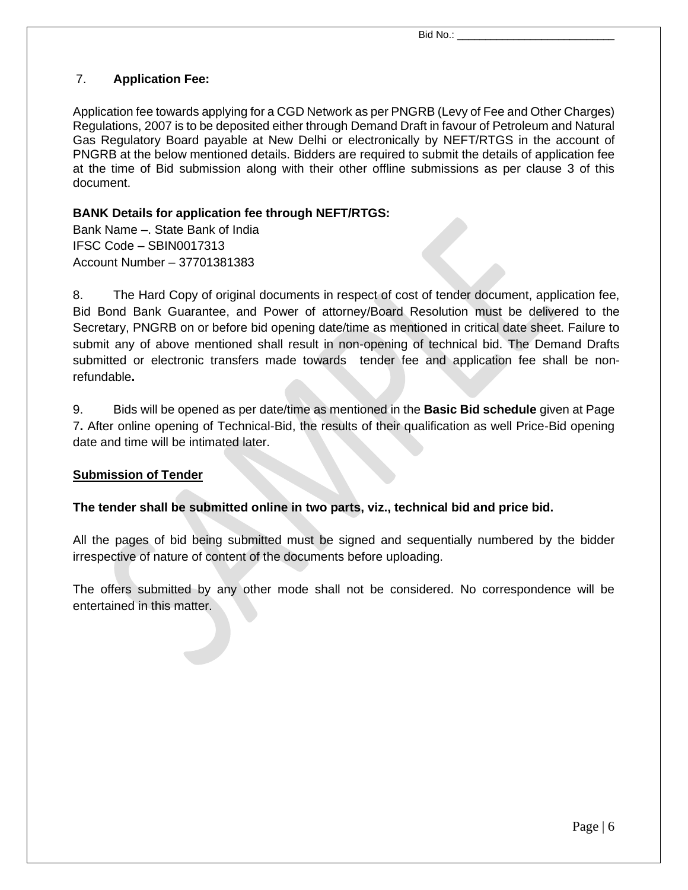7. **Application Fee:**

Application fee towards applying for a CGD Network as per PNGRB (Levy of Fee and Other Charges) Regulations, 2007 is to be deposited either through Demand Draft in favour of Petroleum and Natural Gas Regulatory Board payable at New Delhi or electronically by NEFT/RTGS in the account of PNGRB at the below mentioned details. Bidders are required to submit the details of application fee at the time of Bid submission along with their other offline submissions as per clause 3 of this document.

**BANK Details for application fee through NEFT/RTGS:**

Bank Name –. State Bank of India
IFSC Code – SBIN0017313
Account Number – 37701381383

8. The Hard Copy of original documents in respect of cost of tender document, application fee, Bid Bond Bank Guarantee, and Power of attorney/Board Resolution must be delivered to the Secretary, PNGRB on or before bid opening date/time as mentioned in critical date sheet. Failure to submit any of above mentioned shall result in non-opening of technical bid. The Demand Drafts submitted or electronic transfers made towards tender fee and application fee shall be non-refundable**.**

9. Bids will be opened as per date/time as mentioned in the **Basic Bid schedule** given at Page 7**.** After online opening of Technical-Bid, the results of their qualification as well Price-Bid opening date and time will be intimated later.

**Submission of Tender**

**The tender shall be submitted online in two parts, viz., technical bid and price bid.**

All the pages of bid being submitted must be signed and sequentially numbered by the bidder irrespective of nature of content of the documents before uploading.

The offers submitted by any other mode shall not be considered. No correspondence will be entertained in this matter.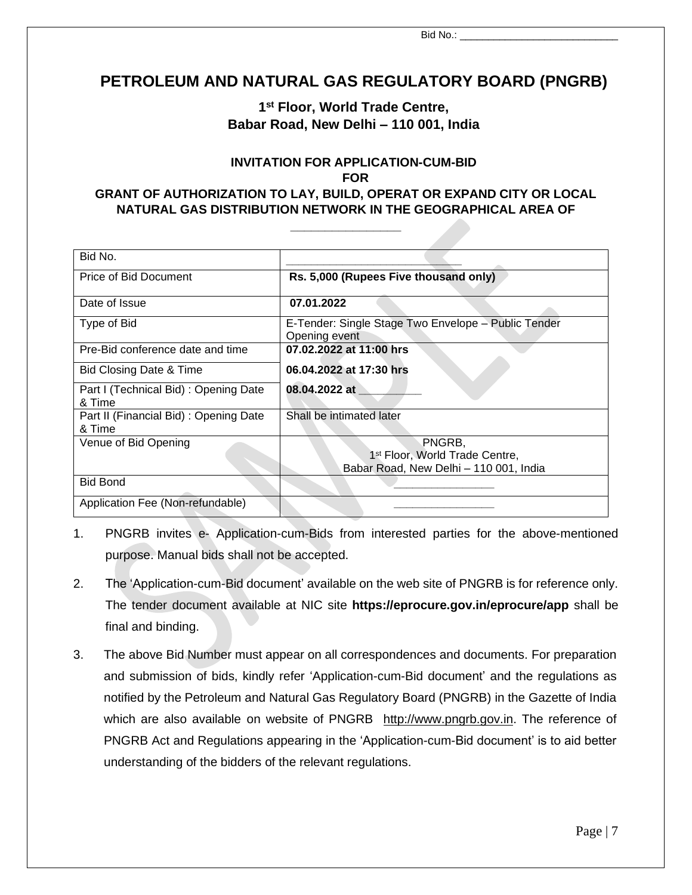Bid No.: ___________________________

# PETROLEUM AND NATURAL GAS REGULATORY BOARD (PNGRB)

### 1st Floor, World Trade Centre, Babar Road, New Delhi – 110 001, India

**INVITATION FOR APPLICATION-CUM-BID**
**FOR**
**GRANT OF AUTHORIZATION TO LAY, BUILD, OPERAT OR EXPAND CITY OR LOCAL NATURAL GAS DISTRIBUTION NETWORK IN THE GEOGRAPHICAL AREA OF**
**_______________**

| Bid No. | ___________________________ |
|---|---|
| Price of Bid Document | **Rs. 5,000 (Rupees Five thousand only)** |
| Date of Issue | **07.01.2022** |
| Type of Bid | E-Tender: Single Stage Two Envelope – Public Tender Opening event |
| Pre-Bid conference date and time | **07.02.2022 at 11:00 hrs** |
| Bid Closing Date & Time | **06.04.2022 at 17:30 hrs** |
| Part I (Technical Bid) : Opening Date & Time | **08.04.2022 at _________** |
| Part II (Financial Bid) : Opening Date & Time | Shall be intimated later |
| Venue of Bid Opening | PNGRB, 1st Floor, World Trade Centre, Babar Road, New Delhi – 110 001, India |
| Bid Bond | _______________ |
| Application Fee (Non-refundable) | _______________ |

1. PNGRB invites e- Application-cum-Bids from interested parties for the above-mentioned purpose. Manual bids shall not be accepted.

2. The 'Application-cum-Bid document' available on the web site of PNGRB is for reference only. The tender document available at NIC site **https://eprocure.gov.in/eprocure/app** shall be final and binding.

3. The above Bid Number must appear on all correspondences and documents. For preparation and submission of bids, kindly refer 'Application-cum-Bid document' and the regulations as notified by the Petroleum and Natural Gas Regulatory Board (PNGRB) in the Gazette of India which are also available on website of PNGRB http://www.pngrb.gov.in. The reference of PNGRB Act and Regulations appearing in the 'Application-cum-Bid document' is to aid better understanding of the bidders of the relevant regulations.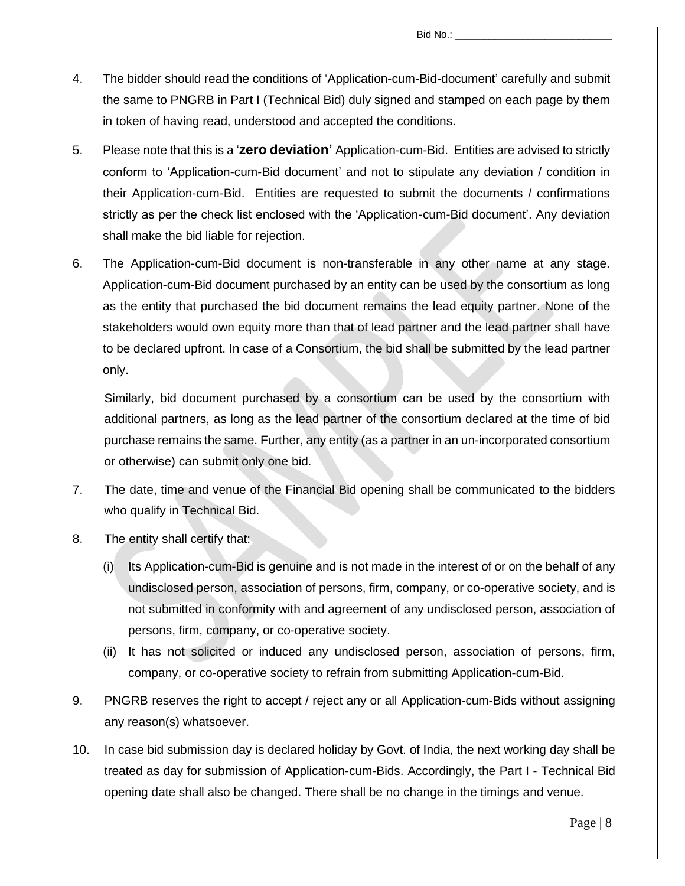4. The bidder should read the conditions of 'Application-cum-Bid-document' carefully and submit the same to PNGRB in Part I (Technical Bid) duly signed and stamped on each page by them in token of having read, understood and accepted the conditions.

5. Please note that this is a '**zero deviation'** Application-cum-Bid. Entities are advised to strictly conform to 'Application-cum-Bid document' and not to stipulate any deviation / condition in their Application-cum-Bid. Entities are requested to submit the documents / confirmations strictly as per the check list enclosed with the 'Application-cum-Bid document'. Any deviation shall make the bid liable for rejection.

6. The Application-cum-Bid document is non-transferable in any other name at any stage. Application-cum-Bid document purchased by an entity can be used by the consortium as long as the entity that purchased the bid document remains the lead equity partner. None of the stakeholders would own equity more than that of lead partner and the lead partner shall have to be declared upfront. In case of a Consortium, the bid shall be submitted by the lead partner only.

   Similarly, bid document purchased by a consortium can be used by the consortium with additional partners, as long as the lead partner of the consortium declared at the time of bid purchase remains the same. Further, any entity (as a partner in an un-incorporated consortium or otherwise) can submit only one bid.

7. The date, time and venue of the Financial Bid opening shall be communicated to the bidders who qualify in Technical Bid.

8. The entity shall certify that:

   (i) Its Application-cum-Bid is genuine and is not made in the interest of or on the behalf of any undisclosed person, association of persons, firm, company, or co-operative society, and is not submitted in conformity with and agreement of any undisclosed person, association of persons, firm, company, or co-operative society.

   (ii) It has not solicited or induced any undisclosed person, association of persons, firm, company, or co-operative society to refrain from submitting Application-cum-Bid.

9. PNGRB reserves the right to accept / reject any or all Application-cum-Bids without assigning any reason(s) whatsoever.

10. In case bid submission day is declared holiday by Govt. of India, the next working day shall be treated as day for submission of Application-cum-Bids. Accordingly, the Part I - Technical Bid opening date shall also be changed. There shall be no change in the timings and venue.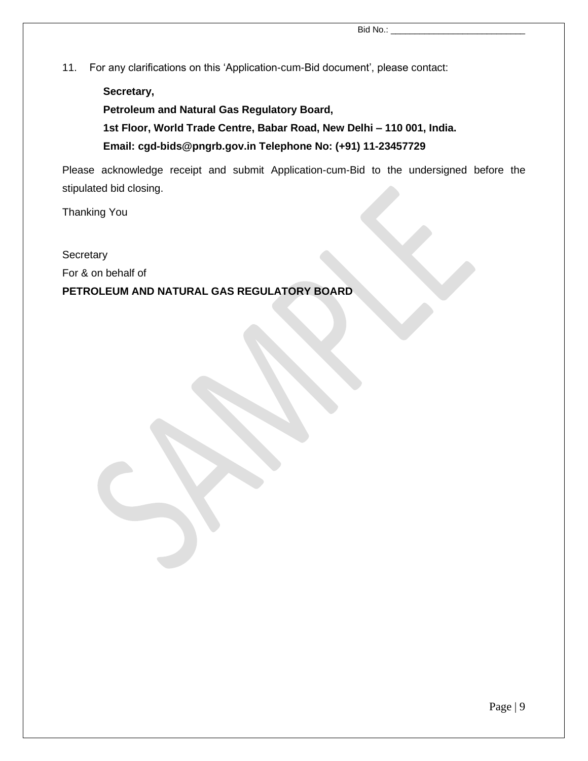11. For any clarifications on this 'Application-cum-Bid document', please contact:

    **Secretary,**

    **Petroleum and Natural Gas Regulatory Board,**

    **1st Floor, World Trade Centre, Babar Road, New Delhi – 110 001, India.**

    **Email: cgd-bids@pngrb.gov.in Telephone No: (+91) 11-23457729**

Please acknowledge receipt and submit Application-cum-Bid to the undersigned before the stipulated bid closing.

Thanking You

Secretary

For & on behalf of

**PETROLEUM AND NATURAL GAS REGULATORY BOARD**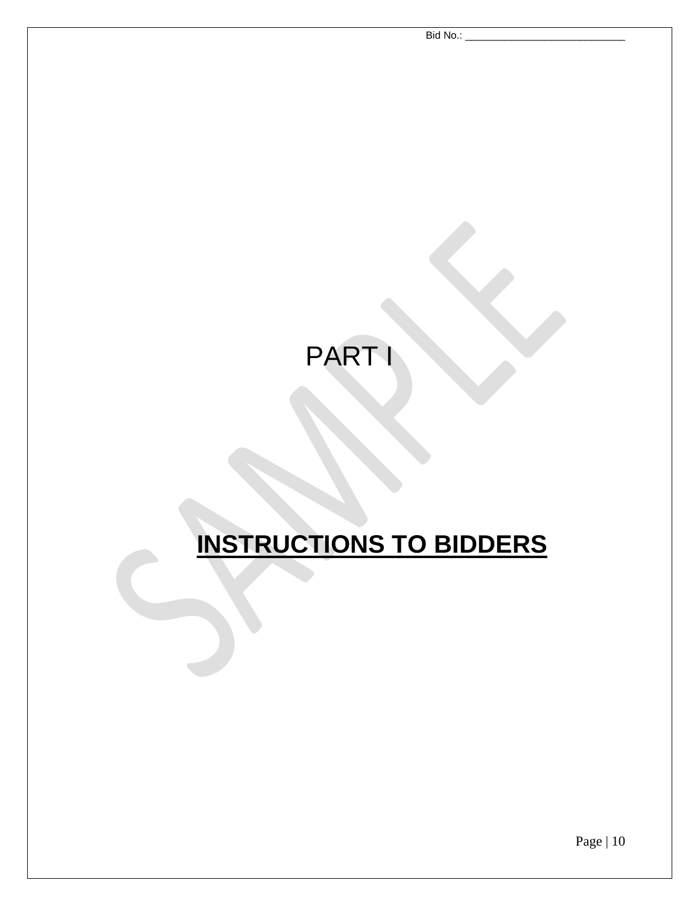# PART I

# INSTRUCTIONS TO BIDDERS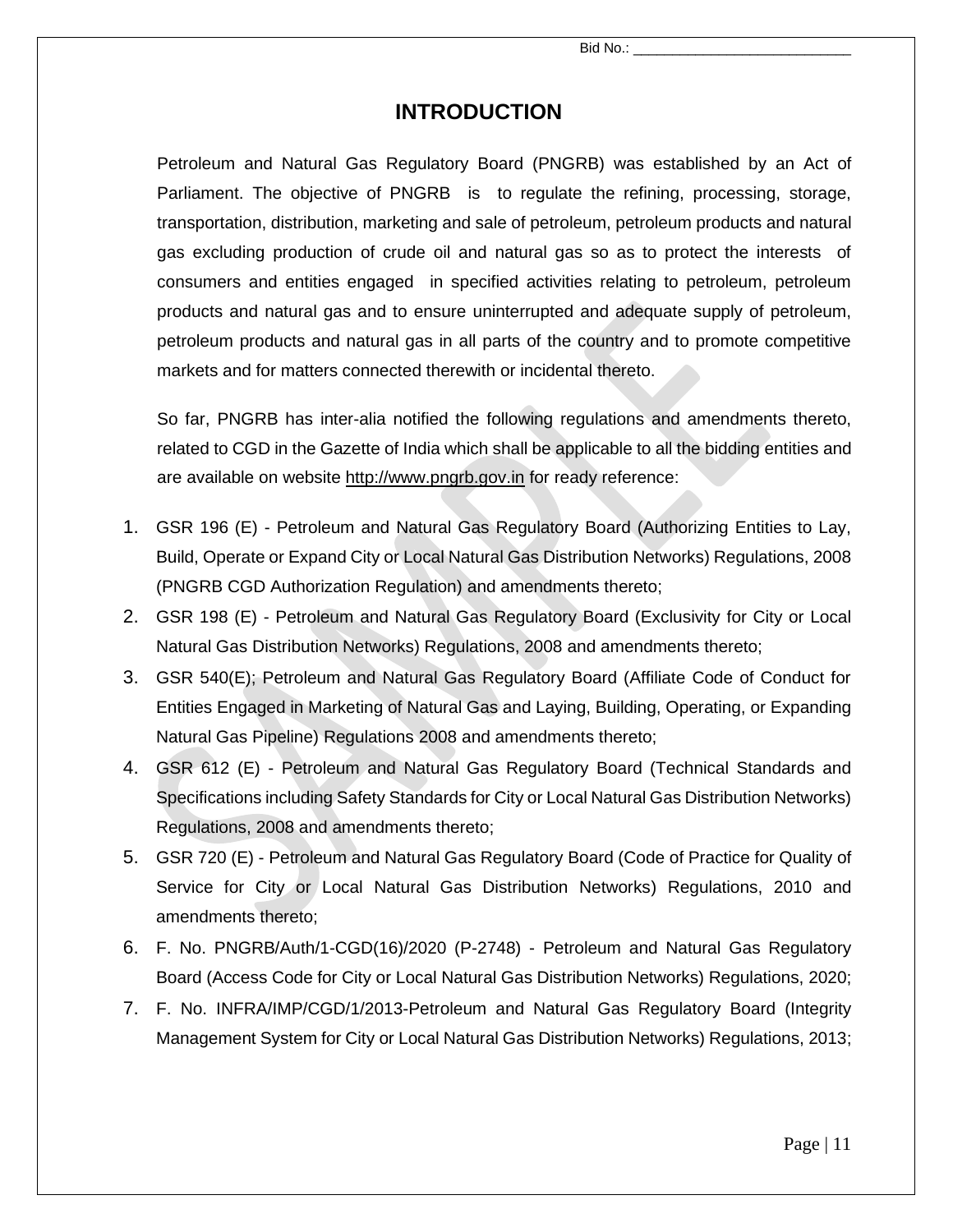# INTRODUCTION

Petroleum and Natural Gas Regulatory Board (PNGRB) was established by an Act of Parliament. The objective of PNGRB is to regulate the refining, processing, storage, transportation, distribution, marketing and sale of petroleum, petroleum products and natural gas excluding production of crude oil and natural gas so as to protect the interests of consumers and entities engaged in specified activities relating to petroleum, petroleum products and natural gas and to ensure uninterrupted and adequate supply of petroleum, petroleum products and natural gas in all parts of the country and to promote competitive markets and for matters connected therewith or incidental thereto.

So far, PNGRB has inter-alia notified the following regulations and amendments thereto, related to CGD in the Gazette of India which shall be applicable to all the bidding entities and are available on website http://www.pngrb.gov.in for ready reference:

1. GSR 196 (E) - Petroleum and Natural Gas Regulatory Board (Authorizing Entities to Lay, Build, Operate or Expand City or Local Natural Gas Distribution Networks) Regulations, 2008 (PNGRB CGD Authorization Regulation) and amendments thereto;
2. GSR 198 (E) - Petroleum and Natural Gas Regulatory Board (Exclusivity for City or Local Natural Gas Distribution Networks) Regulations, 2008 and amendments thereto;
3. GSR 540(E); Petroleum and Natural Gas Regulatory Board (Affiliate Code of Conduct for Entities Engaged in Marketing of Natural Gas and Laying, Building, Operating, or Expanding Natural Gas Pipeline) Regulations 2008 and amendments thereto;
4. GSR 612 (E) - Petroleum and Natural Gas Regulatory Board (Technical Standards and Specifications including Safety Standards for City or Local Natural Gas Distribution Networks) Regulations, 2008 and amendments thereto;
5. GSR 720 (E) - Petroleum and Natural Gas Regulatory Board (Code of Practice for Quality of Service for City or Local Natural Gas Distribution Networks) Regulations, 2010 and amendments thereto;
6. F. No. PNGRB/Auth/1-CGD(16)/2020 (P-2748) - Petroleum and Natural Gas Regulatory Board (Access Code for City or Local Natural Gas Distribution Networks) Regulations, 2020;
7. F. No. INFRA/IMP/CGD/1/2013-Petroleum and Natural Gas Regulatory Board (Integrity Management System for City or Local Natural Gas Distribution Networks) Regulations, 2013;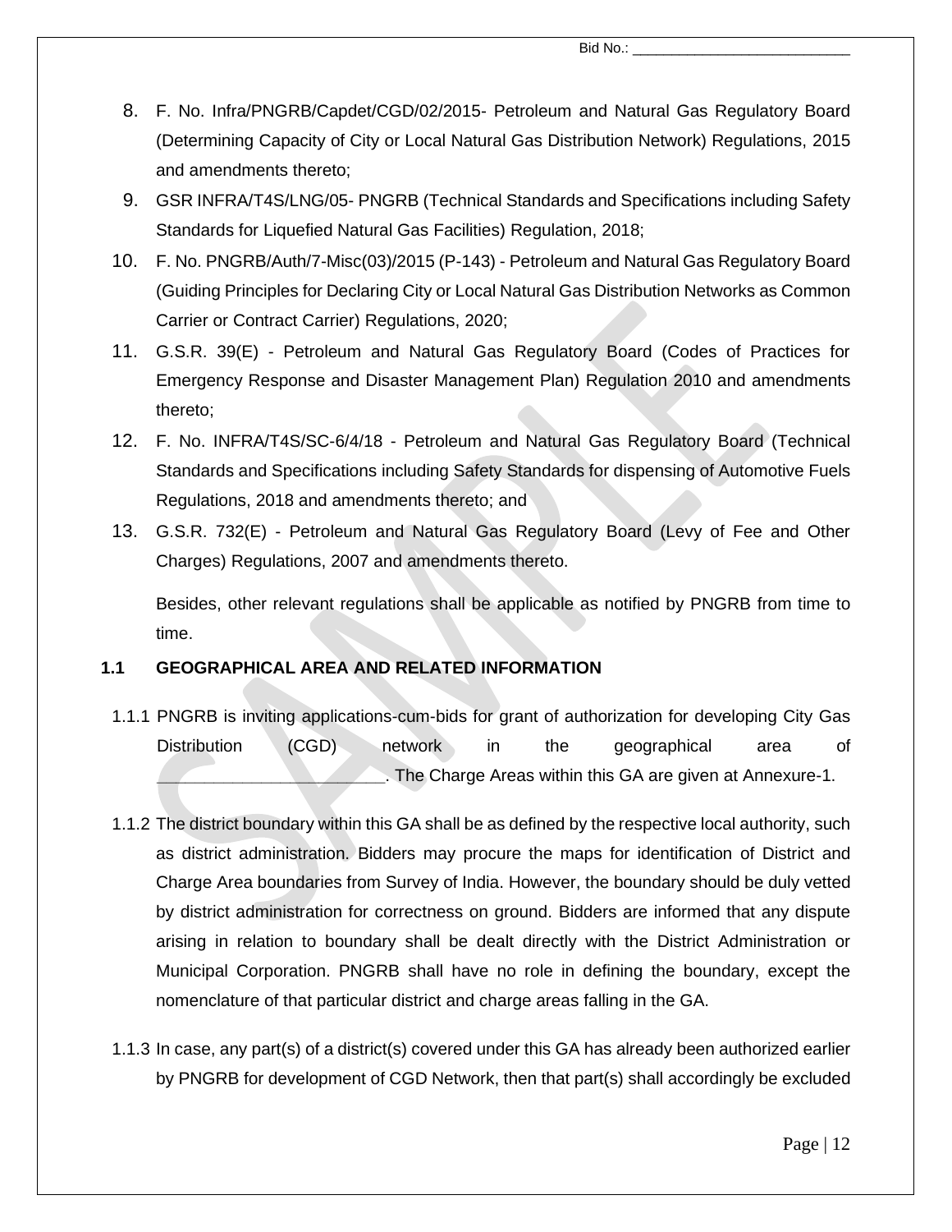8. F. No. Infra/PNGRB/Capdet/CGD/02/2015- Petroleum and Natural Gas Regulatory Board (Determining Capacity of City or Local Natural Gas Distribution Network) Regulations, 2015 and amendments thereto;
9. GSR INFRA/T4S/LNG/05- PNGRB (Technical Standards and Specifications including Safety Standards for Liquefied Natural Gas Facilities) Regulation, 2018;
10. F. No. PNGRB/Auth/7-Misc(03)/2015 (P-143) - Petroleum and Natural Gas Regulatory Board (Guiding Principles for Declaring City or Local Natural Gas Distribution Networks as Common Carrier or Contract Carrier) Regulations, 2020;
11. G.S.R. 39(E) - Petroleum and Natural Gas Regulatory Board (Codes of Practices for Emergency Response and Disaster Management Plan) Regulation 2010 and amendments thereto;
12. F. No. INFRA/T4S/SC-6/4/18 - Petroleum and Natural Gas Regulatory Board (Technical Standards and Specifications including Safety Standards for dispensing of Automotive Fuels Regulations, 2018 and amendments thereto; and
13. G.S.R. 732(E) - Petroleum and Natural Gas Regulatory Board (Levy of Fee and Other Charges) Regulations, 2007 and amendments thereto.

Besides, other relevant regulations shall be applicable as notified by PNGRB from time to time.

## 1.1 GEOGRAPHICAL AREA AND RELATED INFORMATION

1.1.1 PNGRB is inviting applications-cum-bids for grant of authorization for developing City Gas Distribution (CGD) network in the geographical area of ________________________. The Charge Areas within this GA are given at Annexure-1.

1.1.2 The district boundary within this GA shall be as defined by the respective local authority, such as district administration. Bidders may procure the maps for identification of District and Charge Area boundaries from Survey of India. However, the boundary should be duly vetted by district administration for correctness on ground. Bidders are informed that any dispute arising in relation to boundary shall be dealt directly with the District Administration or Municipal Corporation. PNGRB shall have no role in defining the boundary, except the nomenclature of that particular district and charge areas falling in the GA.

1.1.3 In case, any part(s) of a district(s) covered under this GA has already been authorized earlier by PNGRB for development of CGD Network, then that part(s) shall accordingly be excluded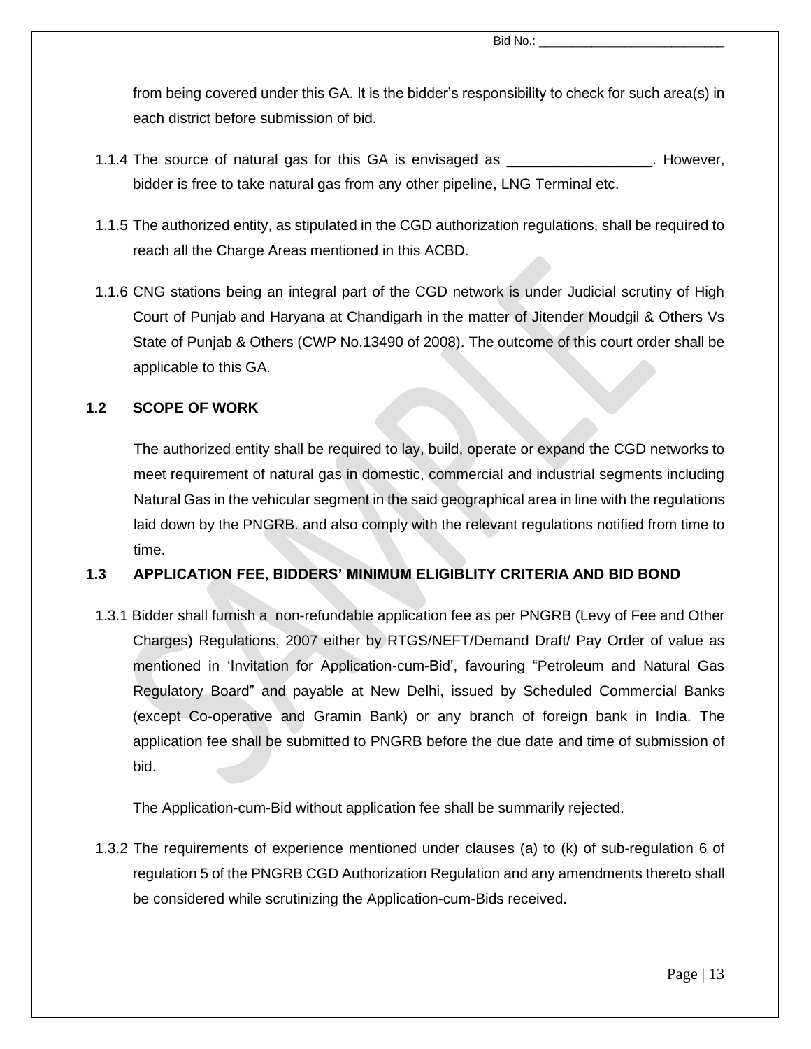from being covered under this GA. It is the bidder's responsibility to check for such area(s) in each district before submission of bid.

1.1.4 The source of natural gas for this GA is envisaged as __________________. However, bidder is free to take natural gas from any other pipeline, LNG Terminal etc.

1.1.5 The authorized entity, as stipulated in the CGD authorization regulations, shall be required to reach all the Charge Areas mentioned in this ACBD.

1.1.6 CNG stations being an integral part of the CGD network is under Judicial scrutiny of High Court of Punjab and Haryana at Chandigarh in the matter of Jitender Moudgil & Others Vs State of Punjab & Others (CWP No.13490 of 2008). The outcome of this court order shall be applicable to this GA.

## 1.2 SCOPE OF WORK

The authorized entity shall be required to lay, build, operate or expand the CGD networks to meet requirement of natural gas in domestic, commercial and industrial segments including Natural Gas in the vehicular segment in the said geographical area in line with the regulations laid down by the PNGRB. and also comply with the relevant regulations notified from time to time.

## 1.3 APPLICATION FEE, BIDDERS' MINIMUM ELIGIBLITY CRITERIA AND BID BOND

1.3.1 Bidder shall furnish a non-refundable application fee as per PNGRB (Levy of Fee and Other Charges) Regulations, 2007 either by RTGS/NEFT/Demand Draft/ Pay Order of value as mentioned in 'Invitation for Application-cum-Bid', favouring "Petroleum and Natural Gas Regulatory Board" and payable at New Delhi, issued by Scheduled Commercial Banks (except Co-operative and Gramin Bank) or any branch of foreign bank in India. The application fee shall be submitted to PNGRB before the due date and time of submission of bid.

The Application-cum-Bid without application fee shall be summarily rejected.

1.3.2 The requirements of experience mentioned under clauses (a) to (k) of sub-regulation 6 of regulation 5 of the PNGRB CGD Authorization Regulation and any amendments thereto shall be considered while scrutinizing the Application-cum-Bids received.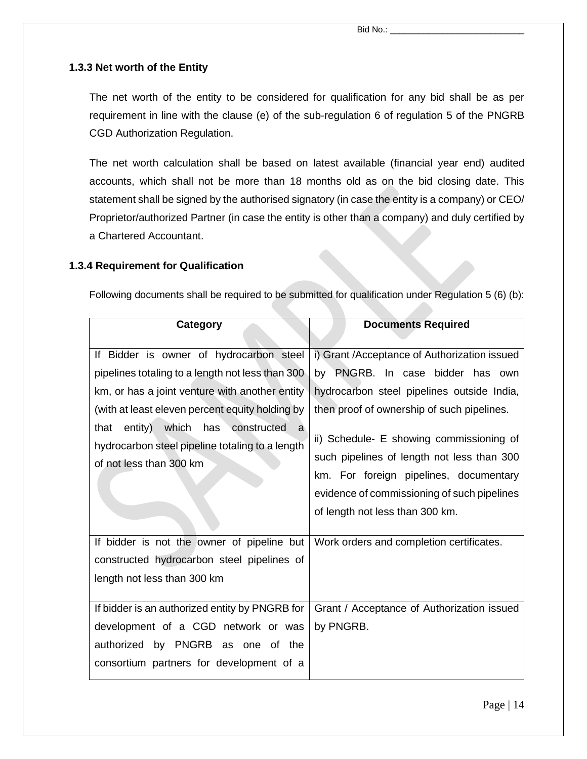### 1.3.3 Net worth of the Entity

The net worth of the entity to be considered for qualification for any bid shall be as per requirement in line with the clause (e) of the sub-regulation 6 of regulation 5 of the PNGRB CGD Authorization Regulation.

The net worth calculation shall be based on latest available (financial year end) audited accounts, which shall not be more than 18 months old as on the bid closing date. This statement shall be signed by the authorised signatory (in case the entity is a company) or CEO/ Proprietor/authorized Partner (in case the entity is other than a company) and duly certified by a Chartered Accountant.

### 1.3.4 Requirement for Qualification

Following documents shall be required to be submitted for qualification under Regulation 5 (6) (b):

| Category | Documents Required |
|---|---|
| If Bidder is owner of hydrocarbon steel pipelines totaling to a length not less than 300 km, or has a joint venture with another entity (with at least eleven percent equity holding by that entity) which has constructed a hydrocarbon steel pipeline totaling to a length of not less than 300 km | i) Grant /Acceptance of Authorization issued by PNGRB. In case bidder has own hydrocarbon steel pipelines outside India, then proof of ownership of such pipelines.<br><br>ii) Schedule- E showing commissioning of such pipelines of length not less than 300 km. For foreign pipelines, documentary evidence of commissioning of such pipelines of length not less than 300 km. |
| If bidder is not the owner of pipeline but constructed hydrocarbon steel pipelines of length not less than 300 km | Work orders and completion certificates. |
| If bidder is an authorized entity by PNGRB for development of a CGD network or was authorized by PNGRB as one of the consortium partners for development of a | Grant / Acceptance of Authorization issued by PNGRB. |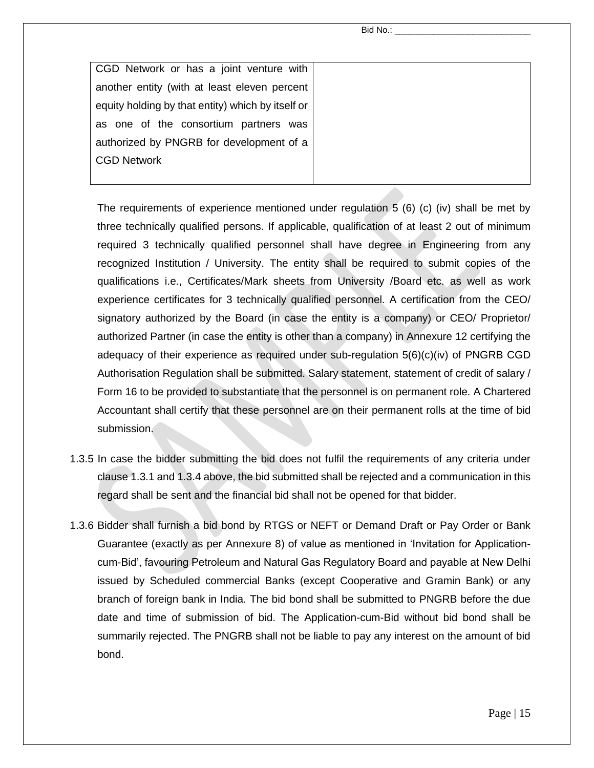| | |
|---|---|
| CGD Network or has a joint venture with another entity (with at least eleven percent equity holding by that entity) which by itself or as one of the consortium partners was authorized by PNGRB for development of a CGD Network | |

The requirements of experience mentioned under regulation 5 (6) (c) (iv) shall be met by three technically qualified persons. If applicable, qualification of at least 2 out of minimum required 3 technically qualified personnel shall have degree in Engineering from any recognized Institution / University. The entity shall be required to submit copies of the qualifications i.e., Certificates/Mark sheets from University /Board etc. as well as work experience certificates for 3 technically qualified personnel. A certification from the CEO/ signatory authorized by the Board (in case the entity is a company) or CEO/ Proprietor/ authorized Partner (in case the entity is other than a company) in Annexure 12 certifying the adequacy of their experience as required under sub-regulation 5(6)(c)(iv) of PNGRB CGD Authorisation Regulation shall be submitted. Salary statement, statement of credit of salary / Form 16 to be provided to substantiate that the personnel is on permanent role. A Chartered Accountant shall certify that these personnel are on their permanent rolls at the time of bid submission.

1.3.5 In case the bidder submitting the bid does not fulfil the requirements of any criteria under clause 1.3.1 and 1.3.4 above, the bid submitted shall be rejected and a communication in this regard shall be sent and the financial bid shall not be opened for that bidder.

1.3.6 Bidder shall furnish a bid bond by RTGS or NEFT or Demand Draft or Pay Order or Bank Guarantee (exactly as per Annexure 8) of value as mentioned in 'Invitation for Application-cum-Bid', favouring Petroleum and Natural Gas Regulatory Board and payable at New Delhi issued by Scheduled commercial Banks (except Cooperative and Gramin Bank) or any branch of foreign bank in India. The bid bond shall be submitted to PNGRB before the due date and time of submission of bid. The Application-cum-Bid without bid bond shall be summarily rejected. The PNGRB shall not be liable to pay any interest on the amount of bid bond.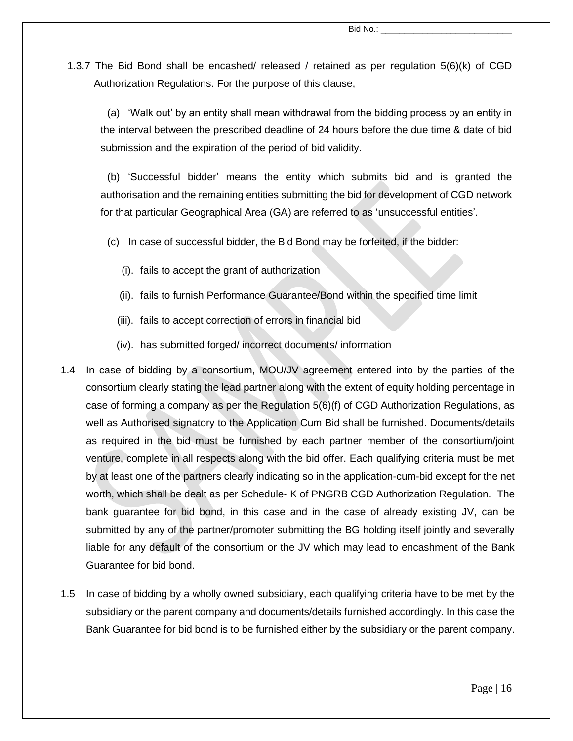1.3.7 The Bid Bond shall be encashed/ released / retained as per regulation 5(6)(k) of CGD Authorization Regulations. For the purpose of this clause,

(a) 'Walk out' by an entity shall mean withdrawal from the bidding process by an entity in the interval between the prescribed deadline of 24 hours before the due time & date of bid submission and the expiration of the period of bid validity.

(b) 'Successful bidder' means the entity which submits bid and is granted the authorisation and the remaining entities submitting the bid for development of CGD network for that particular Geographical Area (GA) are referred to as 'unsuccessful entities'.

(c) In case of successful bidder, the Bid Bond may be forfeited, if the bidder:

(i). fails to accept the grant of authorization

(ii). fails to furnish Performance Guarantee/Bond within the specified time limit

(iii). fails to accept correction of errors in financial bid

(iv). has submitted forged/ incorrect documents/ information

1.4 In case of bidding by a consortium, MOU/JV agreement entered into by the parties of the consortium clearly stating the lead partner along with the extent of equity holding percentage in case of forming a company as per the Regulation 5(6)(f) of CGD Authorization Regulations, as well as Authorised signatory to the Application Cum Bid shall be furnished. Documents/details as required in the bid must be furnished by each partner member of the consortium/joint venture, complete in all respects along with the bid offer. Each qualifying criteria must be met by at least one of the partners clearly indicating so in the application-cum-bid except for the net worth, which shall be dealt as per Schedule- K of PNGRB CGD Authorization Regulation. The bank guarantee for bid bond, in this case and in the case of already existing JV, can be submitted by any of the partner/promoter submitting the BG holding itself jointly and severally liable for any default of the consortium or the JV which may lead to encashment of the Bank Guarantee for bid bond.

1.5 In case of bidding by a wholly owned subsidiary, each qualifying criteria have to be met by the subsidiary or the parent company and documents/details furnished accordingly. In this case the Bank Guarantee for bid bond is to be furnished either by the subsidiary or the parent company.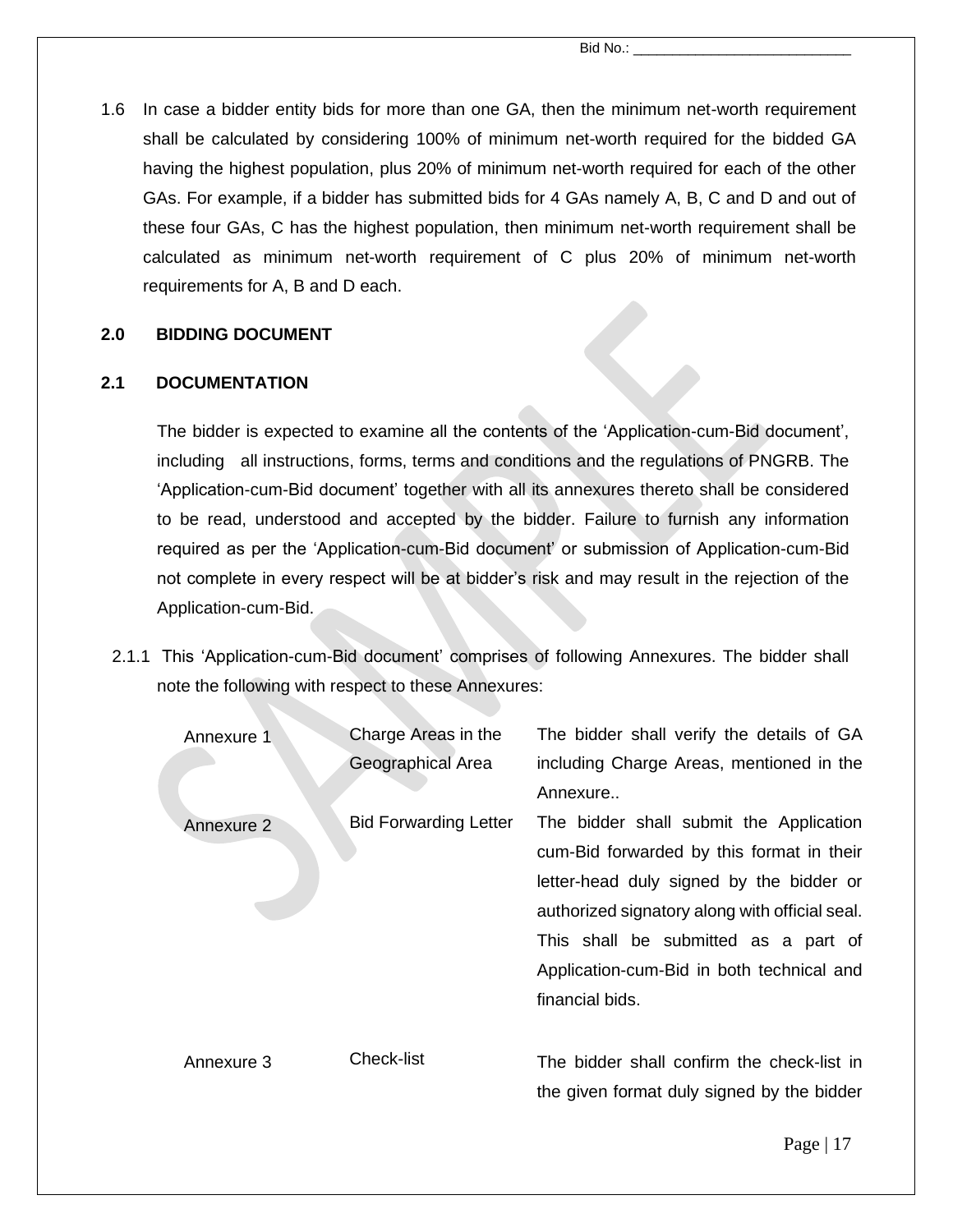1.6 In case a bidder entity bids for more than one GA, then the minimum net-worth requirement shall be calculated by considering 100% of minimum net-worth required for the bidded GA having the highest population, plus 20% of minimum net-worth required for each of the other GAs. For example, if a bidder has submitted bids for 4 GAs namely A, B, C and D and out of these four GAs, C has the highest population, then minimum net-worth requirement shall be calculated as minimum net-worth requirement of C plus 20% of minimum net-worth requirements for A, B and D each.

## 2.0 BIDDING DOCUMENT

### 2.1 DOCUMENTATION

The bidder is expected to examine all the contents of the 'Application-cum-Bid document', including all instructions, forms, terms and conditions and the regulations of PNGRB. The 'Application-cum-Bid document' together with all its annexures thereto shall be considered to be read, understood and accepted by the bidder. Failure to furnish any information required as per the 'Application-cum-Bid document' or submission of Application-cum-Bid not complete in every respect will be at bidder's risk and may result in the rejection of the Application-cum-Bid.

2.1.1 This 'Application-cum-Bid document' comprises of following Annexures. The bidder shall note the following with respect to these Annexures:

| | | |
|---|---|---|
| Annexure 1 | Charge Areas in the Geographical Area | The bidder shall verify the details of GA including Charge Areas, mentioned in the Annexure.. |
| Annexure 2 | Bid Forwarding Letter | The bidder shall submit the Application cum-Bid forwarded by this format in their letter-head duly signed by the bidder or authorized signatory along with official seal. This shall be submitted as a part of Application-cum-Bid in both technical and financial bids. |
| Annexure 3 | Check-list | The bidder shall confirm the check-list in the given format duly signed by the bidder |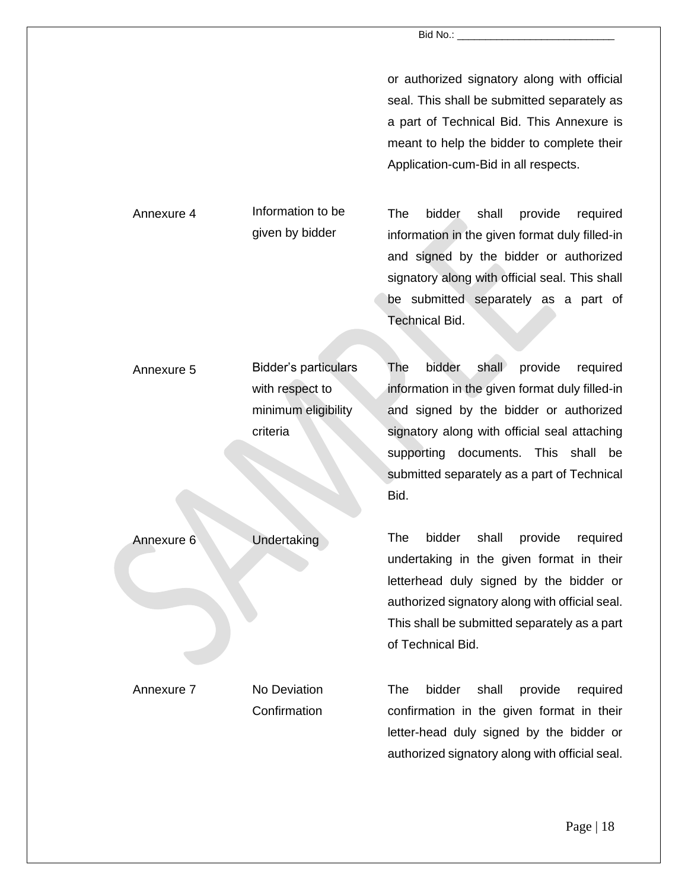| | | |
|---|---|---|
| | | or authorized signatory along with official seal. This shall be submitted separately as a part of Technical Bid. This Annexure is meant to help the bidder to complete their Application-cum-Bid in all respects. |
| Annexure 4 | Information to be given by bidder | The bidder shall provide required information in the given format duly filled-in and signed by the bidder or authorized signatory along with official seal. This shall be submitted separately as a part of Technical Bid. |
| Annexure 5 | Bidder's particulars with respect to minimum eligibility criteria | The bidder shall provide required information in the given format duly filled-in and signed by the bidder or authorized signatory along with official seal attaching supporting documents. This shall be submitted separately as a part of Technical Bid. |
| Annexure 6 | Undertaking | The bidder shall provide required undertaking in the given format in their letterhead duly signed by the bidder or authorized signatory along with official seal. This shall be submitted separately as a part of Technical Bid. |
| Annexure 7 | No Deviation Confirmation | The bidder shall provide required confirmation in the given format in their letter-head duly signed by the bidder or authorized signatory along with official seal. |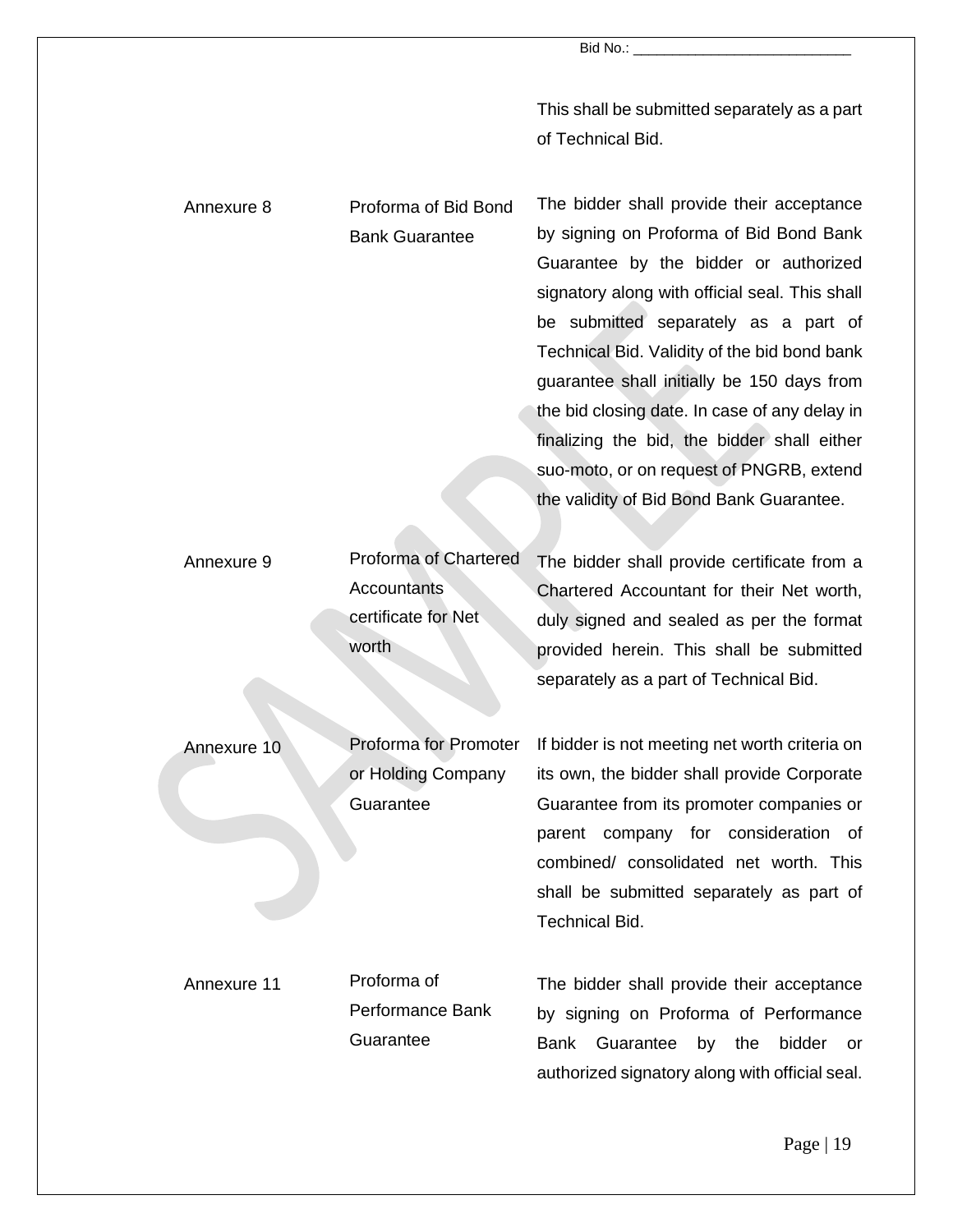| | | |
|---|---|---|
| | | This shall be submitted separately as a part of Technical Bid. |
| Annexure 8 | Proforma of Bid Bond Bank Guarantee | The bidder shall provide their acceptance by signing on Proforma of Bid Bond Bank Guarantee by the bidder or authorized signatory along with official seal. This shall be submitted separately as a part of Technical Bid. Validity of the bid bond bank guarantee shall initially be 150 days from the bid closing date. In case of any delay in finalizing the bid, the bidder shall either suo-moto, or on request of PNGRB, extend the validity of Bid Bond Bank Guarantee. |
| Annexure 9 | Proforma of Chartered Accountants certificate for Net worth | The bidder shall provide certificate from a Chartered Accountant for their Net worth, duly signed and sealed as per the format provided herein. This shall be submitted separately as a part of Technical Bid. |
| Annexure 10 | Proforma for Promoter or Holding Company Guarantee | If bidder is not meeting net worth criteria on its own, the bidder shall provide Corporate Guarantee from its promoter companies or parent company for consideration of combined/ consolidated net worth. This shall be submitted separately as part of Technical Bid. |
| Annexure 11 | Proforma of Performance Bank Guarantee | The bidder shall provide their acceptance by signing on Proforma of Performance Bank Guarantee by the bidder or authorized signatory along with official seal. |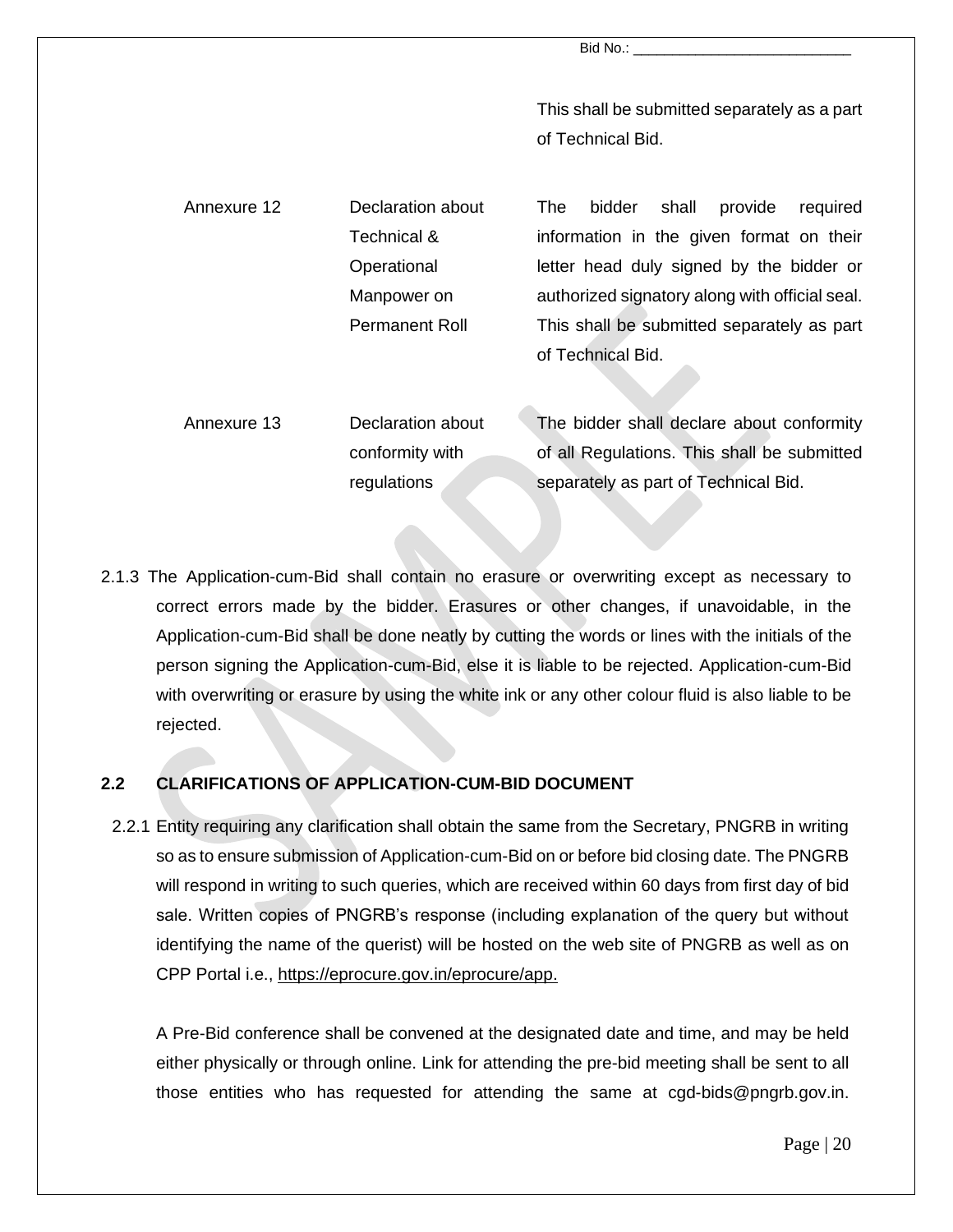| | | |
|---|---|---|
| | | This shall be submitted separately as a part of Technical Bid. |
| Annexure 12 | Declaration about Technical & Operational Manpower on Permanent Roll | The bidder shall provide required information in the given format on their letter head duly signed by the bidder or authorized signatory along with official seal. This shall be submitted separately as part of Technical Bid. |
| Annexure 13 | Declaration about conformity with regulations | The bidder shall declare about conformity of all Regulations. This shall be submitted separately as part of Technical Bid. |

2.1.3 The Application-cum-Bid shall contain no erasure or overwriting except as necessary to correct errors made by the bidder. Erasures or other changes, if unavoidable, in the Application-cum-Bid shall be done neatly by cutting the words or lines with the initials of the person signing the Application-cum-Bid, else it is liable to be rejected. Application-cum-Bid with overwriting or erasure by using the white ink or any other colour fluid is also liable to be rejected.

## 2.2 CLARIFICATIONS OF APPLICATION-CUM-BID DOCUMENT

2.2.1 Entity requiring any clarification shall obtain the same from the Secretary, PNGRB in writing so as to ensure submission of Application-cum-Bid on or before bid closing date. The PNGRB will respond in writing to such queries, which are received within 60 days from first day of bid sale. Written copies of PNGRB's response (including explanation of the query but without identifying the name of the querist) will be hosted on the web site of PNGRB as well as on CPP Portal i.e., https://eprocure.gov.in/eprocure/app.

A Pre-Bid conference shall be convened at the designated date and time, and may be held either physically or through online. Link for attending the pre-bid meeting shall be sent to all those entities who has requested for attending the same at cgd-bids@pngrb.gov.in.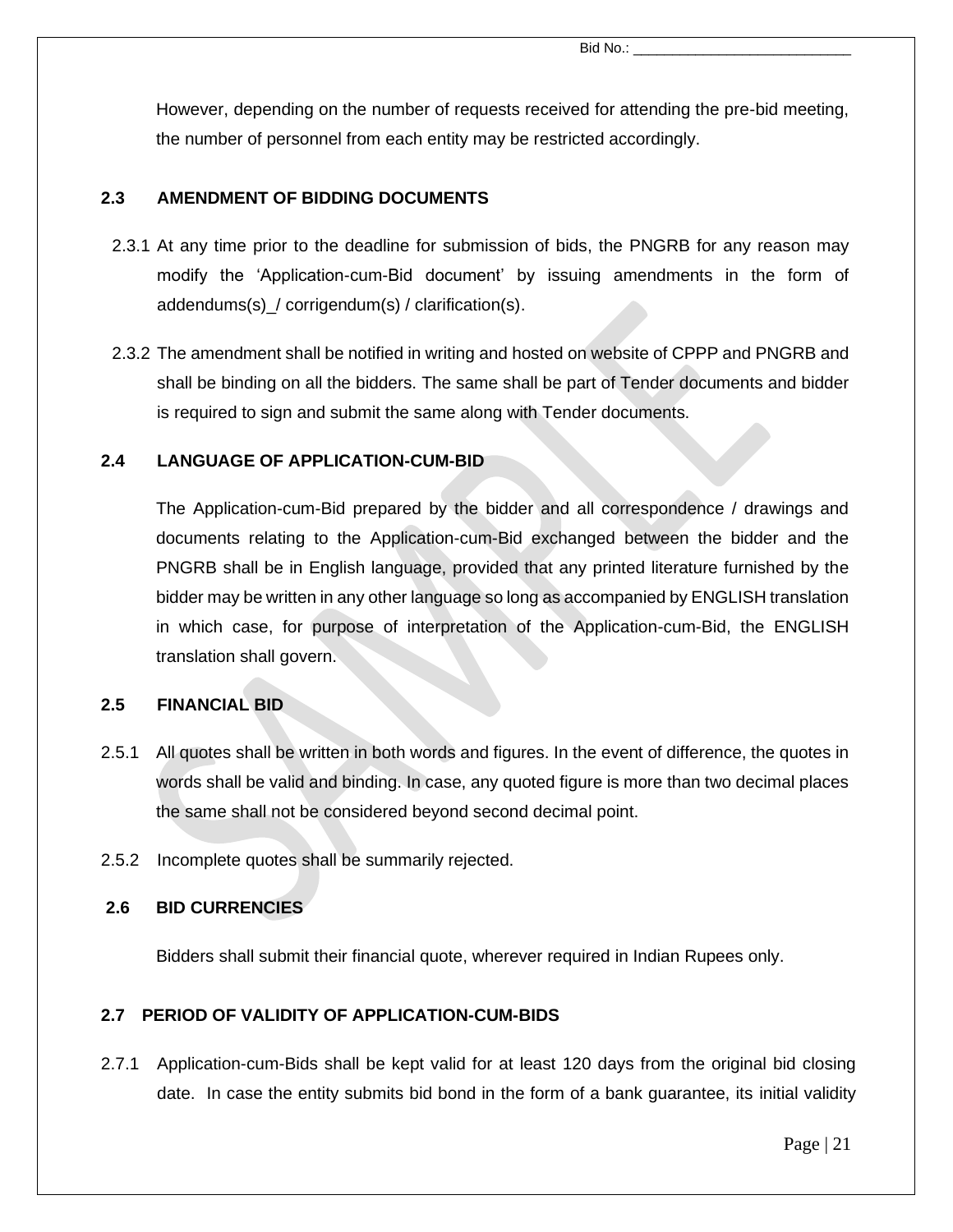However, depending on the number of requests received for attending the pre-bid meeting, the number of personnel from each entity may be restricted accordingly.

### 2.3 AMENDMENT OF BIDDING DOCUMENTS

2.3.1 At any time prior to the deadline for submission of bids, the PNGRB for any reason may modify the 'Application-cum-Bid document' by issuing amendments in the form of addendums(s)_/ corrigendum(s) / clarification(s).

2.3.2 The amendment shall be notified in writing and hosted on website of CPPP and PNGRB and shall be binding on all the bidders. The same shall be part of Tender documents and bidder is required to sign and submit the same along with Tender documents.

### 2.4 LANGUAGE OF APPLICATION-CUM-BID

The Application-cum-Bid prepared by the bidder and all correspondence / drawings and documents relating to the Application-cum-Bid exchanged between the bidder and the PNGRB shall be in English language, provided that any printed literature furnished by the bidder may be written in any other language so long as accompanied by ENGLISH translation in which case, for purpose of interpretation of the Application-cum-Bid, the ENGLISH translation shall govern.

### 2.5 FINANCIAL BID

2.5.1 All quotes shall be written in both words and figures. In the event of difference, the quotes in words shall be valid and binding. In case, any quoted figure is more than two decimal places the same shall not be considered beyond second decimal point.

2.5.2 Incomplete quotes shall be summarily rejected.

### 2.6 BID CURRENCIES

Bidders shall submit their financial quote, wherever required in Indian Rupees only.

### 2.7 PERIOD OF VALIDITY OF APPLICATION-CUM-BIDS

2.7.1 Application-cum-Bids shall be kept valid for at least 120 days from the original bid closing date. In case the entity submits bid bond in the form of a bank guarantee, its initial validity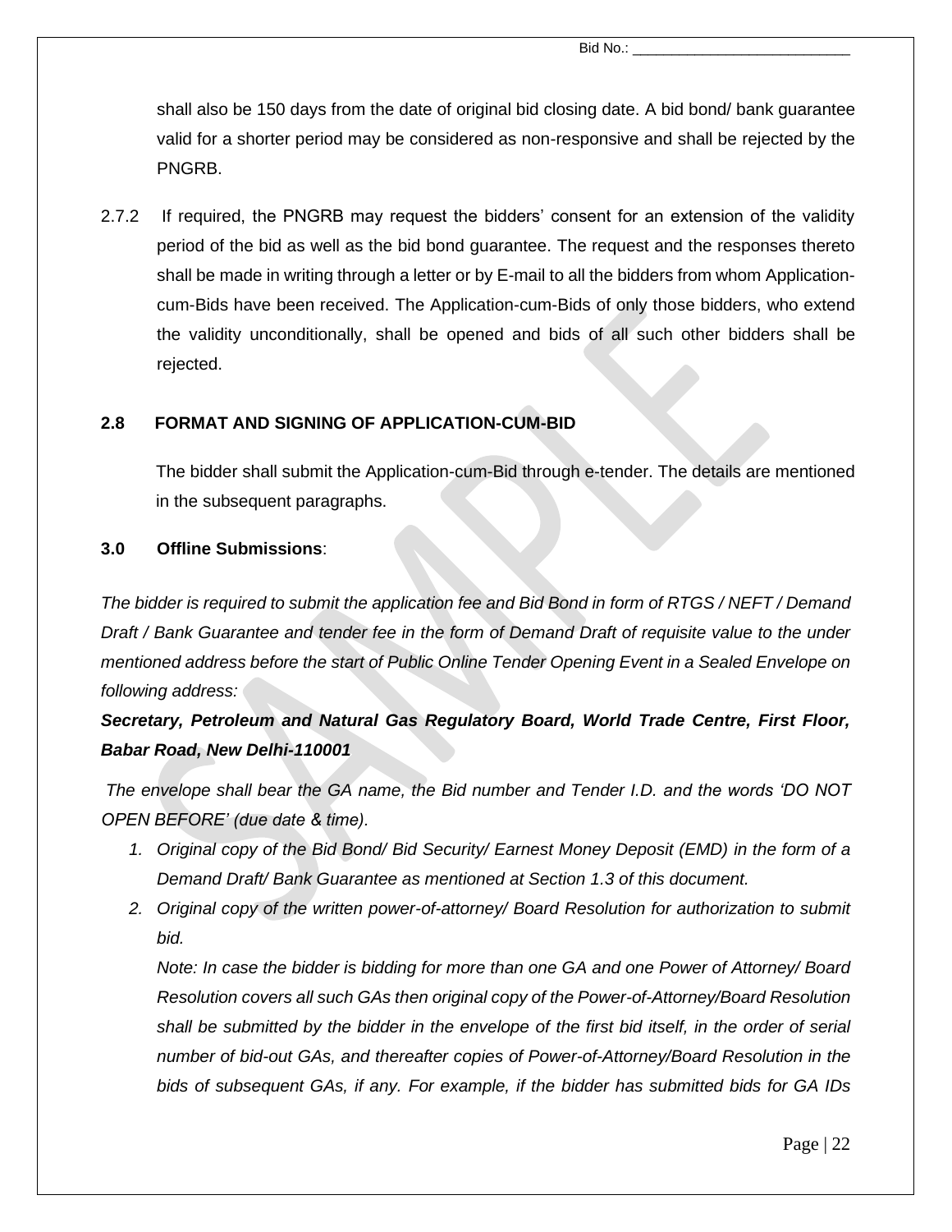shall also be 150 days from the date of original bid closing date. A bid bond/ bank guarantee valid for a shorter period may be considered as non-responsive and shall be rejected by the PNGRB.

2.7.2 If required, the PNGRB may request the bidders' consent for an extension of the validity period of the bid as well as the bid bond guarantee. The request and the responses thereto shall be made in writing through a letter or by E-mail to all the bidders from whom Application-cum-Bids have been received. The Application-cum-Bids of only those bidders, who extend the validity unconditionally, shall be opened and bids of all such other bidders shall be rejected.

## 2.8 FORMAT AND SIGNING OF APPLICATION-CUM-BID

The bidder shall submit the Application-cum-Bid through e-tender. The details are mentioned in the subsequent paragraphs.

## 3.0 Offline Submissions:

*The bidder is required to submit the application fee and Bid Bond in form of RTGS / NEFT / Demand Draft / Bank Guarantee and tender fee in the form of Demand Draft of requisite value to the under mentioned address before the start of Public Online Tender Opening Event in a Sealed Envelope on following address:*

***Secretary, Petroleum and Natural Gas Regulatory Board, World Trade Centre, First Floor, Babar Road, New Delhi-110001***

*The envelope shall bear the GA name, the Bid number and Tender I.D. and the words 'DO NOT OPEN BEFORE' (due date & time).*

1. *Original copy of the Bid Bond/ Bid Security/ Earnest Money Deposit (EMD) in the form of a Demand Draft/ Bank Guarantee as mentioned at Section 1.3 of this document.*
2. *Original copy of the written power-of-attorney/ Board Resolution for authorization to submit bid.*

   *Note: In case the bidder is bidding for more than one GA and one Power of Attorney/ Board Resolution covers all such GAs then original copy of the Power-of-Attorney/Board Resolution shall be submitted by the bidder in the envelope of the first bid itself, in the order of serial number of bid-out GAs, and thereafter copies of Power-of-Attorney/Board Resolution in the bids of subsequent GAs, if any. For example, if the bidder has submitted bids for GA IDs*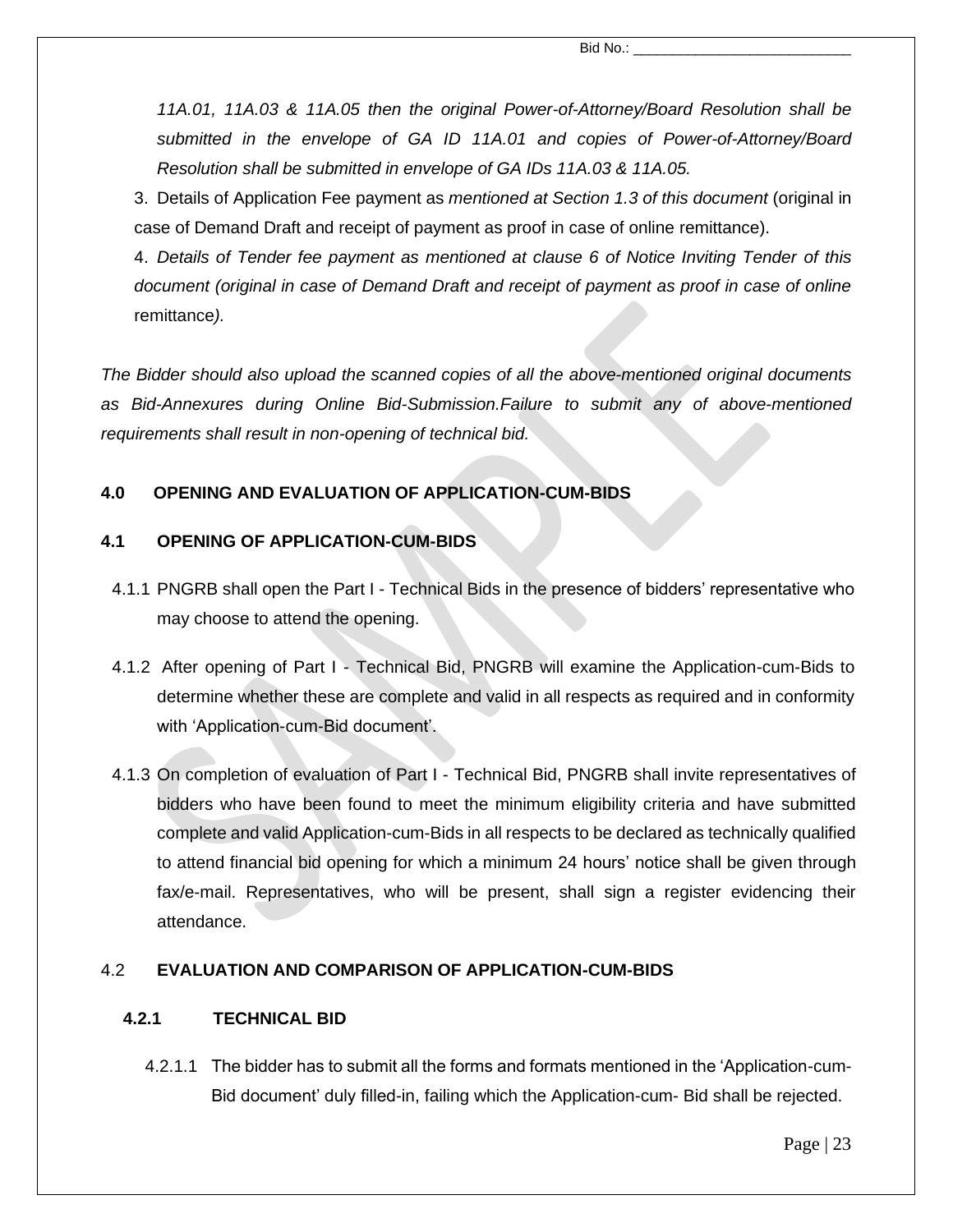*11A.01, 11A.03 & 11A.05 then the original Power-of-Attorney/Board Resolution shall be submitted in the envelope of GA ID 11A.01 and copies of Power-of-Attorney/Board Resolution shall be submitted in envelope of GA IDs 11A.03 & 11A.05.*

3. Details of Application Fee payment as *mentioned at Section 1.3 of this document* (original in case of Demand Draft and receipt of payment as proof in case of online remittance).

4. *Details of Tender fee payment as mentioned at clause 6 of Notice Inviting Tender of this document (original in case of Demand Draft and receipt of payment as proof in case of online* remittance*).*

*The Bidder should also upload the scanned copies of all the above-mentioned original documents as Bid-Annexures during Online Bid-Submission.Failure to submit any of above-mentioned requirements shall result in non-opening of technical bid.*

## 4.0 OPENING AND EVALUATION OF APPLICATION-CUM-BIDS

### 4.1 OPENING OF APPLICATION-CUM-BIDS

4.1.1 PNGRB shall open the Part I - Technical Bids in the presence of bidders' representative who may choose to attend the opening.

4.1.2 After opening of Part I - Technical Bid, PNGRB will examine the Application-cum-Bids to determine whether these are complete and valid in all respects as required and in conformity with 'Application-cum-Bid document'.

4.1.3 On completion of evaluation of Part I - Technical Bid, PNGRB shall invite representatives of bidders who have been found to meet the minimum eligibility criteria and have submitted complete and valid Application-cum-Bids in all respects to be declared as technically qualified to attend financial bid opening for which a minimum 24 hours' notice shall be given through fax/e-mail. Representatives, who will be present, shall sign a register evidencing their attendance.

### 4.2 EVALUATION AND COMPARISON OF APPLICATION-CUM-BIDS

#### 4.2.1 TECHNICAL BID

4.2.1.1 The bidder has to submit all the forms and formats mentioned in the 'Application-cum-Bid document' duly filled-in, failing which the Application-cum- Bid shall be rejected.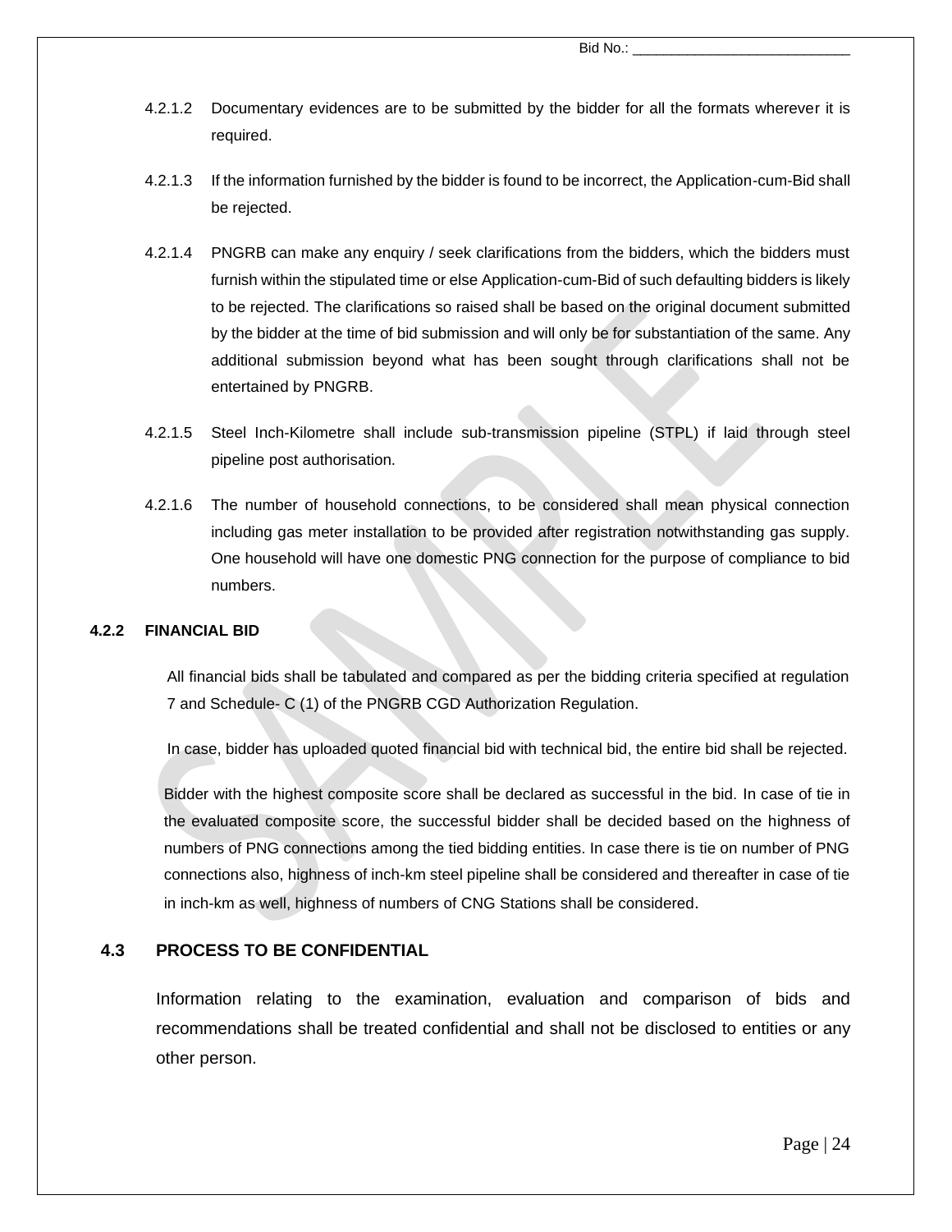4.2.1.2 Documentary evidences are to be submitted by the bidder for all the formats wherever it is required.

4.2.1.3 If the information furnished by the bidder is found to be incorrect, the Application-cum-Bid shall be rejected.

4.2.1.4 PNGRB can make any enquiry / seek clarifications from the bidders, which the bidders must furnish within the stipulated time or else Application-cum-Bid of such defaulting bidders is likely to be rejected. The clarifications so raised shall be based on the original document submitted by the bidder at the time of bid submission and will only be for substantiation of the same. Any additional submission beyond what has been sought through clarifications shall not be entertained by PNGRB.

4.2.1.5 Steel Inch-Kilometre shall include sub-transmission pipeline (STPL) if laid through steel pipeline post authorisation.

4.2.1.6 The number of household connections, to be considered shall mean physical connection including gas meter installation to be provided after registration notwithstanding gas supply. One household will have one domestic PNG connection for the purpose of compliance to bid numbers.

### 4.2.2 FINANCIAL BID

All financial bids shall be tabulated and compared as per the bidding criteria specified at regulation 7 and Schedule- C (1) of the PNGRB CGD Authorization Regulation.

In case, bidder has uploaded quoted financial bid with technical bid, the entire bid shall be rejected.

Bidder with the highest composite score shall be declared as successful in the bid. In case of tie in the evaluated composite score, the successful bidder shall be decided based on the highness of numbers of PNG connections among the tied bidding entities. In case there is tie on number of PNG connections also, highness of inch-km steel pipeline shall be considered and thereafter in case of tie in inch-km as well, highness of numbers of CNG Stations shall be considered.

## 4.3 PROCESS TO BE CONFIDENTIAL

Information relating to the examination, evaluation and comparison of bids and recommendations shall be treated confidential and shall not be disclosed to entities or any other person.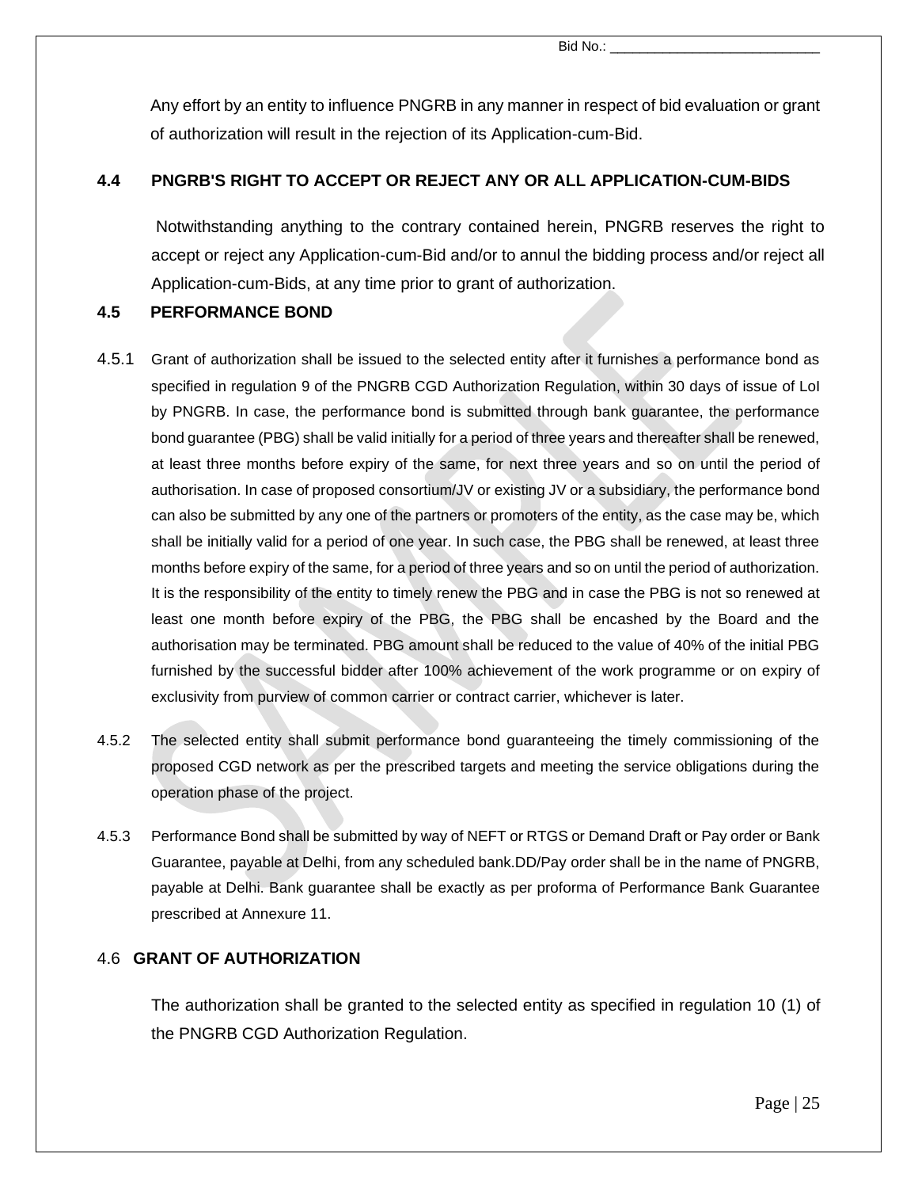Any effort by an entity to influence PNGRB in any manner in respect of bid evaluation or grant of authorization will result in the rejection of its Application-cum-Bid.

### 4.4 PNGRB'S RIGHT TO ACCEPT OR REJECT ANY OR ALL APPLICATION-CUM-BIDS

Notwithstanding anything to the contrary contained herein, PNGRB reserves the right to accept or reject any Application-cum-Bid and/or to annul the bidding process and/or reject all Application-cum-Bids, at any time prior to grant of authorization.

### 4.5 PERFORMANCE BOND

4.5.1 Grant of authorization shall be issued to the selected entity after it furnishes a performance bond as specified in regulation 9 of the PNGRB CGD Authorization Regulation, within 30 days of issue of LoI by PNGRB. In case, the performance bond is submitted through bank guarantee, the performance bond guarantee (PBG) shall be valid initially for a period of three years and thereafter shall be renewed, at least three months before expiry of the same, for next three years and so on until the period of authorisation. In case of proposed consortium/JV or existing JV or a subsidiary, the performance bond can also be submitted by any one of the partners or promoters of the entity, as the case may be, which shall be initially valid for a period of one year. In such case, the PBG shall be renewed, at least three months before expiry of the same, for a period of three years and so on until the period of authorization. It is the responsibility of the entity to timely renew the PBG and in case the PBG is not so renewed at least one month before expiry of the PBG, the PBG shall be encashed by the Board and the authorisation may be terminated. PBG amount shall be reduced to the value of 40% of the initial PBG furnished by the successful bidder after 100% achievement of the work programme or on expiry of exclusivity from purview of common carrier or contract carrier, whichever is later.

4.5.2 The selected entity shall submit performance bond guaranteeing the timely commissioning of the proposed CGD network as per the prescribed targets and meeting the service obligations during the operation phase of the project.

4.5.3 Performance Bond shall be submitted by way of NEFT or RTGS or Demand Draft or Pay order or Bank Guarantee, payable at Delhi, from any scheduled bank.DD/Pay order shall be in the name of PNGRB, payable at Delhi. Bank guarantee shall be exactly as per proforma of Performance Bank Guarantee prescribed at Annexure 11.

### 4.6 GRANT OF AUTHORIZATION

The authorization shall be granted to the selected entity as specified in regulation 10 (1) of the PNGRB CGD Authorization Regulation.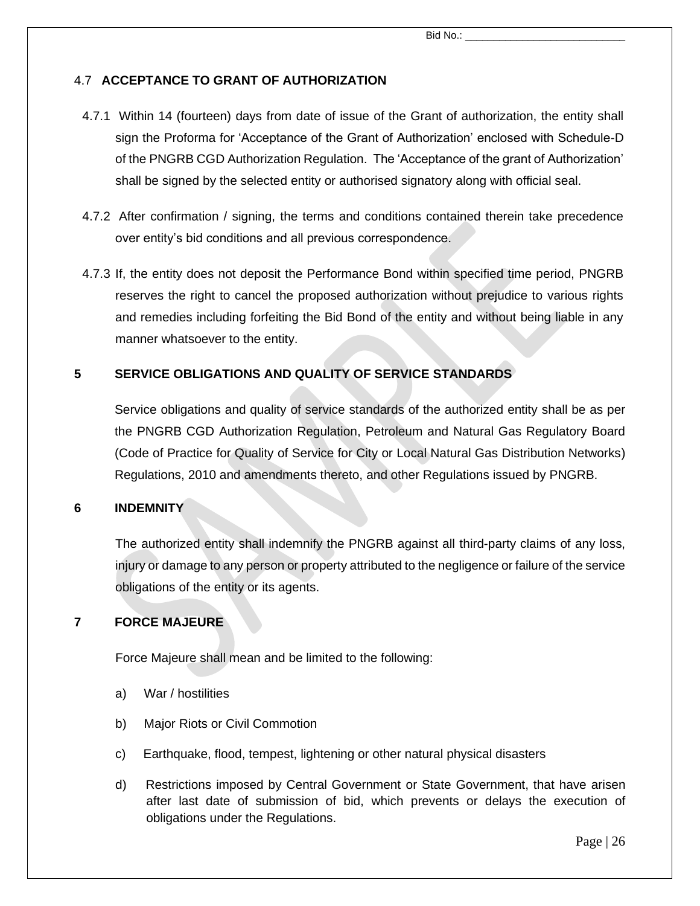## 4.7 ACCEPTANCE TO GRANT OF AUTHORIZATION

4.7.1 Within 14 (fourteen) days from date of issue of the Grant of authorization, the entity shall sign the Proforma for 'Acceptance of the Grant of Authorization' enclosed with Schedule-D of the PNGRB CGD Authorization Regulation. The 'Acceptance of the grant of Authorization' shall be signed by the selected entity or authorised signatory along with official seal.

4.7.2 After confirmation / signing, the terms and conditions contained therein take precedence over entity's bid conditions and all previous correspondence.

4.7.3 If, the entity does not deposit the Performance Bond within specified time period, PNGRB reserves the right to cancel the proposed authorization without prejudice to various rights and remedies including forfeiting the Bid Bond of the entity and without being liable in any manner whatsoever to the entity.

# 5 SERVICE OBLIGATIONS AND QUALITY OF SERVICE STANDARDS

Service obligations and quality of service standards of the authorized entity shall be as per the PNGRB CGD Authorization Regulation, Petroleum and Natural Gas Regulatory Board (Code of Practice for Quality of Service for City or Local Natural Gas Distribution Networks) Regulations, 2010 and amendments thereto, and other Regulations issued by PNGRB.

# 6 INDEMNITY

The authorized entity shall indemnify the PNGRB against all third-party claims of any loss, injury or damage to any person or property attributed to the negligence or failure of the service obligations of the entity or its agents.

# 7 FORCE MAJEURE

Force Majeure shall mean and be limited to the following:

a) War / hostilities

b) Major Riots or Civil Commotion

c) Earthquake, flood, tempest, lightening or other natural physical disasters

d) Restrictions imposed by Central Government or State Government, that have arisen after last date of submission of bid, which prevents or delays the execution of obligations under the Regulations.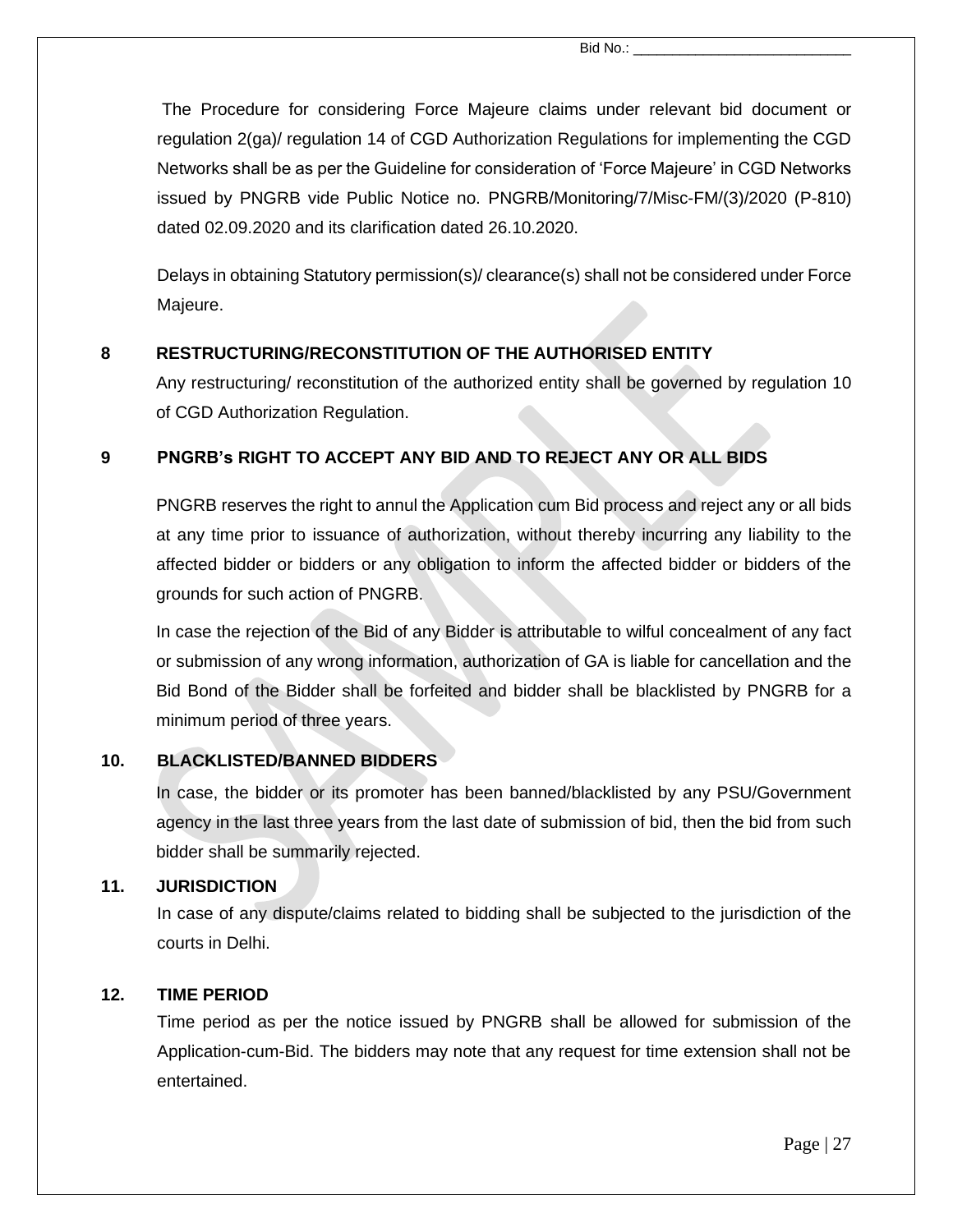The Procedure for considering Force Majeure claims under relevant bid document or regulation 2(ga)/ regulation 14 of CGD Authorization Regulations for implementing the CGD Networks shall be as per the Guideline for consideration of 'Force Majeure' in CGD Networks issued by PNGRB vide Public Notice no. PNGRB/Monitoring/7/Misc-FM/(3)/2020 (P-810) dated 02.09.2020 and its clarification dated 26.10.2020.

Delays in obtaining Statutory permission(s)/ clearance(s) shall not be considered under Force Majeure.

## 8 RESTRUCTURING/RECONSTITUTION OF THE AUTHORISED ENTITY

Any restructuring/ reconstitution of the authorized entity shall be governed by regulation 10 of CGD Authorization Regulation.

## 9 PNGRB's RIGHT TO ACCEPT ANY BID AND TO REJECT ANY OR ALL BIDS

PNGRB reserves the right to annul the Application cum Bid process and reject any or all bids at any time prior to issuance of authorization, without thereby incurring any liability to the affected bidder or bidders or any obligation to inform the affected bidder or bidders of the grounds for such action of PNGRB.

In case the rejection of the Bid of any Bidder is attributable to wilful concealment of any fact or submission of any wrong information, authorization of GA is liable for cancellation and the Bid Bond of the Bidder shall be forfeited and bidder shall be blacklisted by PNGRB for a minimum period of three years.

## 10. BLACKLISTED/BANNED BIDDERS

In case, the bidder or its promoter has been banned/blacklisted by any PSU/Government agency in the last three years from the last date of submission of bid, then the bid from such bidder shall be summarily rejected.

## 11. JURISDICTION

In case of any dispute/claims related to bidding shall be subjected to the jurisdiction of the courts in Delhi.

## 12. TIME PERIOD

Time period as per the notice issued by PNGRB shall be allowed for submission of the Application-cum-Bid. The bidders may note that any request for time extension shall not be entertained.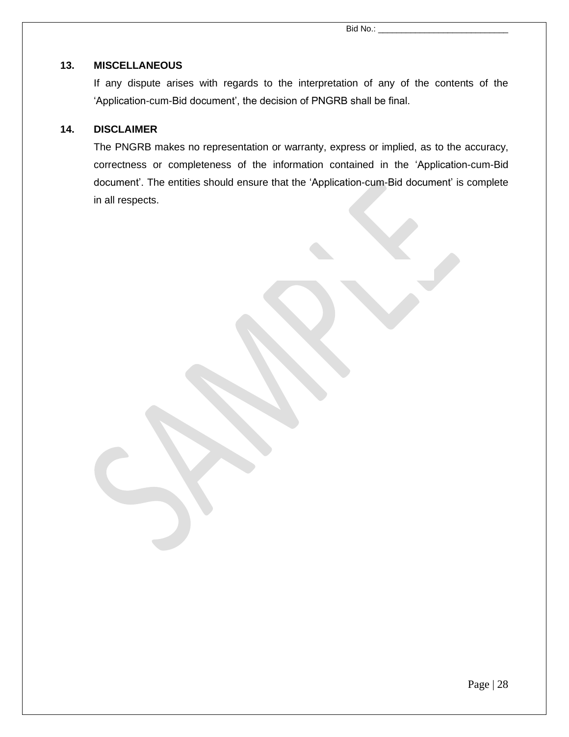## 13. MISCELLANEOUS

If any dispute arises with regards to the interpretation of any of the contents of the 'Application-cum-Bid document', the decision of PNGRB shall be final.

## 14. DISCLAIMER

The PNGRB makes no representation or warranty, express or implied, as to the accuracy, correctness or completeness of the information contained in the 'Application-cum-Bid document'. The entities should ensure that the 'Application-cum-Bid document' is complete in all respects.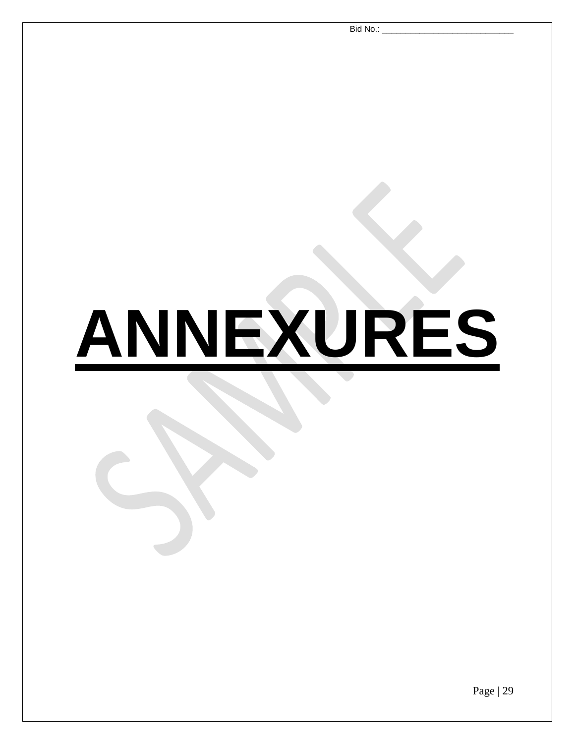# ANNEXURES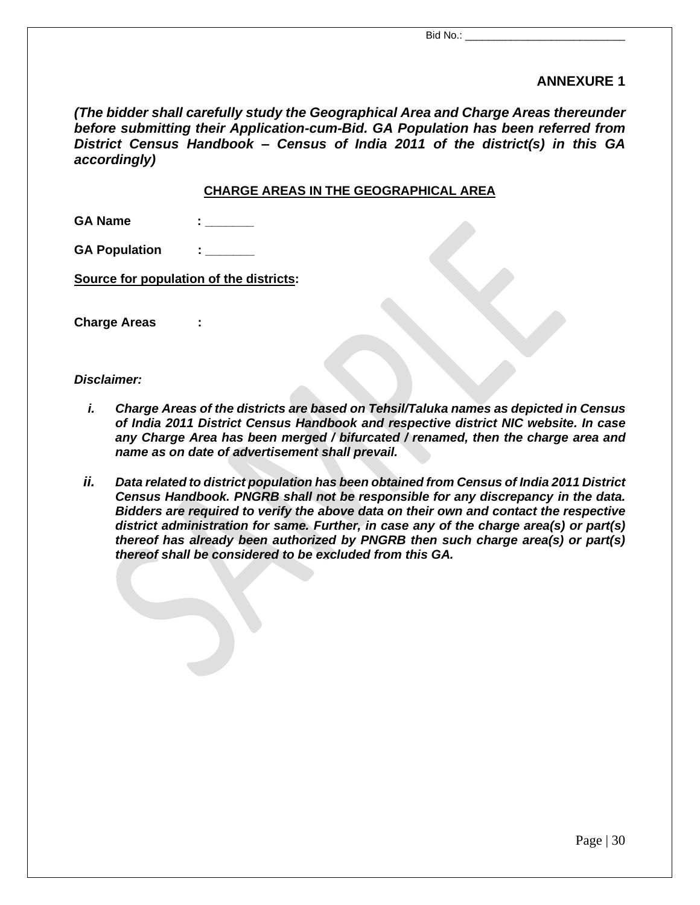Bid No.: ____________________________

## ANNEXURE 1

***(The bidder shall carefully study the Geographical Area and Charge Areas thereunder before submitting their Application-cum-Bid. GA Population has been referred from District Census Handbook – Census of India 2011 of the district(s) in this GA accordingly)***

**CHARGE AREAS IN THE GEOGRAPHICAL AREA**

**GA Name : _______**

**GA Population : _______**

**Source for population of the districts:**

**Charge Areas :**

***Disclaimer:***

*i.* ***Charge Areas of the districts are based on Tehsil/Taluka names as depicted in Census of India 2011 District Census Handbook and respective district NIC website. In case any Charge Area has been merged / bifurcated / renamed, then the charge area and name as on date of advertisement shall prevail.***

*ii.* ***Data related to district population has been obtained from Census of India 2011 District Census Handbook. PNGRB shall not be responsible for any discrepancy in the data. Bidders are required to verify the above data on their own and contact the respective district administration for same. Further, in case any of the charge area(s) or part(s) thereof has already been authorized by PNGRB then such charge area(s) or part(s) thereof shall be considered to be excluded from this GA.***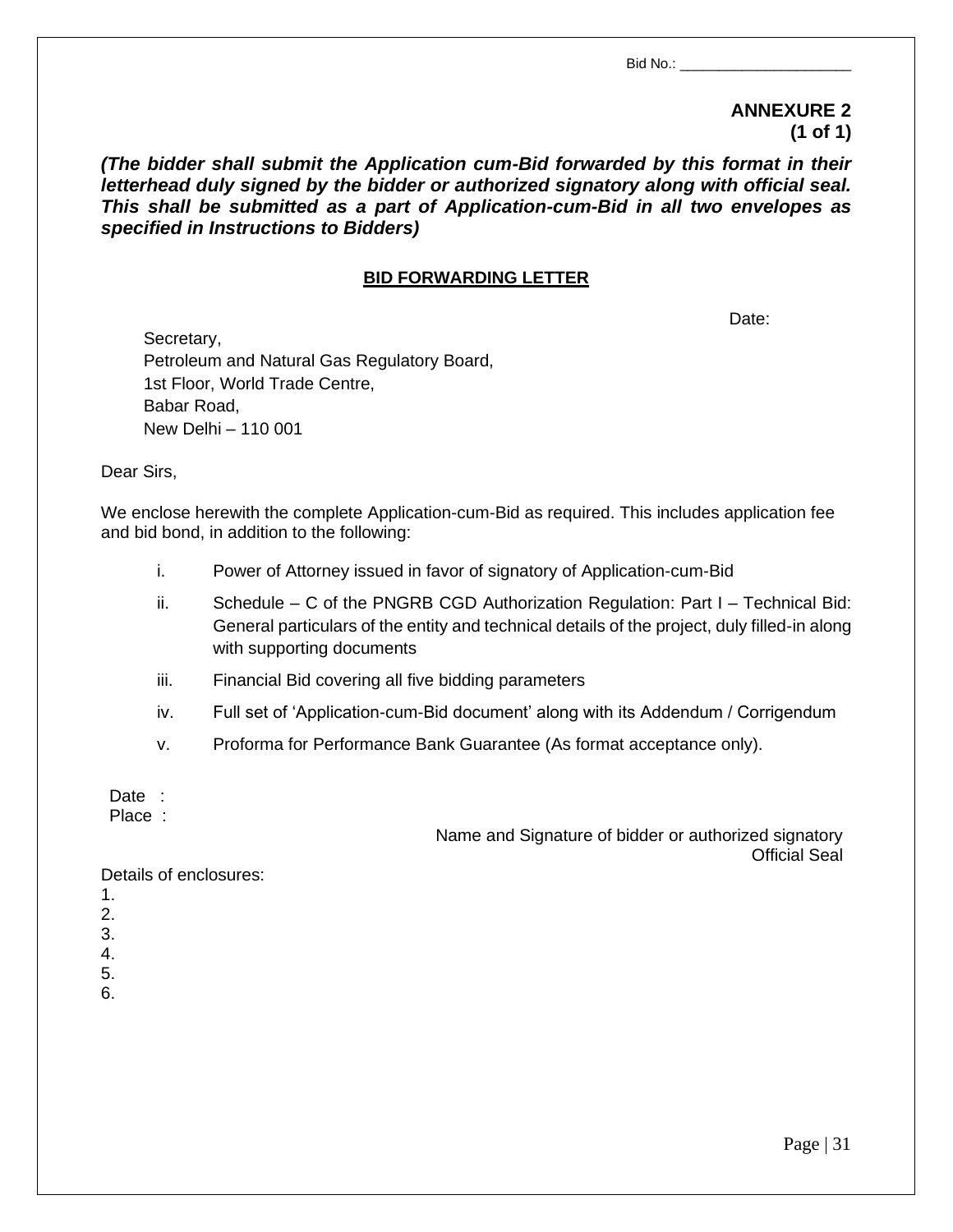Bid No.: ______________________

**ANNEXURE 2**
**(1 of 1)**

***(The bidder shall submit the Application cum-Bid forwarded by this format in their letterhead duly signed by the bidder or authorized signatory along with official seal. This shall be submitted as a part of Application-cum-Bid in all two envelopes as specified in Instructions to Bidders)***

## BID FORWARDING LETTER

Date:

Secretary,
Petroleum and Natural Gas Regulatory Board,
1st Floor, World Trade Centre,
Babar Road,
New Delhi – 110 001

Dear Sirs,

We enclose herewith the complete Application-cum-Bid as required. This includes application fee and bid bond, in addition to the following:

i. Power of Attorney issued in favor of signatory of Application-cum-Bid

ii. Schedule – C of the PNGRB CGD Authorization Regulation: Part I – Technical Bid: General particulars of the entity and technical details of the project, duly filled-in along with supporting documents

iii. Financial Bid covering all five bidding parameters

iv. Full set of 'Application-cum-Bid document' along with its Addendum / Corrigendum

v. Proforma for Performance Bank Guarantee (As format acceptance only).

Date :
Place :

Name and Signature of bidder or authorized signatory
Official Seal

Details of enclosures:
1.
2.
3.
4.
5.
6.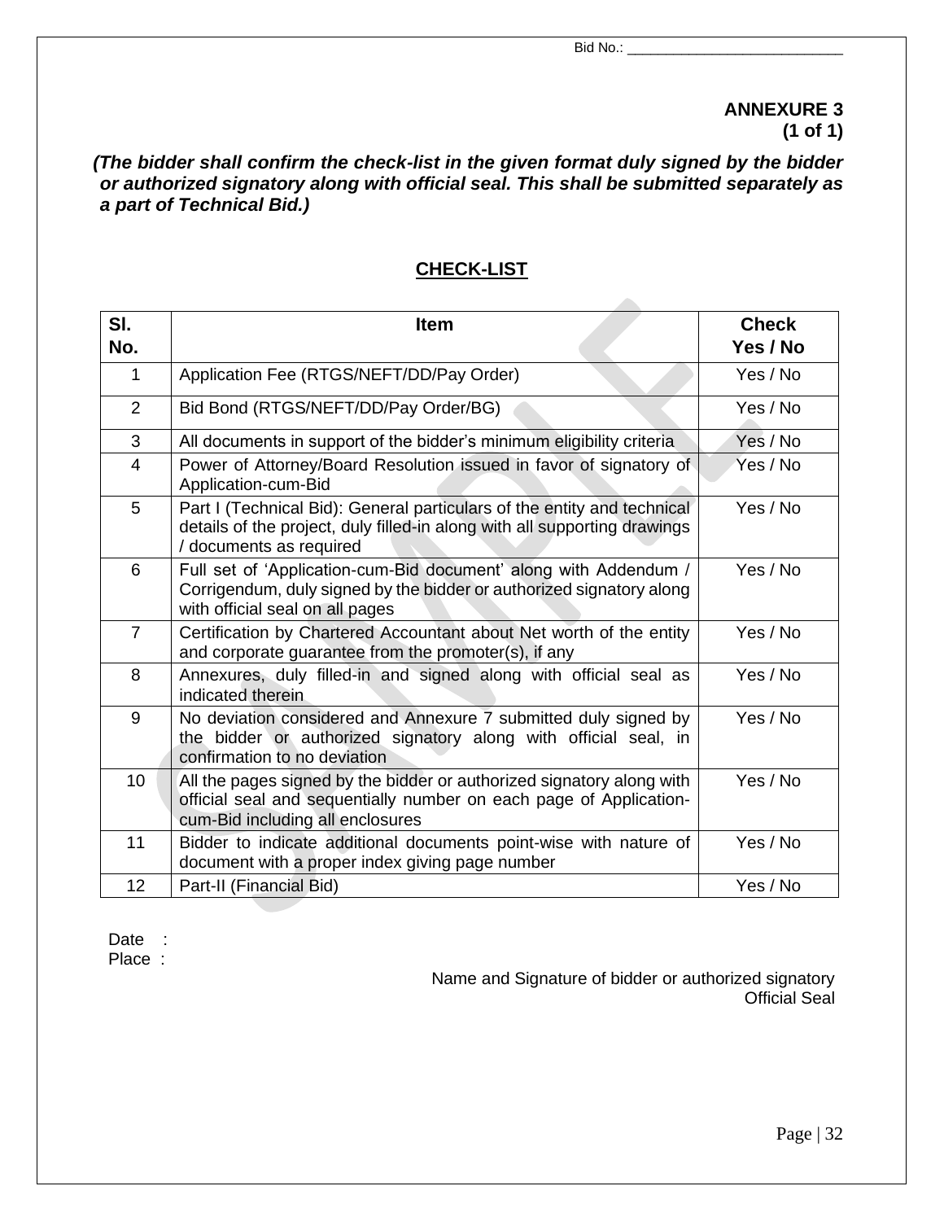Bid No.: ____________________________

**ANNEXURE 3**
**(1 of 1)**

***(The bidder shall confirm the check-list in the given format duly signed by the bidder or authorized signatory along with official seal. This shall be submitted separately as a part of Technical Bid.)***

## CHECK-LIST

| Sl. No. | Item | Check Yes / No |
|---|---|---|
| 1 | Application Fee (RTGS/NEFT/DD/Pay Order) | Yes / No |
| 2 | Bid Bond (RTGS/NEFT/DD/Pay Order/BG) | Yes / No |
| 3 | All documents in support of the bidder's minimum eligibility criteria | Yes / No |
| 4 | Power of Attorney/Board Resolution issued in favor of signatory of Application-cum-Bid | Yes / No |
| 5 | Part I (Technical Bid): General particulars of the entity and technical details of the project, duly filled-in along with all supporting drawings / documents as required | Yes / No |
| 6 | Full set of 'Application-cum-Bid document' along with Addendum / Corrigendum, duly signed by the bidder or authorized signatory along with official seal on all pages | Yes / No |
| 7 | Certification by Chartered Accountant about Net worth of the entity and corporate guarantee from the promoter(s), if any | Yes / No |
| 8 | Annexures, duly filled-in and signed along with official seal as indicated therein | Yes / No |
| 9 | No deviation considered and Annexure 7 submitted duly signed by the bidder or authorized signatory along with official seal, in confirmation to no deviation | Yes / No |
| 10 | All the pages signed by the bidder or authorized signatory along with official seal and sequentially number on each page of Application-cum-Bid including all enclosures | Yes / No |
| 11 | Bidder to indicate additional documents point-wise with nature of document with a proper index giving page number | Yes / No |
| 12 | Part-II (Financial Bid) | Yes / No |

Date :
Place :

Name and Signature of bidder or authorized signatory
Official Seal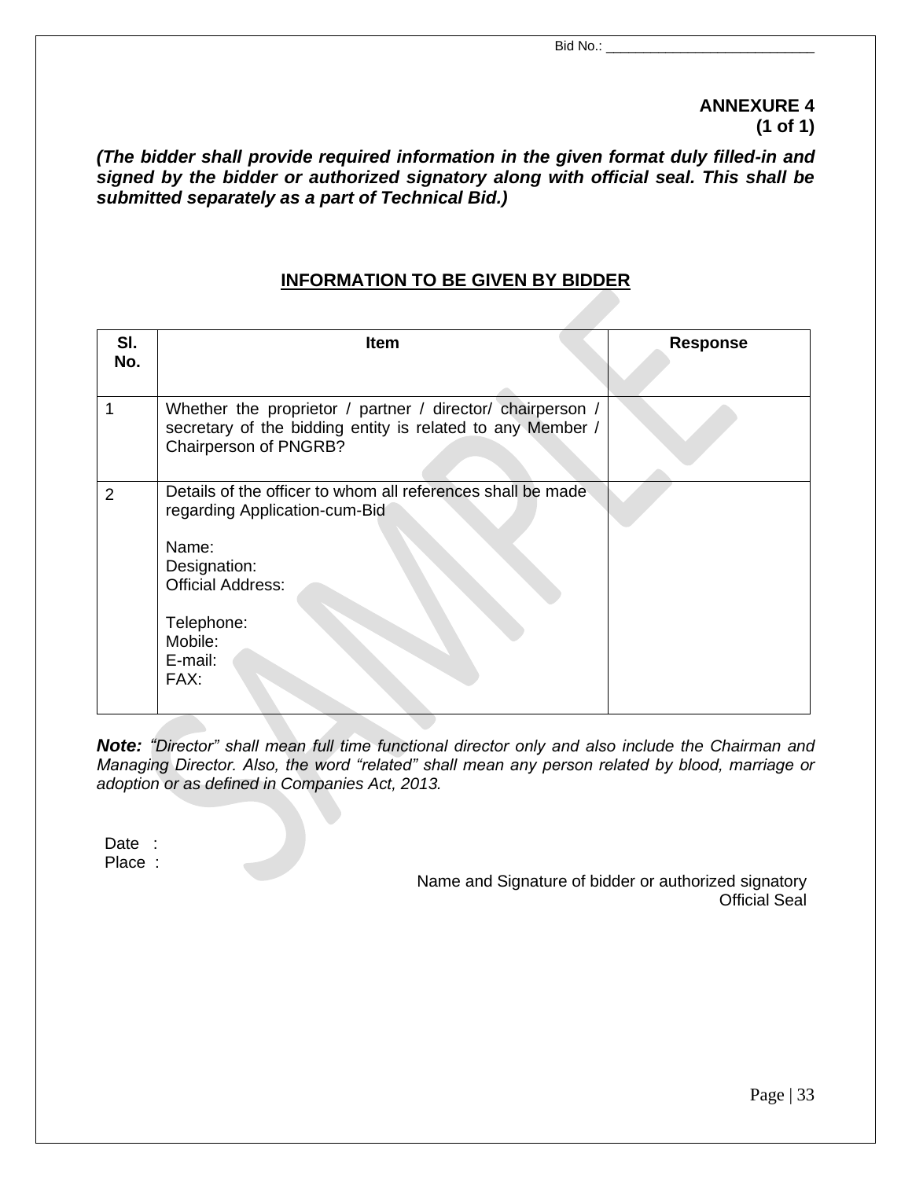Bid No.: ____________________________

**ANNEXURE 4**
**(1 of 1)**

***(The bidder shall provide required information in the given format duly filled-in and signed by the bidder or authorized signatory along with official seal. This shall be submitted separately as a part of Technical Bid.)***

## INFORMATION TO BE GIVEN BY BIDDER

| Sl. No. | Item | Response |
|---|---|---|
| 1 | Whether the proprietor / partner / director/ chairperson / secretary of the bidding entity is related to any Member / Chairperson of PNGRB? | |
| 2 | Details of the officer to whom all references shall be made regarding Application-cum-Bid<br><br>Name:<br>Designation:<br>Official Address:<br><br>Telephone:<br>Mobile:<br>E-mail:<br>FAX: | |

***Note:*** *"Director" shall mean full time functional director only and also include the Chairman and Managing Director. Also, the word "related" shall mean any person related by blood, marriage or adoption or as defined in Companies Act, 2013.*

Date :
Place :

Name and Signature of bidder or authorized signatory
Official Seal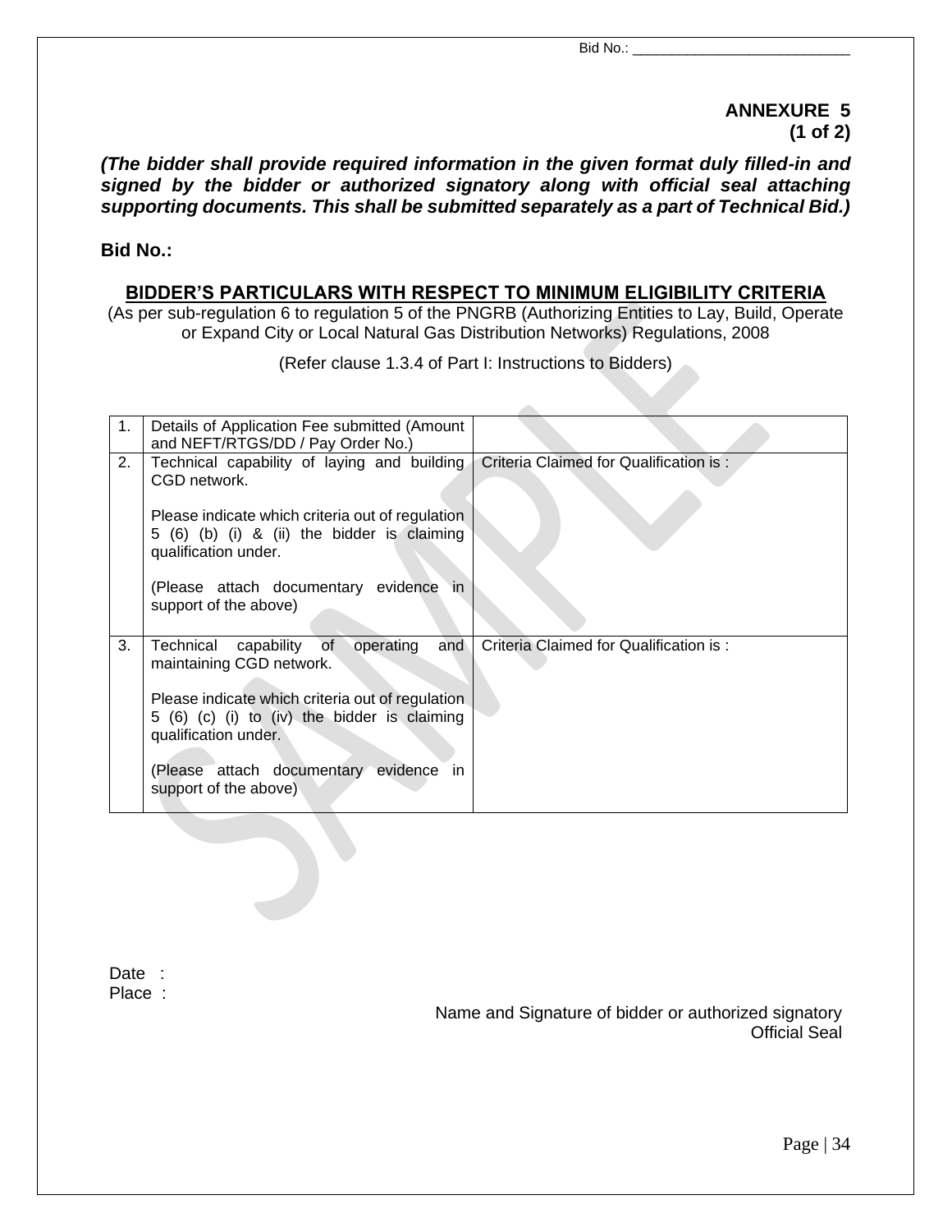**ANNEXURE 5**
**(1 of 2)**

***(The bidder shall provide required information in the given format duly filled-in and signed by the bidder or authorized signatory along with official seal attaching supporting documents. This shall be submitted separately as a part of Technical Bid.)***

**Bid No.:**

## BIDDER'S PARTICULARS WITH RESPECT TO MINIMUM ELIGIBILITY CRITERIA

(As per sub-regulation 6 to regulation 5 of the PNGRB (Authorizing Entities to Lay, Build, Operate or Expand City or Local Natural Gas Distribution Networks) Regulations, 2008

(Refer clause 1.3.4 of Part I: Instructions to Bidders)

| | | |
|---|---|---|
| 1. | Details of Application Fee submitted (Amount and NEFT/RTGS/DD / Pay Order No.) | |
| 2. | Technical capability of laying and building CGD network.<br><br>Please indicate which criteria out of regulation 5 (6) (b) (i) & (ii) the bidder is claiming qualification under.<br><br>(Please attach documentary evidence in support of the above) | Criteria Claimed for Qualification is : |
| 3. | Technical capability of operating and maintaining CGD network.<br><br>Please indicate which criteria out of regulation 5 (6) (c) (i) to (iv) the bidder is claiming qualification under.<br><br>(Please attach documentary evidence in support of the above) | Criteria Claimed for Qualification is : |

Date :
Place :

Name and Signature of bidder or authorized signatory
Official Seal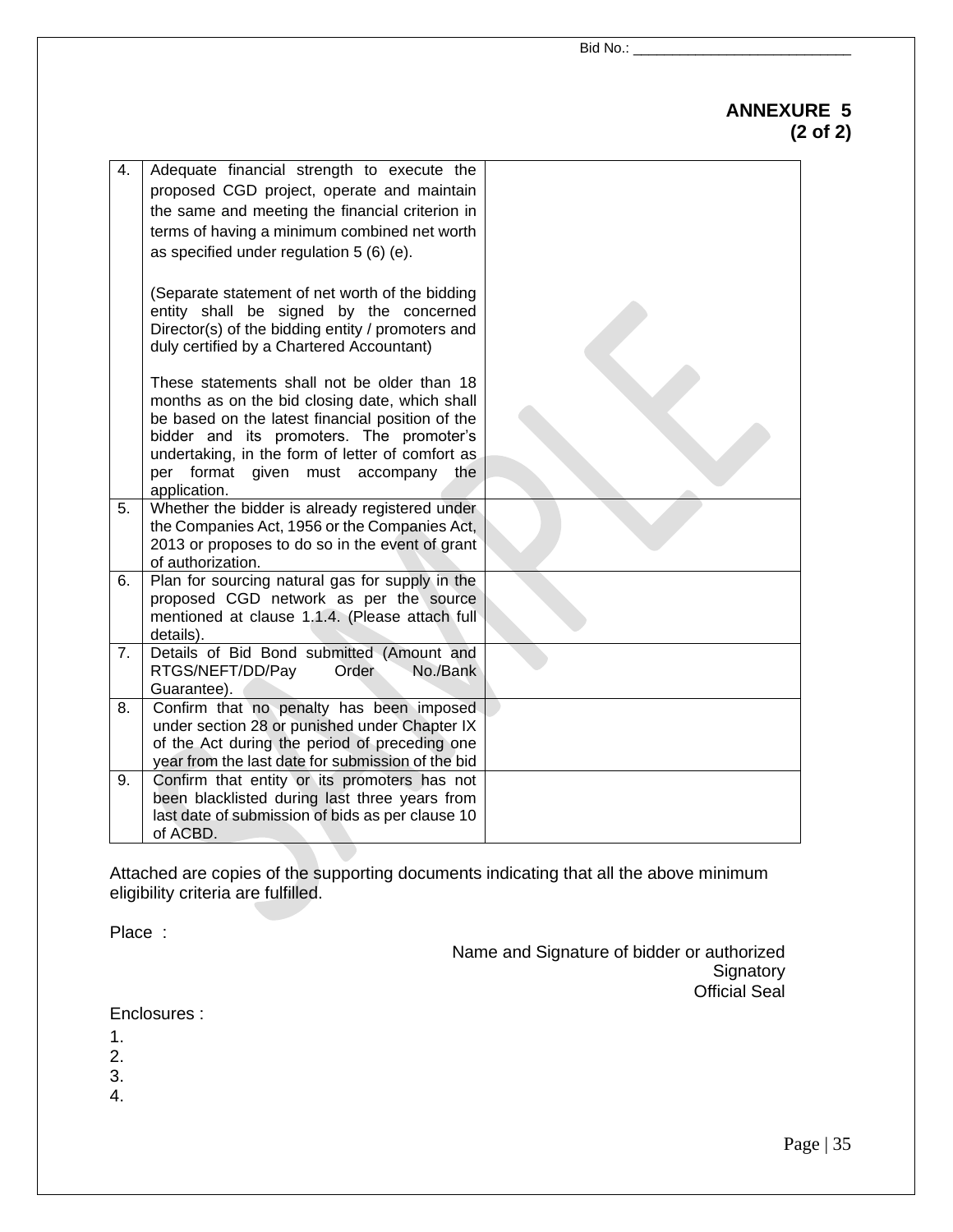Bid No.: ____________________________

**ANNEXURE 5**
**(2 of 2)**

| | | |
|---|---|---|
| 4. | Adequate financial strength to execute the proposed CGD project, operate and maintain the same and meeting the financial criterion in terms of having a minimum combined net worth as specified under regulation 5 (6) (e).<br><br>(Separate statement of net worth of the bidding entity shall be signed by the concerned Director(s) of the bidding entity / promoters and duly certified by a Chartered Accountant)<br><br>These statements shall not be older than 18 months as on the bid closing date, which shall be based on the latest financial position of the bidder and its promoters. The promoter's undertaking, in the form of letter of comfort as per format given must accompany the application. | |
| 5. | Whether the bidder is already registered under the Companies Act, 1956 or the Companies Act, 2013 or proposes to do so in the event of grant of authorization. | |
| 6. | Plan for sourcing natural gas for supply in the proposed CGD network as per the source mentioned at clause 1.1.4. (Please attach full details). | |
| 7. | Details of Bid Bond submitted (Amount and RTGS/NEFT/DD/Pay Order No./Bank Guarantee). | |
| 8. | Confirm that no penalty has been imposed under section 28 or punished under Chapter IX of the Act during the period of preceding one year from the last date for submission of the bid | |
| 9. | Confirm that entity or its promoters has not been blacklisted during last three years from last date of submission of bids as per clause 10 of ACBD. | |

Attached are copies of the supporting documents indicating that all the above minimum eligibility criteria are fulfilled.

Place :

Name and Signature of bidder or authorized Signatory
Official Seal

Enclosures :

1.
2.
3.
4.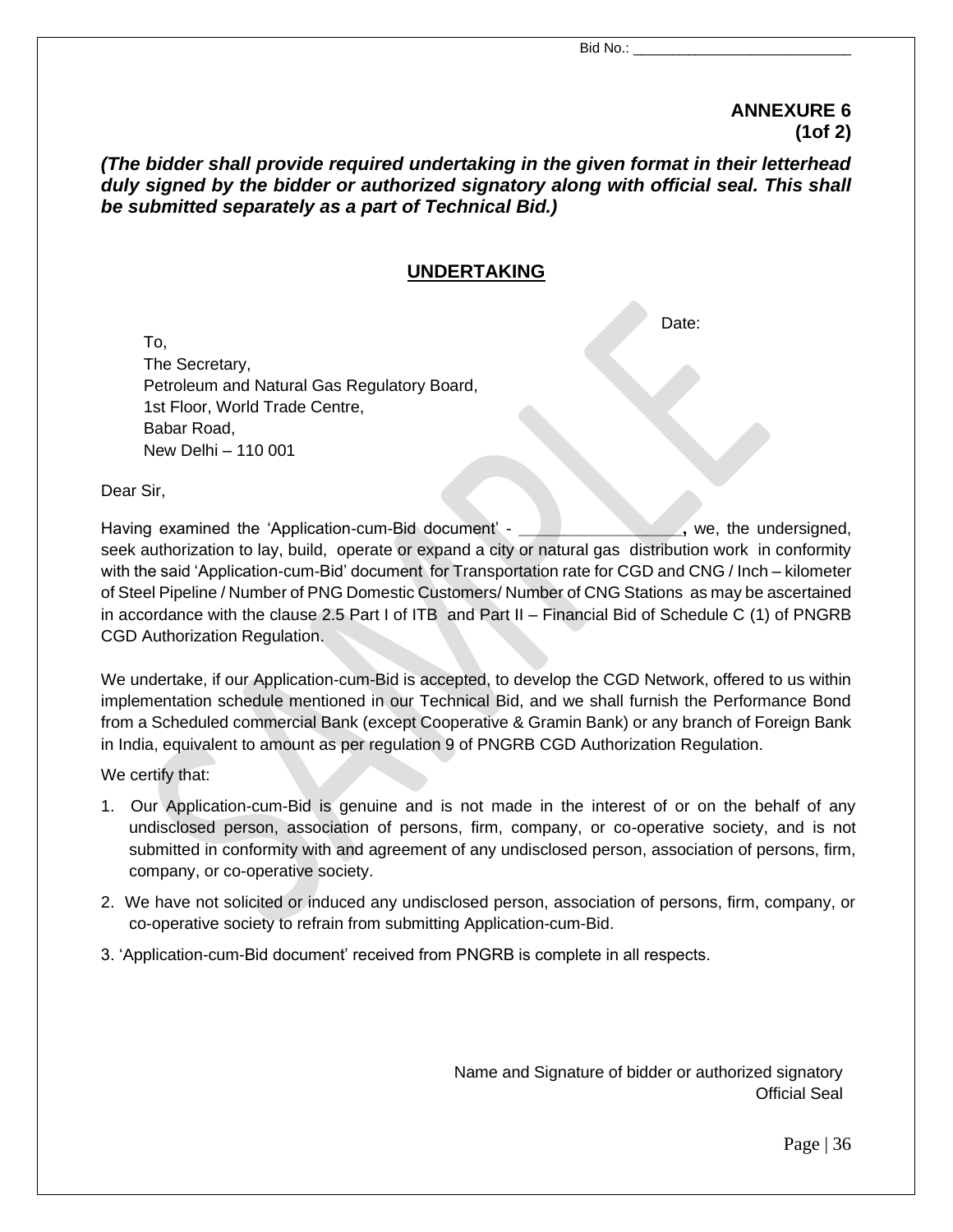Bid No.: ___________________________

**ANNEXURE 6**
**(1of 2)**

***(The bidder shall provide required undertaking in the given format in their letterhead duly signed by the bidder or authorized signatory along with official seal. This shall be submitted separately as a part of Technical Bid.)***

## UNDERTAKING

Date:

To,
The Secretary,
Petroleum and Natural Gas Regulatory Board,
1st Floor, World Trade Centre,
Babar Road,
New Delhi – 110 001

Dear Sir,

Having examined the 'Application-cum-Bid document' - _________________**,** we, the undersigned, seek authorization to lay, build, operate or expand a city or natural gas distribution work in conformity with the said 'Application-cum-Bid' document for Transportation rate for CGD and CNG / Inch – kilometer of Steel Pipeline / Number of PNG Domestic Customers/ Number of CNG Stations as may be ascertained in accordance with the clause 2.5 Part I of ITB and Part II – Financial Bid of Schedule C (1) of PNGRB CGD Authorization Regulation.

We undertake, if our Application-cum-Bid is accepted, to develop the CGD Network, offered to us within implementation schedule mentioned in our Technical Bid, and we shall furnish the Performance Bond from a Scheduled commercial Bank (except Cooperative & Gramin Bank) or any branch of Foreign Bank in India, equivalent to amount as per regulation 9 of PNGRB CGD Authorization Regulation.

We certify that:

1. Our Application-cum-Bid is genuine and is not made in the interest of or on the behalf of any undisclosed person, association of persons, firm, company, or co-operative society, and is not submitted in conformity with and agreement of any undisclosed person, association of persons, firm, company, or co-operative society.
2. We have not solicited or induced any undisclosed person, association of persons, firm, company, or co-operative society to refrain from submitting Application-cum-Bid.
3. 'Application-cum-Bid document' received from PNGRB is complete in all respects.

Name and Signature of bidder or authorized signatory
Official Seal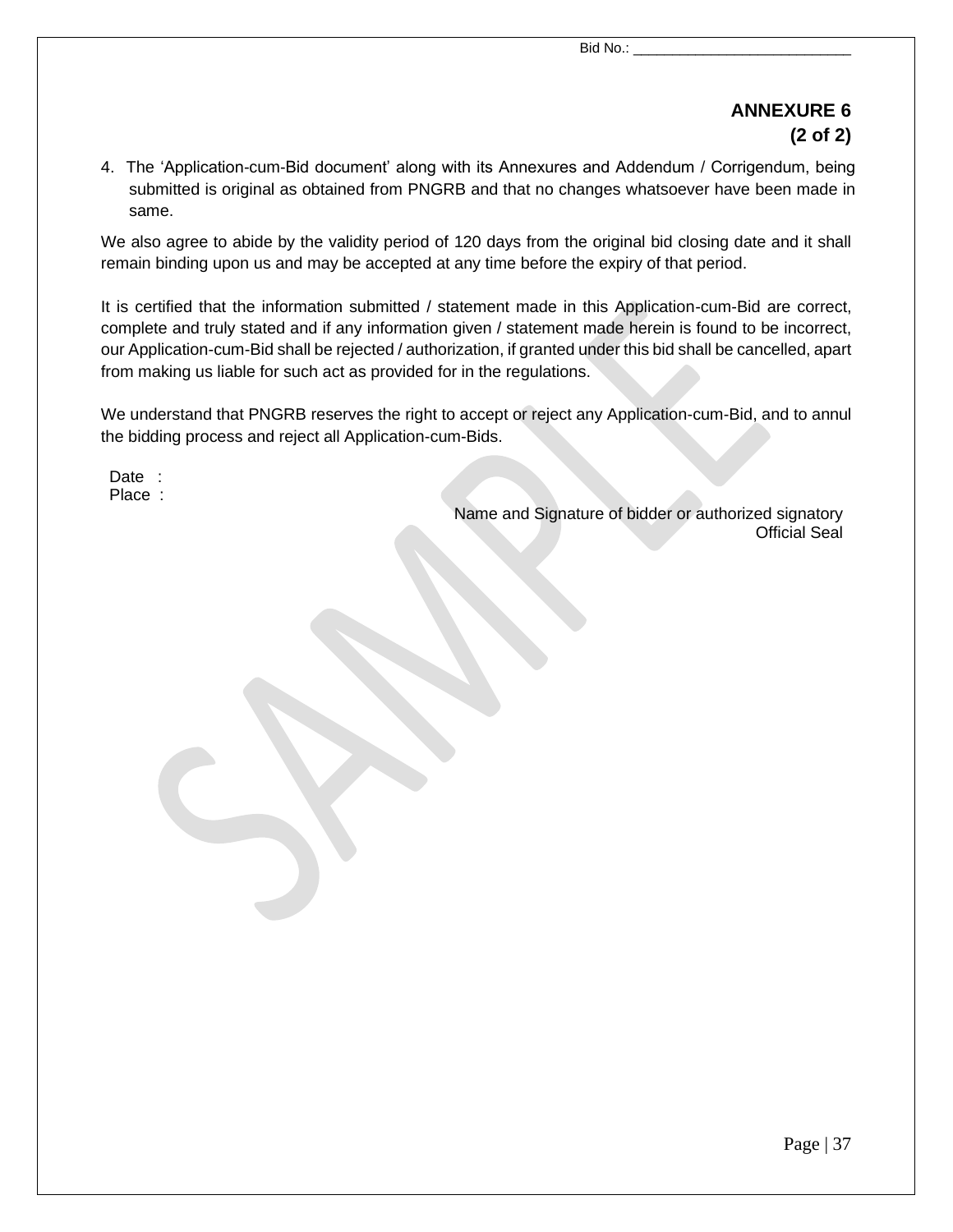Bid No.: ____________________________

**ANNEXURE 6**
**(2 of 2)**

4. The 'Application-cum-Bid document' along with its Annexures and Addendum / Corrigendum, being submitted is original as obtained from PNGRB and that no changes whatsoever have been made in same.

We also agree to abide by the validity period of 120 days from the original bid closing date and it shall remain binding upon us and may be accepted at any time before the expiry of that period.

It is certified that the information submitted / statement made in this Application-cum-Bid are correct, complete and truly stated and if any information given / statement made herein is found to be incorrect, our Application-cum-Bid shall be rejected / authorization, if granted under this bid shall be cancelled, apart from making us liable for such act as provided for in the regulations.

We understand that PNGRB reserves the right to accept or reject any Application-cum-Bid, and to annul the bidding process and reject all Application-cum-Bids.

Date :
Place :

Name and Signature of bidder or authorized signatory
Official Seal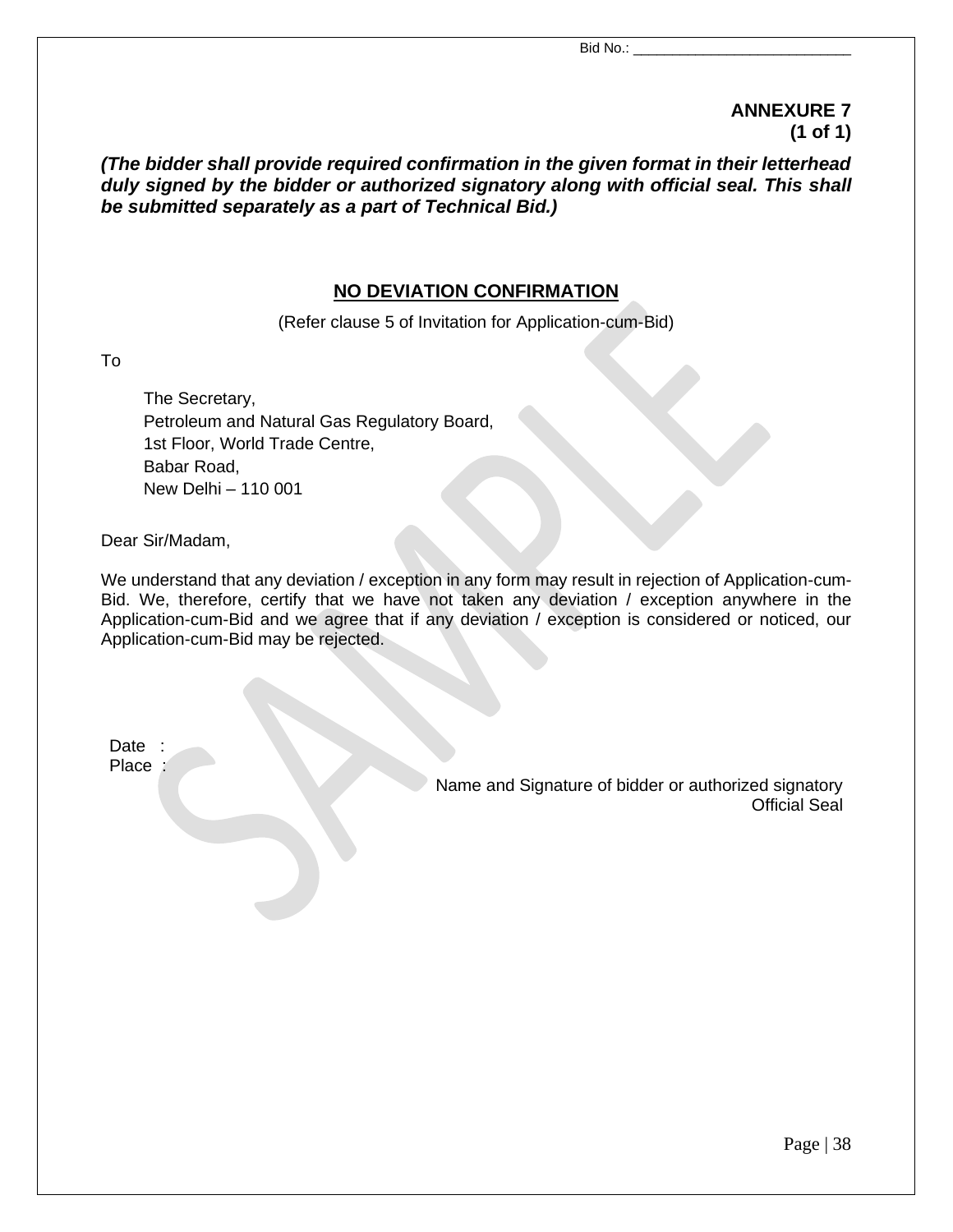Bid No.: ____________________________

**ANNEXURE 7**
**(1 of 1)**

***(The bidder shall provide required confirmation in the given format in their letterhead duly signed by the bidder or authorized signatory along with official seal. This shall be submitted separately as a part of Technical Bid.)***

## NO DEVIATION CONFIRMATION

(Refer clause 5 of Invitation for Application-cum-Bid)

To

The Secretary,
Petroleum and Natural Gas Regulatory Board,
1st Floor, World Trade Centre,
Babar Road,
New Delhi – 110 001

Dear Sir/Madam,

We understand that any deviation / exception in any form may result in rejection of Application-cum-Bid. We, therefore, certify that we have not taken any deviation / exception anywhere in the Application-cum-Bid and we agree that if any deviation / exception is considered or noticed, our Application-cum-Bid may be rejected.

Date :
Place :

Name and Signature of bidder or authorized signatory
Official Seal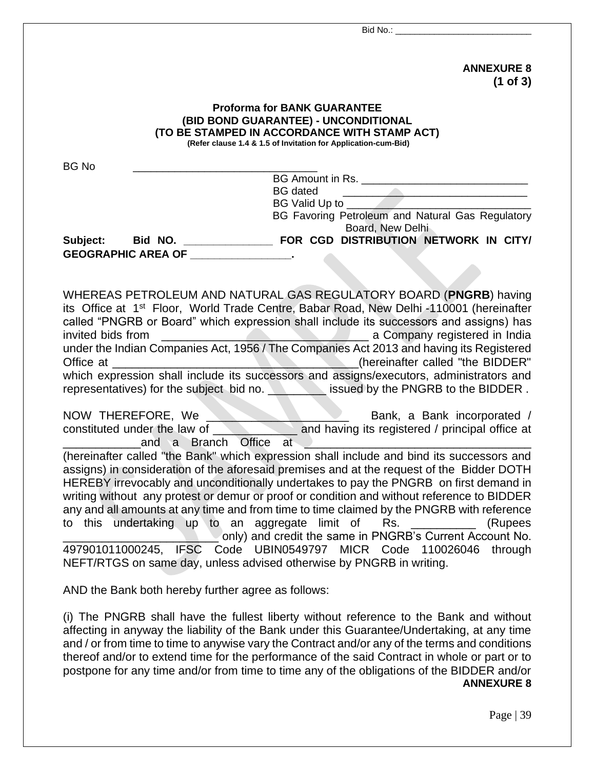Bid No.: ___________________________

**ANNEXURE 8**
**(1 of 3)**

**Proforma for BANK GUARANTEE**
**(BID BOND GUARANTEE) - UNCONDITIONAL**
**(TO BE STAMPED IN ACCORDANCE WITH STAMP ACT)**
**(Refer clause 1.4 & 1.5 of Invitation for Application-cum-Bid)**

BG No ______________________________

BG Amount in Rs. ____________________________
BG dated ________________________________
BG Valid Up to ________________________________
BG Favoring Petroleum and Natural Gas Regulatory Board, New Delhi

**Subject: Bid NO. _______________ FOR CGD DISTRIBUTION NETWORK IN CITY/ GEOGRAPHIC AREA OF _________________.**

WHEREAS PETROLEUM AND NATURAL GAS REGULATORY BOARD (**PNGRB**) having its Office at 1st Floor, World Trade Centre, Babar Road, New Delhi -110001 (hereinafter called "PNGRB or Board" which expression shall include its successors and assigns) has invited bids from _________________________________ a Company registered in India under the Indian Companies Act, 1956 / The Companies Act 2013 and having its Registered Office at _____________________________________(hereinafter called "the BIDDER" which expression shall include its successors and assigns/executors, administrators and representatives) for the subject bid no. _________ issued by the PNGRB to the BIDDER .

NOW THEREFORE, We ______________________ Bank, a Bank incorporated / constituted under the law of _____________ and having its registered / principal office at ____________and a Branch Office at ____________________________________ (hereinafter called "the Bank" which expression shall include and bind its successors and assigns) in consideration of the aforesaid premises and at the request of the Bidder DOTH HEREBY irrevocably and unconditionally undertakes to pay the PNGRB on first demand in writing without any protest or demur or proof or condition and without reference to BIDDER any and all amounts at any time and from time to time claimed by the PNGRB with reference to this undertaking up to an aggregate limit of Rs. __________ (Rupees ________________________ only) and credit the same in PNGRB's Current Account No. 497901011000245, IFSC Code UBIN0549797 MICR Code 110026046 through NEFT/RTGS on same day, unless advised otherwise by PNGRB in writing.

AND the Bank both hereby further agree as follows:

(i) The PNGRB shall have the fullest liberty without reference to the Bank and without affecting in anyway the liability of the Bank under this Guarantee/Undertaking, at any time and / or from time to time to anywise vary the Contract and/or any of the terms and conditions thereof and/or to extend time for the performance of the said Contract in whole or part or to postpone for any time and/or from time to time any of the obligations of the BIDDER and/or

**ANNEXURE 8**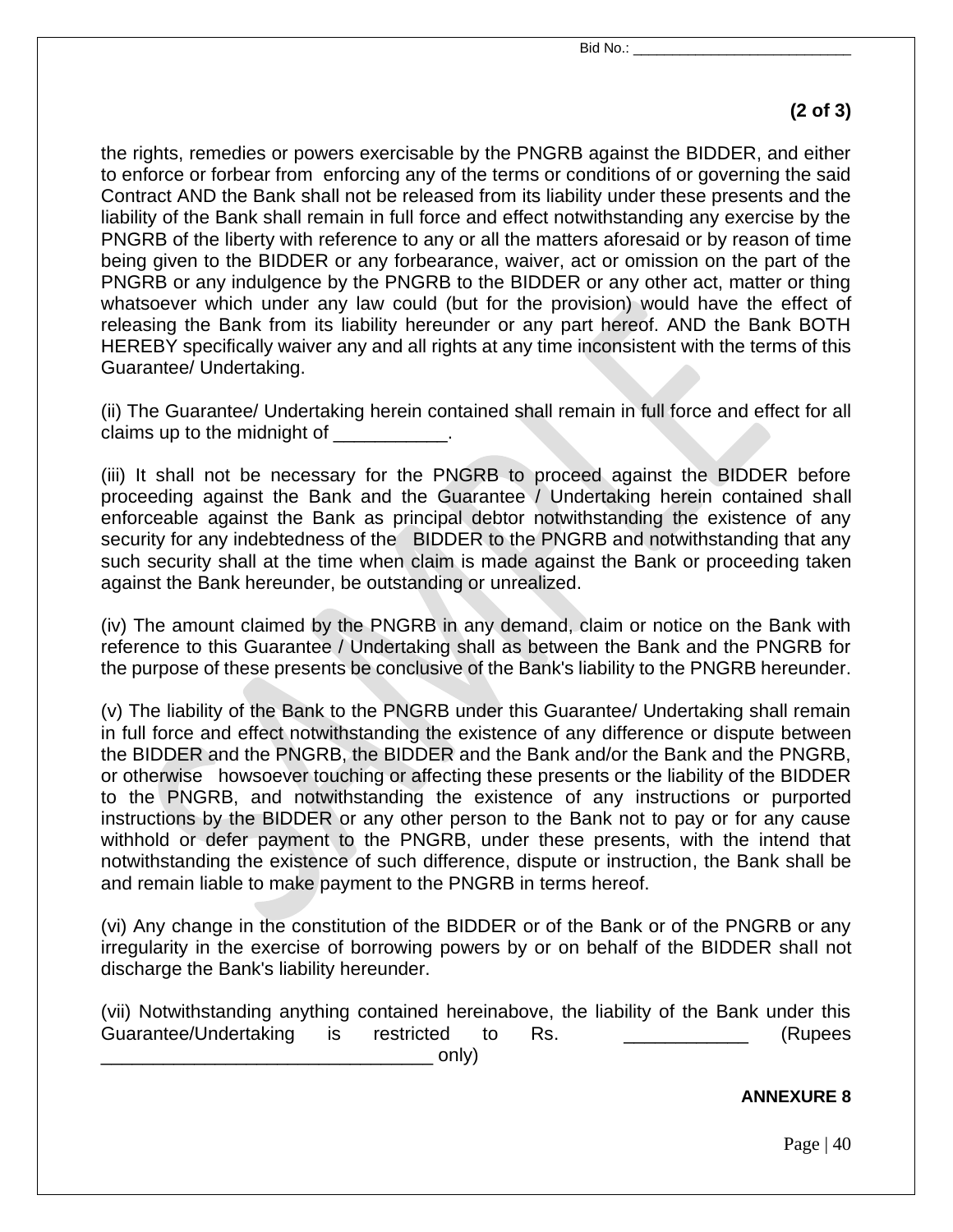**(2 of 3)**

the rights, remedies or powers exercisable by the PNGRB against the BIDDER, and either to enforce or forbear from enforcing any of the terms or conditions of or governing the said Contract AND the Bank shall not be released from its liability under these presents and the liability of the Bank shall remain in full force and effect notwithstanding any exercise by the PNGRB of the liberty with reference to any or all the matters aforesaid or by reason of time being given to the BIDDER or any forbearance, waiver, act or omission on the part of the PNGRB or any indulgence by the PNGRB to the BIDDER or any other act, matter or thing whatsoever which under any law could (but for the provision) would have the effect of releasing the Bank from its liability hereunder or any part hereof. AND the Bank BOTH HEREBY specifically waiver any and all rights at any time inconsistent with the terms of this Guarantee/ Undertaking.

(ii) The Guarantee/ Undertaking herein contained shall remain in full force and effect for all claims up to the midnight of ___________.

(iii) It shall not be necessary for the PNGRB to proceed against the BIDDER before proceeding against the Bank and the Guarantee / Undertaking herein contained shall enforceable against the Bank as principal debtor notwithstanding the existence of any security for any indebtedness of the BIDDER to the PNGRB and notwithstanding that any such security shall at the time when claim is made against the Bank or proceeding taken against the Bank hereunder, be outstanding or unrealized.

(iv) The amount claimed by the PNGRB in any demand, claim or notice on the Bank with reference to this Guarantee / Undertaking shall as between the Bank and the PNGRB for the purpose of these presents be conclusive of the Bank's liability to the PNGRB hereunder.

(v) The liability of the Bank to the PNGRB under this Guarantee/ Undertaking shall remain in full force and effect notwithstanding the existence of any difference or dispute between the BIDDER and the PNGRB, the BIDDER and the Bank and/or the Bank and the PNGRB, or otherwise howsoever touching or affecting these presents or the liability of the BIDDER to the PNGRB, and notwithstanding the existence of any instructions or purported instructions by the BIDDER or any other person to the Bank not to pay or for any cause withhold or defer payment to the PNGRB, under these presents, with the intend that notwithstanding the existence of such difference, dispute or instruction, the Bank shall be and remain liable to make payment to the PNGRB in terms hereof.

(vi) Any change in the constitution of the BIDDER or of the Bank or of the PNGRB or any irregularity in the exercise of borrowing powers by or on behalf of the BIDDER shall not discharge the Bank's liability hereunder.

(vii) Notwithstanding anything contained hereinabove, the liability of the Bank under this Guarantee/Undertaking is restricted to Rs. ____________ (Rupees ________________________________ only)

**ANNEXURE 8**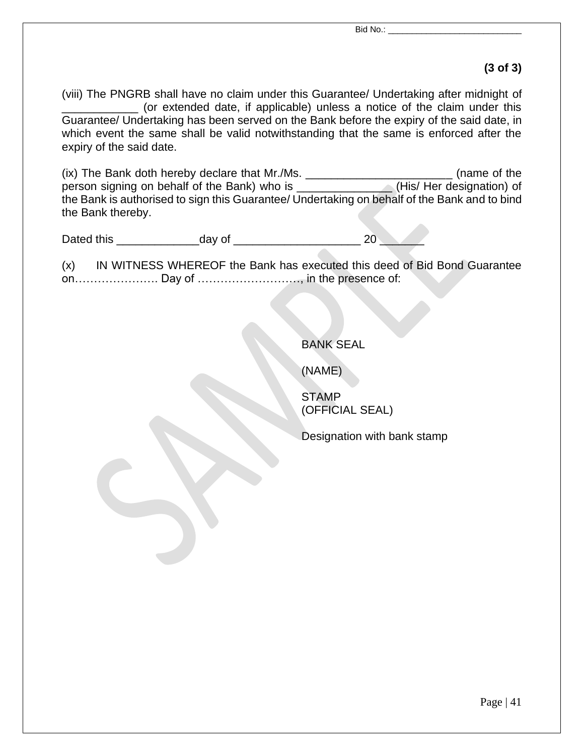**(3 of 3)**

(viii) The PNGRB shall have no claim under this Guarantee/ Undertaking after midnight of ____________ (or extended date, if applicable) unless a notice of the claim under this Guarantee/ Undertaking has been served on the Bank before the expiry of the said date, in which event the same shall be valid notwithstanding that the same is enforced after the expiry of the said date.

(ix) The Bank doth hereby declare that Mr./Ms. ________________________ (name of the person signing on behalf of the Bank) who is _______________ (His/ Her designation) of the Bank is authorised to sign this Guarantee/ Undertaking on behalf of the Bank and to bind the Bank thereby.

Dated this _____________day of ____________________ 20 _______

(x) IN WITNESS WHEREOF the Bank has executed this deed of Bid Bond Guarantee on…………………. Day of ………………………, in the presence of:

BANK SEAL

(NAME)

STAMP
(OFFICIAL SEAL)

Designation with bank stamp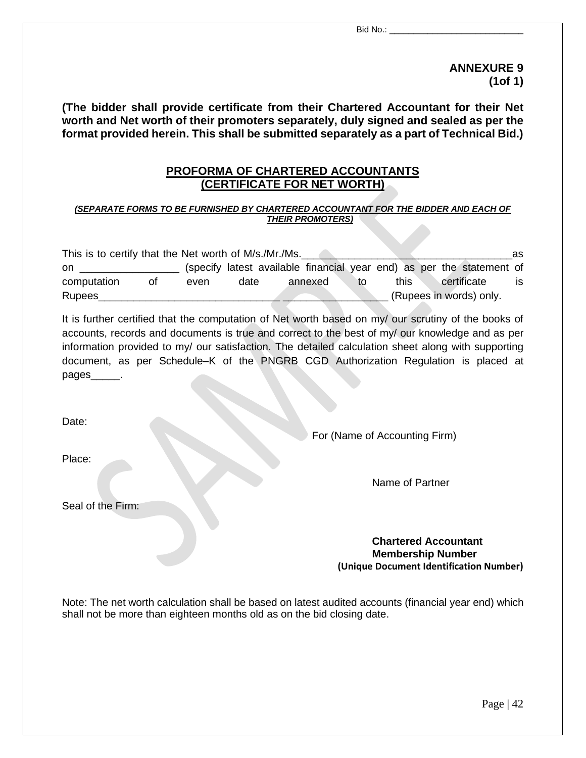Bid No.: ____________________________

**ANNEXURE 9**
**(1of 1)**

**(The bidder shall provide certificate from their Chartered Accountant for their Net worth and Net worth of their promoters separately, duly signed and sealed as per the format provided herein. This shall be submitted separately as a part of Technical Bid.)**

## PROFORMA OF CHARTERED ACCOUNTANTS (CERTIFICATE FOR NET WORTH)

***(SEPARATE FORMS TO BE FURNISHED BY CHARTERED ACCOUNTANT FOR THE BIDDER AND EACH OF THEIR PROMOTERS)***

This is to certify that the Net worth of M/s./Mr./Ms.___________________________________as on ________________ (specify latest available financial year end) as per the statement of computation of even date annexed to this certificate is Rupees______________________________ _________________ (Rupees in words) only.

It is further certified that the computation of Net worth based on my/ our scrutiny of the books of accounts, records and documents is true and correct to the best of my/ our knowledge and as per information provided to my/ our satisfaction. The detailed calculation sheet along with supporting document, as per Schedule–K of the PNGRB CGD Authorization Regulation is placed at pages_____.

Date:

For (Name of Accounting Firm)

Place:

Name of Partner

Seal of the Firm:

**Chartered Accountant**
**Membership Number**
**(Unique Document Identification Number)**

Note: The net worth calculation shall be based on latest audited accounts (financial year end) which shall not be more than eighteen months old as on the bid closing date.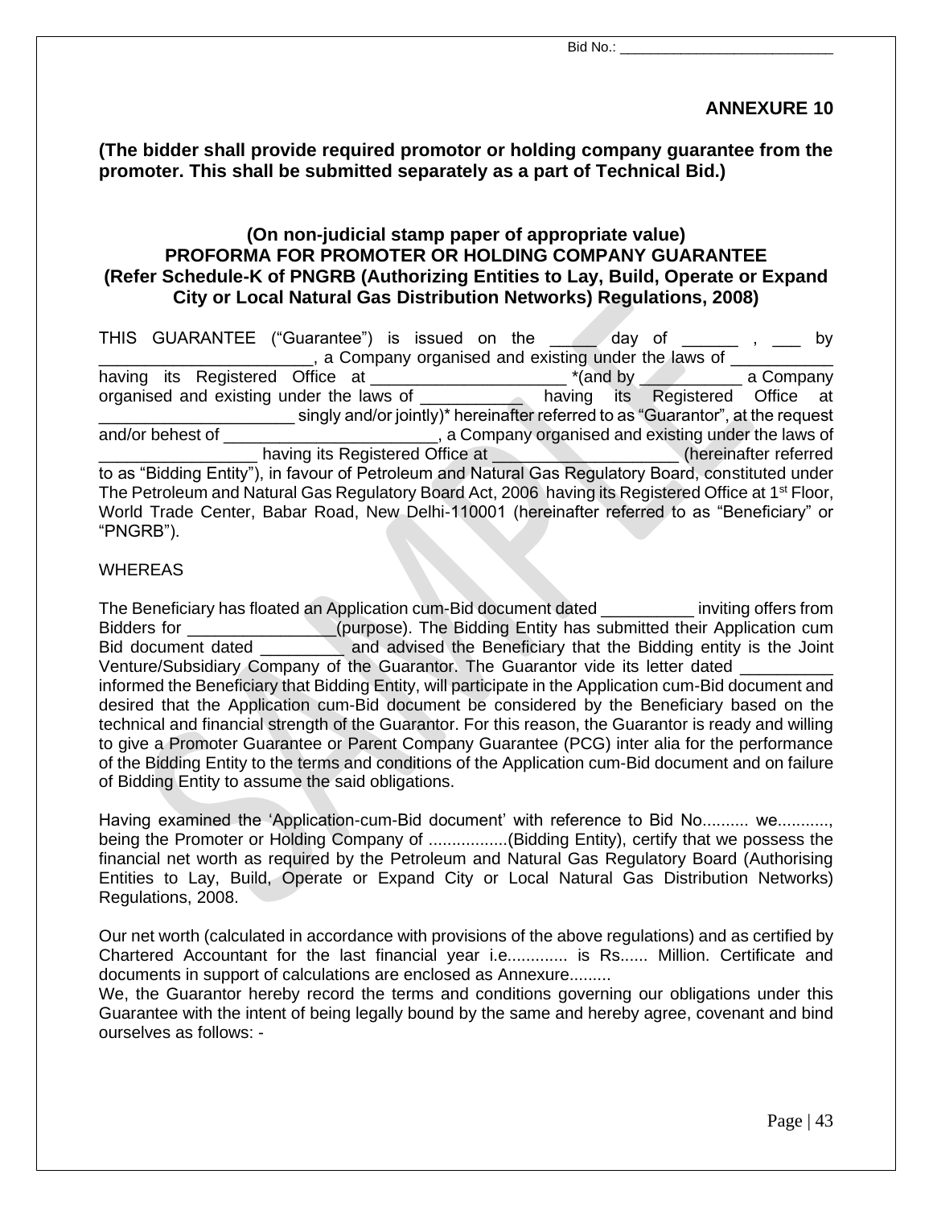Bid No.: ___________________________

## ANNEXURE 10

**(The bidder shall provide required promotor or holding company guarantee from the promoter. This shall be submitted separately as a part of Technical Bid.)**

**(On non-judicial stamp paper of appropriate value)**
**PROFORMA FOR PROMOTER OR HOLDING COMPANY GUARANTEE**
**(Refer Schedule-K of PNGRB (Authorizing Entities to Lay, Build, Operate or Expand City or Local Natural Gas Distribution Networks) Regulations, 2008)**

THIS GUARANTEE ("Guarantee") is issued on the _____ day of ______ , ___ by _______________________, a Company organised and existing under the laws of ___________ having its Registered Office at _____________________ *(and by ___________ a Company organised and existing under the laws of ___________ having its Registered Office at _____________________ singly and/or jointly)* hereinafter referred to as "Guarantor", at the request and/or behest of ________________________, a Company organised and existing under the laws of _________________ having its Registered Office at ____________________ (hereinafter referred to as "Bidding Entity"), in favour of Petroleum and Natural Gas Regulatory Board, constituted under The Petroleum and Natural Gas Regulatory Board Act, 2006 having its Registered Office at 1st Floor, World Trade Center, Babar Road, New Delhi-110001 (hereinafter referred to as "Beneficiary" or "PNGRB").

WHEREAS

The Beneficiary has floated an Application cum-Bid document dated __________ inviting offers from Bidders for ________________(purpose). The Bidding Entity has submitted their Application cum Bid document dated _________ and advised the Beneficiary that the Bidding entity is the Joint Venture/Subsidiary Company of the Guarantor. The Guarantor vide its letter dated __________ informed the Beneficiary that Bidding Entity, will participate in the Application cum-Bid document and desired that the Application cum-Bid document be considered by the Beneficiary based on the technical and financial strength of the Guarantor. For this reason, the Guarantor is ready and willing to give a Promoter Guarantee or Parent Company Guarantee (PCG) inter alia for the performance of the Bidding Entity to the terms and conditions of the Application cum-Bid document and on failure of Bidding Entity to assume the said obligations.

Having examined the 'Application-cum-Bid document' with reference to Bid No.......... we..........., being the Promoter or Holding Company of .................(Bidding Entity), certify that we possess the financial net worth as required by the Petroleum and Natural Gas Regulatory Board (Authorising Entities to Lay, Build, Operate or Expand City or Local Natural Gas Distribution Networks) Regulations, 2008.

Our net worth (calculated in accordance with provisions of the above regulations) and as certified by Chartered Accountant for the last financial year i.e............. is Rs...... Million. Certificate and documents in support of calculations are enclosed as Annexure.........
We, the Guarantor hereby record the terms and conditions governing our obligations under this Guarantee with the intent of being legally bound by the same and hereby agree, covenant and bind ourselves as follows: -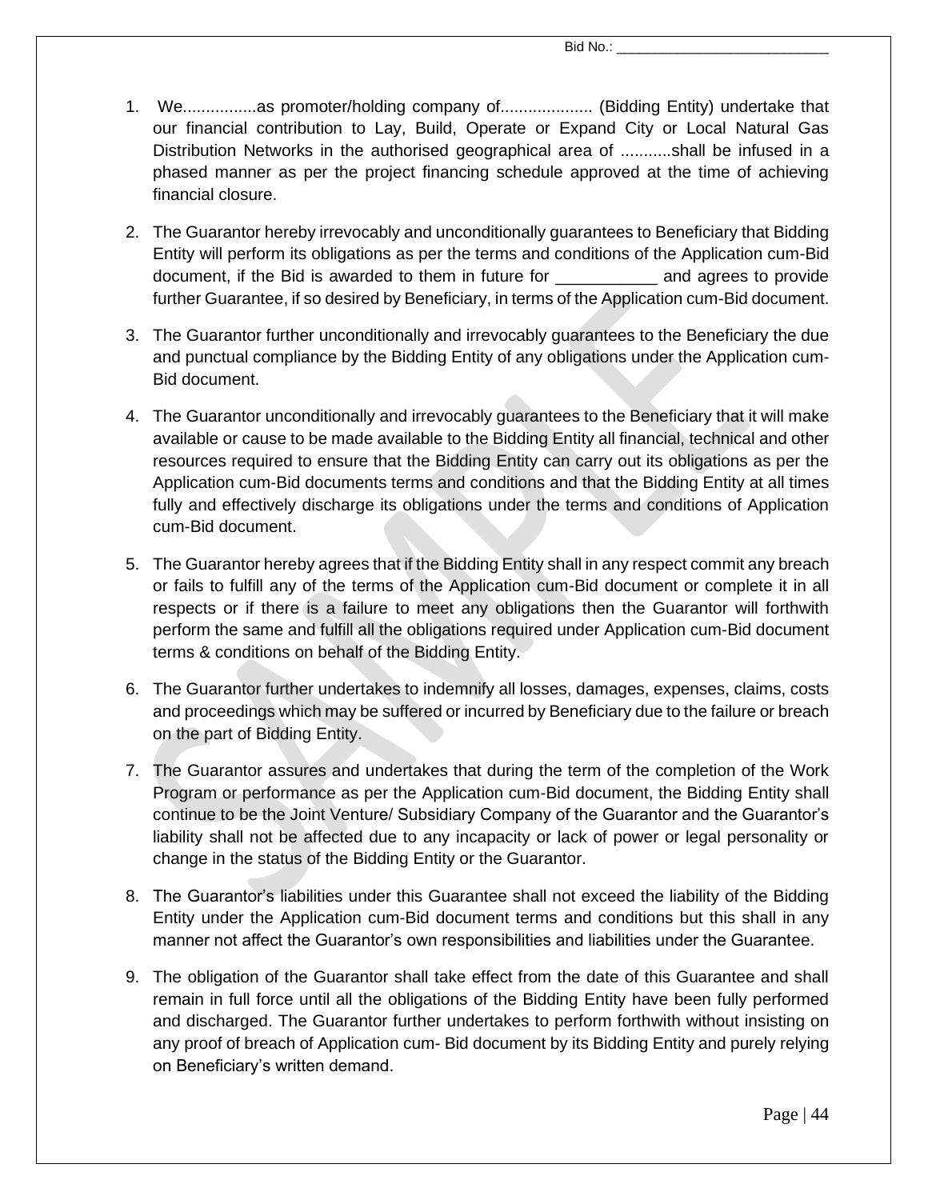1. We................as promoter/holding company of.................... (Bidding Entity) undertake that our financial contribution to Lay, Build, Operate or Expand City or Local Natural Gas Distribution Networks in the authorised geographical area of ...........shall be infused in a phased manner as per the project financing schedule approved at the time of achieving financial closure.

2. The Guarantor hereby irrevocably and unconditionally guarantees to Beneficiary that Bidding Entity will perform its obligations as per the terms and conditions of the Application cum-Bid document, if the Bid is awarded to them in future for ___________ and agrees to provide further Guarantee, if so desired by Beneficiary, in terms of the Application cum-Bid document.

3. The Guarantor further unconditionally and irrevocably guarantees to the Beneficiary the due and punctual compliance by the Bidding Entity of any obligations under the Application cum-Bid document.

4. The Guarantor unconditionally and irrevocably guarantees to the Beneficiary that it will make available or cause to be made available to the Bidding Entity all financial, technical and other resources required to ensure that the Bidding Entity can carry out its obligations as per the Application cum-Bid documents terms and conditions and that the Bidding Entity at all times fully and effectively discharge its obligations under the terms and conditions of Application cum-Bid document.

5. The Guarantor hereby agrees that if the Bidding Entity shall in any respect commit any breach or fails to fulfill any of the terms of the Application cum-Bid document or complete it in all respects or if there is a failure to meet any obligations then the Guarantor will forthwith perform the same and fulfill all the obligations required under Application cum-Bid document terms & conditions on behalf of the Bidding Entity.

6. The Guarantor further undertakes to indemnify all losses, damages, expenses, claims, costs and proceedings which may be suffered or incurred by Beneficiary due to the failure or breach on the part of Bidding Entity.

7. The Guarantor assures and undertakes that during the term of the completion of the Work Program or performance as per the Application cum-Bid document, the Bidding Entity shall continue to be the Joint Venture/ Subsidiary Company of the Guarantor and the Guarantor's liability shall not be affected due to any incapacity or lack of power or legal personality or change in the status of the Bidding Entity or the Guarantor.

8. The Guarantor's liabilities under this Guarantee shall not exceed the liability of the Bidding Entity under the Application cum-Bid document terms and conditions but this shall in any manner not affect the Guarantor's own responsibilities and liabilities under the Guarantee.

9. The obligation of the Guarantor shall take effect from the date of this Guarantee and shall remain in full force until all the obligations of the Bidding Entity have been fully performed and discharged. The Guarantor further undertakes to perform forthwith without insisting on any proof of breach of Application cum- Bid document by its Bidding Entity and purely relying on Beneficiary's written demand.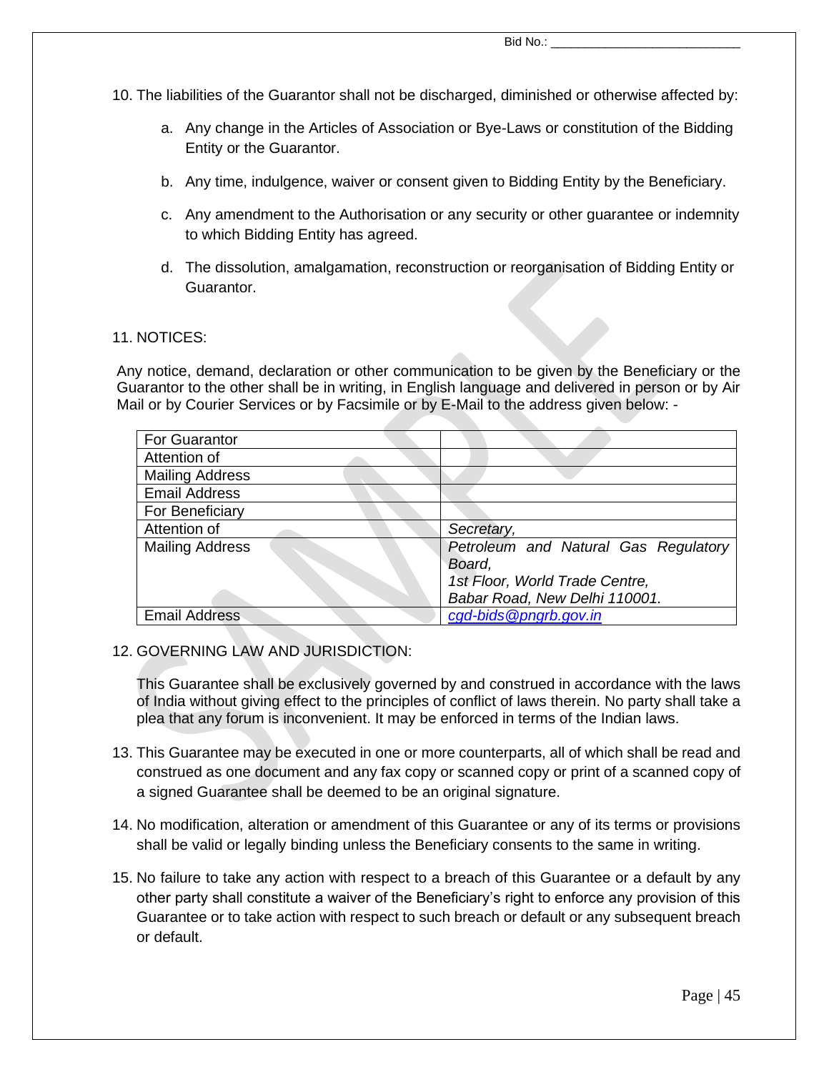10. The liabilities of the Guarantor shall not be discharged, diminished or otherwise affected by:

    a. Any change in the Articles of Association or Bye-Laws or constitution of the Bidding Entity or the Guarantor.

    b. Any time, indulgence, waiver or consent given to Bidding Entity by the Beneficiary.

    c. Any amendment to the Authorisation or any security or other guarantee or indemnity to which Bidding Entity has agreed.

    d. The dissolution, amalgamation, reconstruction or reorganisation of Bidding Entity or Guarantor.

11. NOTICES:

Any notice, demand, declaration or other communication to be given by the Beneficiary or the Guarantor to the other shall be in writing, in English language and delivered in person or by Air Mail or by Courier Services or by Facsimile or by E-Mail to the address given below: -

| For Guarantor | |
|---|---|
| Attention of | |
| Mailing Address | |
| Email Address | |
| For Beneficiary | |
| Attention of | *Secretary,* |
| Mailing Address | *Petroleum and Natural Gas Regulatory Board,*<br>*1st Floor, World Trade Centre,*<br>*Babar Road, New Delhi 110001.* |
| Email Address | *cgd-bids@pngrb.gov.in* |

12. GOVERNING LAW AND JURISDICTION:

    This Guarantee shall be exclusively governed by and construed in accordance with the laws of India without giving effect to the principles of conflict of laws therein. No party shall take a plea that any forum is inconvenient. It may be enforced in terms of the Indian laws.

13. This Guarantee may be executed in one or more counterparts, all of which shall be read and construed as one document and any fax copy or scanned copy or print of a scanned copy of a signed Guarantee shall be deemed to be an original signature.

14. No modification, alteration or amendment of this Guarantee or any of its terms or provisions shall be valid or legally binding unless the Beneficiary consents to the same in writing.

15. No failure to take any action with respect to a breach of this Guarantee or a default by any other party shall constitute a waiver of the Beneficiary's right to enforce any provision of this Guarantee or to take action with respect to such breach or default or any subsequent breach or default.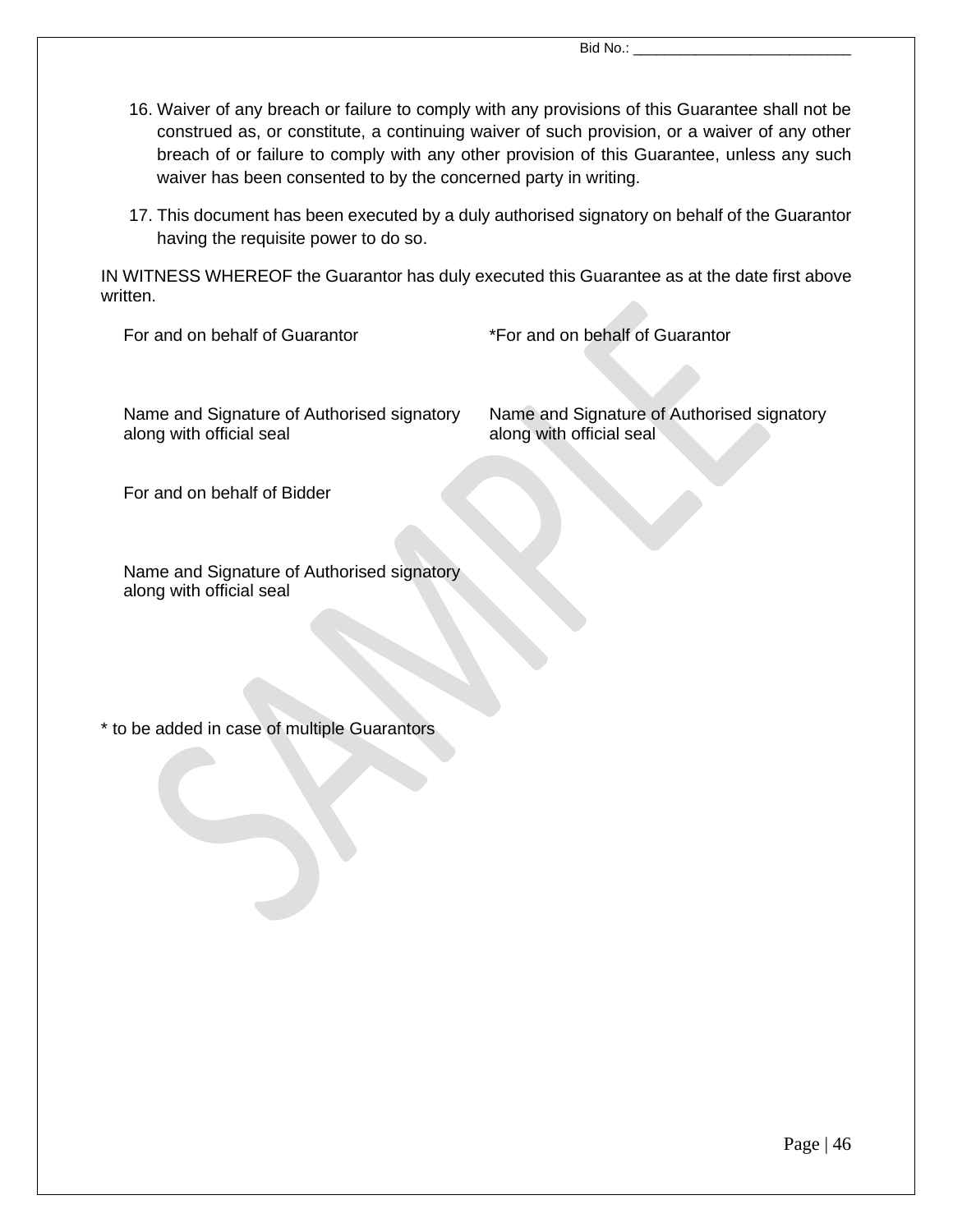16. Waiver of any breach or failure to comply with any provisions of this Guarantee shall not be construed as, or constitute, a continuing waiver of such provision, or a waiver of any other breach of or failure to comply with any other provision of this Guarantee, unless any such waiver has been consented to by the concerned party in writing.

17. This document has been executed by a duly authorised signatory on behalf of the Guarantor having the requisite power to do so.

IN WITNESS WHEREOF the Guarantor has duly executed this Guarantee as at the date first above written.

| For and on behalf of Guarantor | *For and on behalf of Guarantor |
|---|---|
| Name and Signature of Authorised signatory along with official seal | Name and Signature of Authorised signatory along with official seal |

For and on behalf of Bidder

Name and Signature of Authorised signatory along with official seal

* to be added in case of multiple Guarantors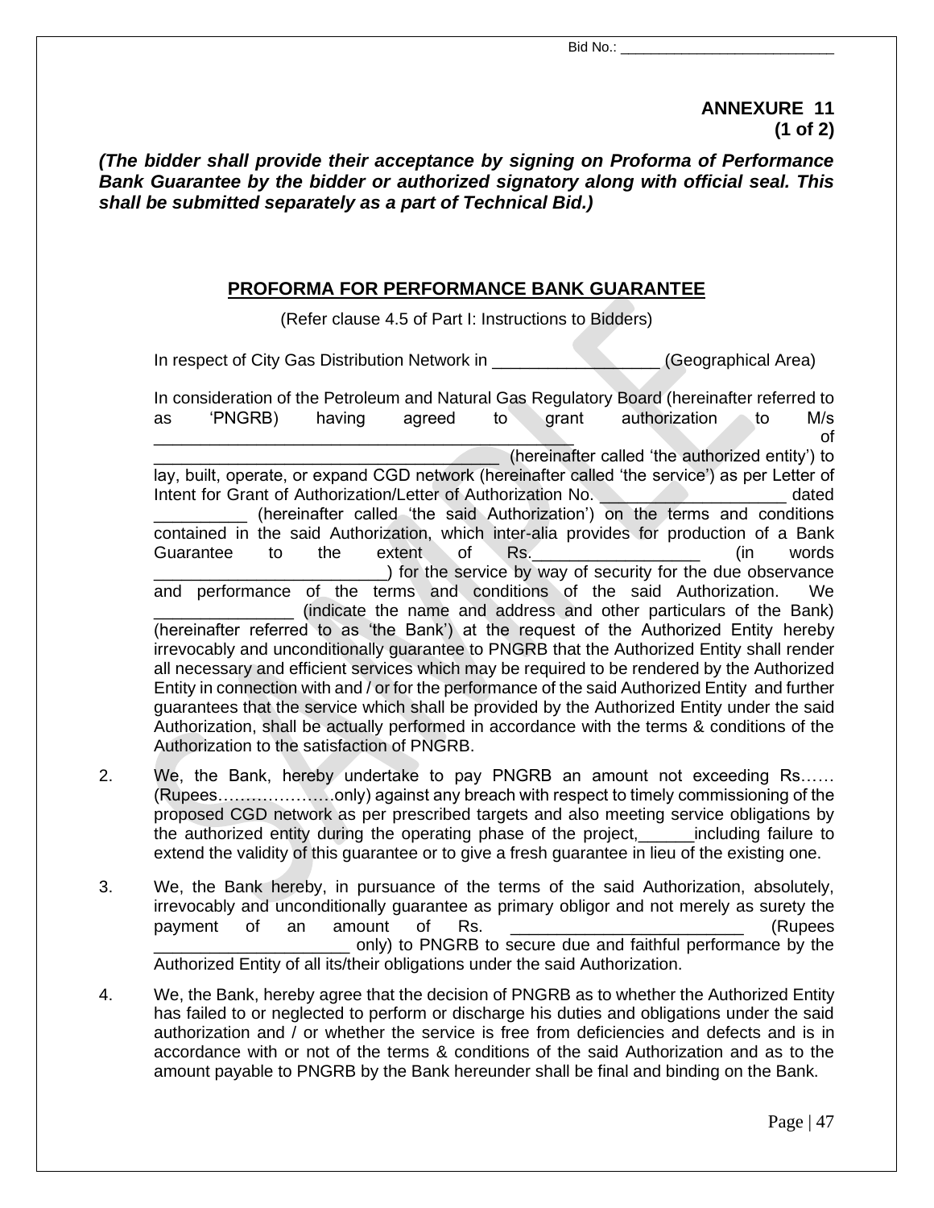Bid No.: ___________________________

**ANNEXURE 11**
**(1 of 2)**

***(The bidder shall provide their acceptance by signing on Proforma of Performance Bank Guarantee by the bidder or authorized signatory along with official seal. This shall be submitted separately as a part of Technical Bid.)***

## PROFORMA FOR PERFORMANCE BANK GUARANTEE

(Refer clause 4.5 of Part I: Instructions to Bidders)

In respect of City Gas Distribution Network in _________________ (Geographical Area)

In consideration of the Petroleum and Natural Gas Regulatory Board (hereinafter referred to as 'PNGRB) having agreed to grant authorization to M/s _____________________________________________ of __________________________________ (hereinafter called 'the authorized entity') to lay, built, operate, or expand CGD network (hereinafter called 'the service') as per Letter of Intent for Grant of Authorization/Letter of Authorization No. ___________________ dated __________ (hereinafter called 'the said Authorization') on the terms and conditions contained in the said Authorization, which inter-alia provides for production of a Bank Guarantee to the extent of Rs._________________ (in words ________________________) for the service by way of security for the due observance and performance of the terms and conditions of the said Authorization. We _______________ (indicate the name and address and other particulars of the Bank) (hereinafter referred to as 'the Bank') at the request of the Authorized Entity hereby irrevocably and unconditionally guarantee to PNGRB that the Authorized Entity shall render all necessary and efficient services which may be required to be rendered by the Authorized Entity in connection with and / or for the performance of the said Authorized Entity and further guarantees that the service which shall be provided by the Authorized Entity under the said Authorization, shall be actually performed in accordance with the terms & conditions of the Authorization to the satisfaction of PNGRB.

2. We, the Bank, hereby undertake to pay PNGRB an amount not exceeding Rs…… (Rupees…………………only) against any breach with respect to timely commissioning of the proposed CGD network as per prescribed targets and also meeting service obligations by the authorized entity during the operating phase of the project,______including failure to extend the validity of this guarantee or to give a fresh guarantee in lieu of the existing one.

3. We, the Bank hereby, in pursuance of the terms of the said Authorization, absolutely, irrevocably and unconditionally guarantee as primary obligor and not merely as surety the payment of an amount of Rs. ________________________ (Rupees ____________________ only) to PNGRB to secure due and faithful performance by the Authorized Entity of all its/their obligations under the said Authorization.

4. We, the Bank, hereby agree that the decision of PNGRB as to whether the Authorized Entity has failed to or neglected to perform or discharge his duties and obligations under the said authorization and / or whether the service is free from deficiencies and defects and is in accordance with or not of the terms & conditions of the said Authorization and as to the amount payable to PNGRB by the Bank hereunder shall be final and binding on the Bank.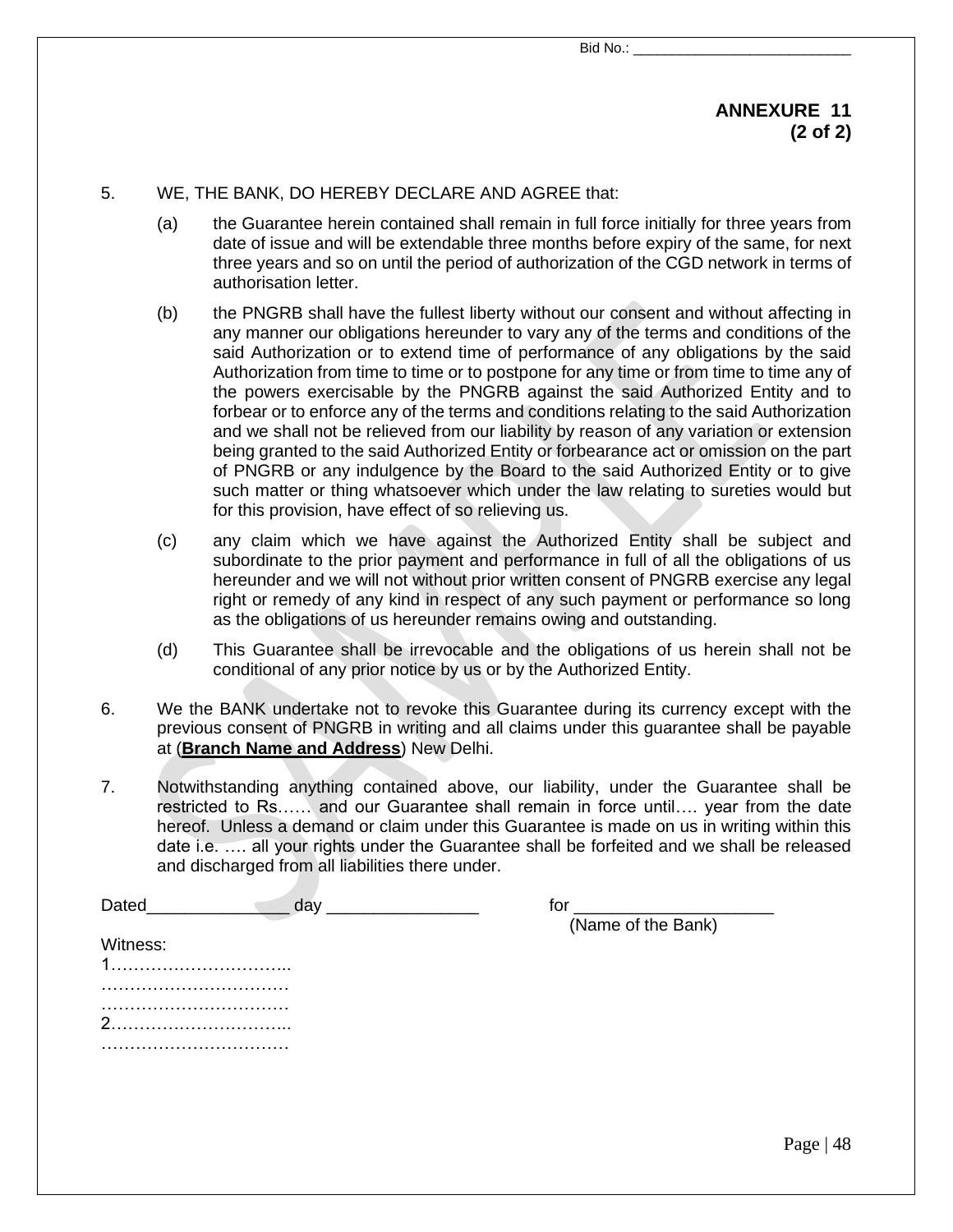Bid No.: ____________________________

**ANNEXURE 11**
**(2 of 2)**

5. WE, THE BANK, DO HEREBY DECLARE AND AGREE that:

   (a) the Guarantee herein contained shall remain in full force initially for three years from date of issue and will be extendable three months before expiry of the same, for next three years and so on until the period of authorization of the CGD network in terms of authorisation letter.

   (b) the PNGRB shall have the fullest liberty without our consent and without affecting in any manner our obligations hereunder to vary any of the terms and conditions of the said Authorization or to extend time of performance of any obligations by the said Authorization from time to time or to postpone for any time or from time to time any of the powers exercisable by the PNGRB against the said Authorized Entity and to forbear or to enforce any of the terms and conditions relating to the said Authorization and we shall not be relieved from our liability by reason of any variation or extension being granted to the said Authorized Entity or forbearance act or omission on the part of PNGRB or any indulgence by the Board to the said Authorized Entity or to give such matter or thing whatsoever which under the law relating to sureties would but for this provision, have effect of so relieving us.

   (c) any claim which we have against the Authorized Entity shall be subject and subordinate to the prior payment and performance in full of all the obligations of us hereunder and we will not without prior written consent of PNGRB exercise any legal right or remedy of any kind in respect of any such payment or performance so long as the obligations of us hereunder remains owing and outstanding.

   (d) This Guarantee shall be irrevocable and the obligations of us herein shall not be conditional of any prior notice by us or by the Authorized Entity.

6. We the BANK undertake not to revoke this Guarantee during its currency except with the previous consent of PNGRB in writing and all claims under this guarantee shall be payable at (**Branch Name and Address**) New Delhi.

7. Notwithstanding anything contained above, our liability, under the Guarantee shall be restricted to Rs…… and our Guarantee shall remain in force until…. year from the date hereof. Unless a demand or claim under this Guarantee is made on us in writing within this date i.e. …. all your rights under the Guarantee shall be forfeited and we shall be released and discharged from all liabilities there under.

Dated_______________ day ________________          for _____________________
                                                                                    (Name of the Bank)

Witness:
1…………………………..
……………………………
……………………………
2…………………………..
……………………………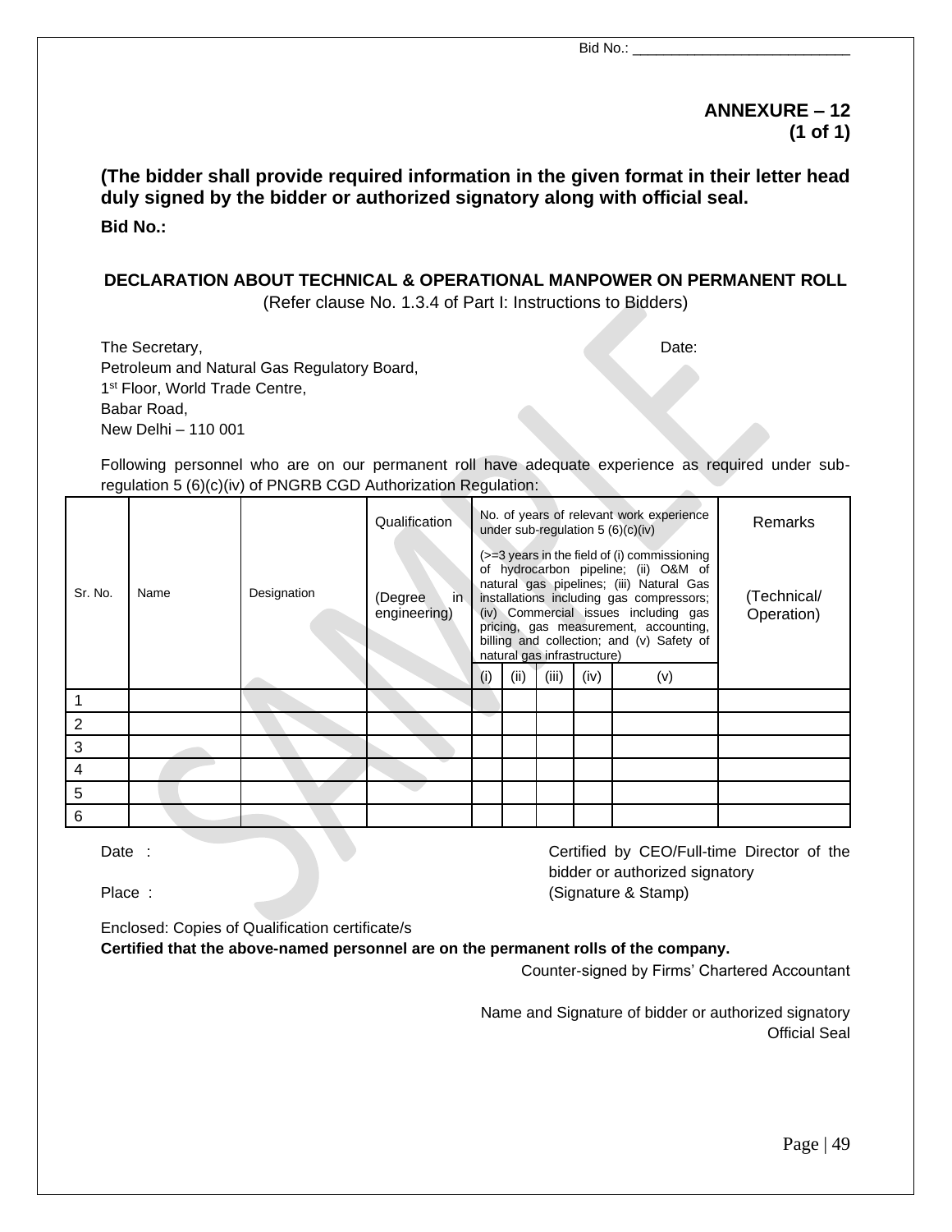Bid No.: ____________________________

**ANNEXURE – 12**
**(1 of 1)**

**(The bidder shall provide required information in the given format in their letter head duly signed by the bidder or authorized signatory along with official seal.**

**Bid No.:**

**DECLARATION ABOUT TECHNICAL & OPERATIONAL MANPOWER ON PERMANENT ROLL**

(Refer clause No. 1.3.4 of Part I: Instructions to Bidders)

The Secretary,
Petroleum and Natural Gas Regulatory Board,
1st Floor, World Trade Centre,
Babar Road,
New Delhi – 110 001

Date:

Following personnel who are on our permanent roll have adequate experience as required under sub-regulation 5 (6)(c)(iv) of PNGRB CGD Authorization Regulation:

| Sr. No. | Name | Designation | Qualification (Degree in engineering) | No. of years of relevant work experience under sub-regulation 5 (6)(c)(iv) (>=3 years in the field of (i) commissioning of hydrocarbon pipeline; (ii) O&M of natural gas pipelines; (iii) Natural Gas installations including gas compressors; (iv) Commercial issues including gas pricing, gas measurement, accounting, billing and collection; and (v) Safety of natural gas infrastructure) | | | | | Remarks (Technical/ Operation) |
|---|---|---|---|---|---|---|---|---|---|
| | | | | (i) | (ii) | (iii) | (iv) | (v) | |
| 1 | | | | | | | | | |
| 2 | | | | | | | | | |
| 3 | | | | | | | | | |
| 4 | | | | | | | | | |
| 5 | | | | | | | | | |
| 6 | | | | | | | | | |

Date :

Place :

Certified by CEO/Full-time Director of the bidder or authorized signatory
(Signature & Stamp)

Enclosed: Copies of Qualification certificate/s

**Certified that the above-named personnel are on the permanent rolls of the company.**

Counter-signed by Firms' Chartered Accountant

Name and Signature of bidder or authorized signatory
Official Seal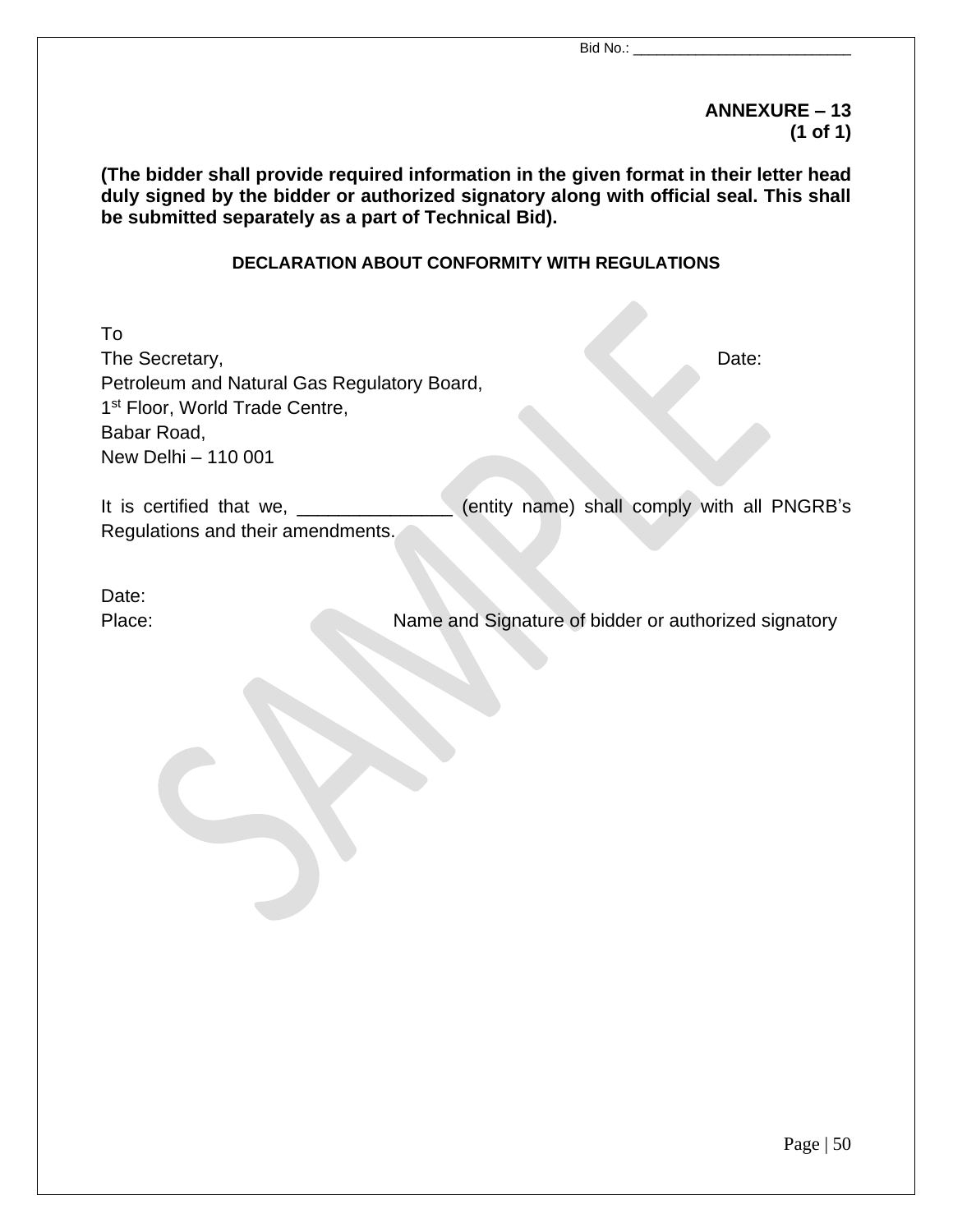Bid No.: ___________________________

**ANNEXURE – 13**
**(1 of 1)**

**(The bidder shall provide required information in the given format in their letter head duly signed by the bidder or authorized signatory along with official seal. This shall be submitted separately as a part of Technical Bid).**

**DECLARATION ABOUT CONFORMITY WITH REGULATIONS**

To
The Secretary,
Petroleum and Natural Gas Regulatory Board,
1st Floor, World Trade Centre,
Babar Road,
New Delhi – 110 001

Date:

It is certified that we, ______________ (entity name) shall comply with all PNGRB's Regulations and their amendments.

Date:

Place:

Name and Signature of bidder or authorized signatory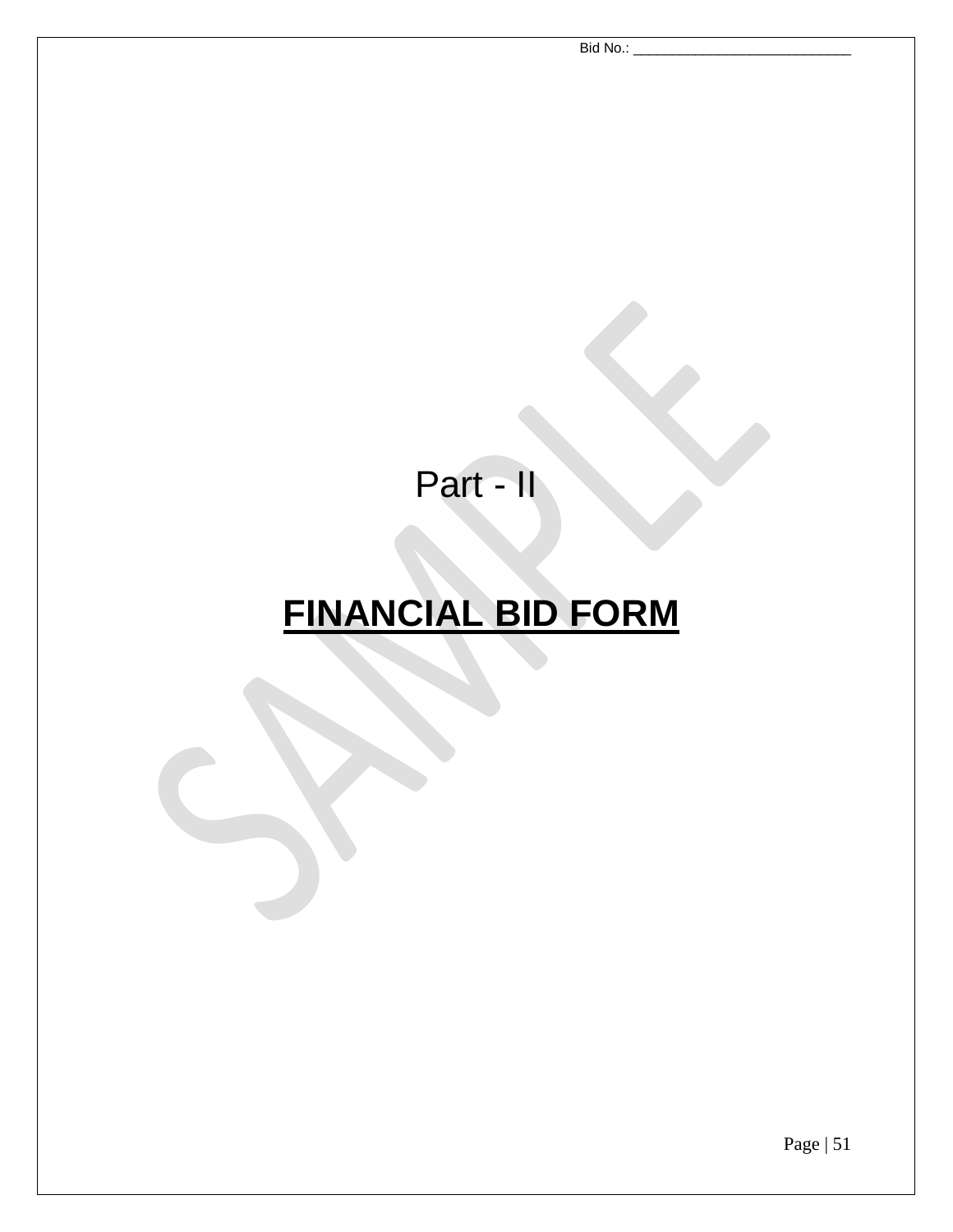Bid No.: ____________________________

# Part - II

# **FINANCIAL BID FORM**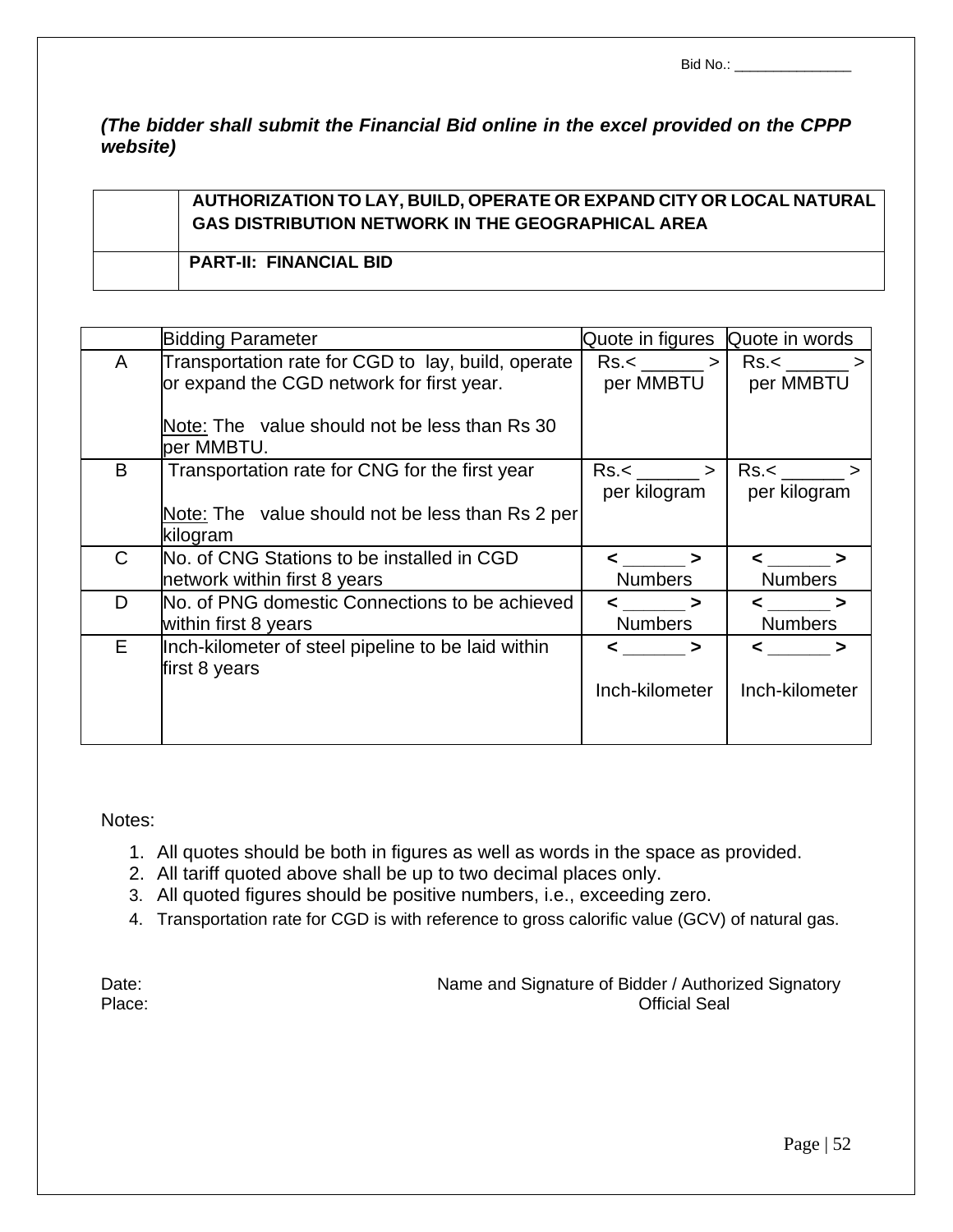Bid No.: _______________

***(The bidder shall submit the Financial Bid online in the excel provided on the CPPP website)***

| | |
|---|---|
| | **AUTHORIZATION TO LAY, BUILD, OPERATE OR EXPAND CITY OR LOCAL NATURAL GAS DISTRIBUTION NETWORK IN THE GEOGRAPHICAL AREA** |
| | **PART-II: FINANCIAL BID** |

| | Bidding Parameter | Quote in figures | Quote in words |
|---|---|---|---|
| A | Transportation rate for CGD to lay, build, operate or expand the CGD network for first year.<br><br>Note: The value should not be less than Rs 30 per MMBTU. | Rs.< ______ > per MMBTU | Rs.< ______ > per MMBTU |
| B | Transportation rate for CNG for the first year<br><br>Note: The value should not be less than Rs 2 per kilogram | Rs.< ______ > per kilogram | Rs.< ______ > per kilogram |
| C | No. of CNG Stations to be installed in CGD network within first 8 years | **<** ______ **>** Numbers | **<** ______ **>** Numbers |
| D | No. of PNG domestic Connections to be achieved within first 8 years | **<** ______ **>** Numbers | **<** ______ **>** Numbers |
| E | Inch-kilometer of steel pipeline to be laid within first 8 years | **<** ______ **>**<br><br>Inch-kilometer | **<** ______ **>**<br><br>Inch-kilometer |

Notes:

1. All quotes should be both in figures as well as words in the space as provided.
2. All tariff quoted above shall be up to two decimal places only.
3. All quoted figures should be positive numbers, i.e., exceeding zero.
4. Transportation rate for CGD is with reference to gross calorific value (GCV) of natural gas.

Date: Name and Signature of Bidder / Authorized Signatory

Place: Official Seal